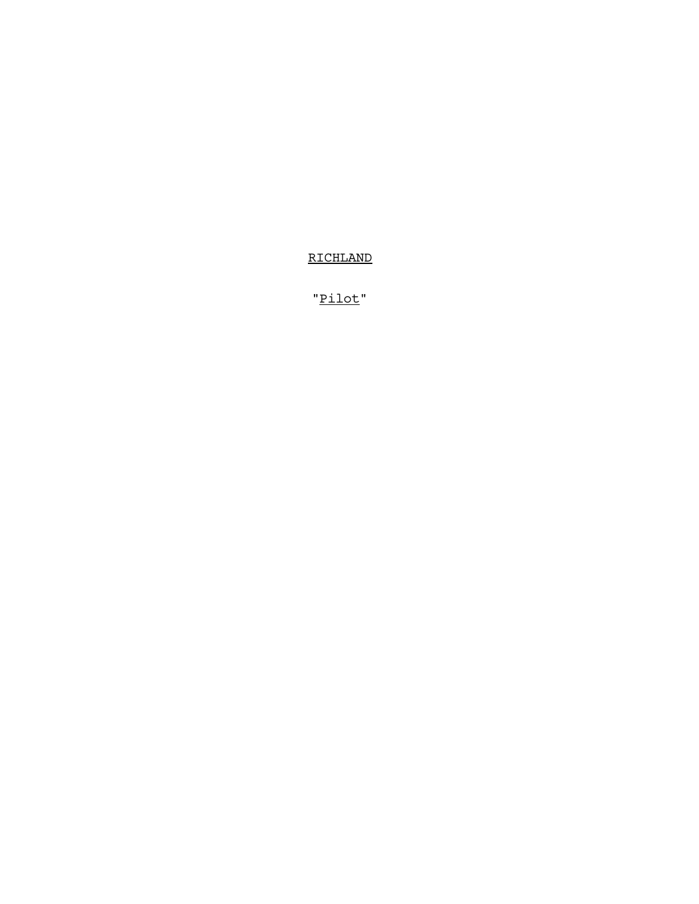RICHLAND

"Pilot"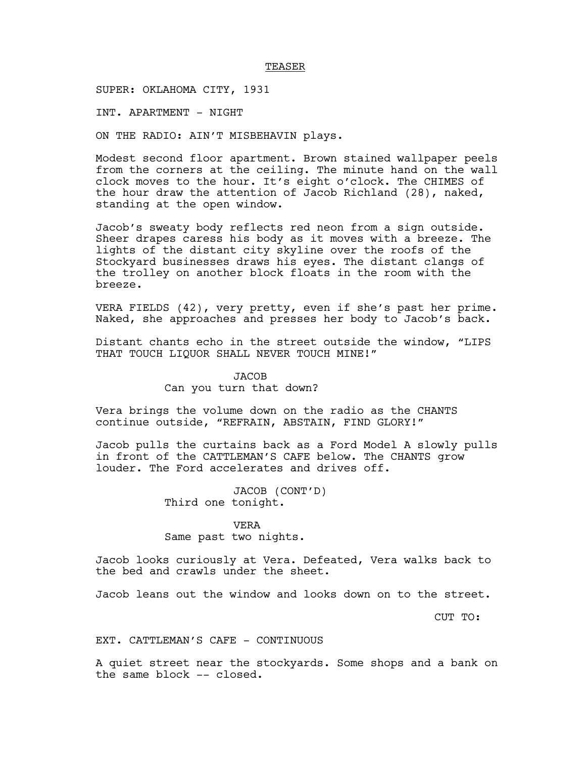TEASER

SUPER: OKLAHOMA CITY, 1931

INT. APARTMENT - NIGHT

ON THE RADIO: AIN'T MISBEHAVIN plays.

Modest second floor apartment. Brown stained wallpaper peels from the corners at the ceiling. The minute hand on the wall clock moves to the hour. It's eight o'clock. The CHIMES of the hour draw the attention of Jacob Richland (28), naked, standing at the open window.

Jacob's sweaty body reflects red neon from a sign outside. Sheer drapes caress his body as it moves with a breeze. The lights of the distant city skyline over the roofs of the Stockyard businesses draws his eyes. The distant clangs of the trolley on another block floats in the room with the breeze.

VERA FIELDS (42), very pretty, even if she's past her prime. Naked, she approaches and presses her body to Jacob's back.

Distant chants echo in the street outside the window, "LIPS THAT TOUCH LIQUOR SHALL NEVER TOUCH MINE!"

JACOB
Can you turn that down?

Vera brings the volume down on the radio as the CHANTS continue outside, "REFRAIN, ABSTAIN, FIND GLORY!"

Jacob pulls the curtains back as a Ford Model A slowly pulls in front of the CATTLEMAN'S CAFE below. The CHANTS grow louder. The Ford accelerates and drives off.

JACOB (CONT'D)
Third one tonight.

VERA
Same past two nights.

Jacob looks curiously at Vera. Defeated, Vera walks back to the bed and crawls under the sheet.

Jacob leans out the window and looks down on to the street.

CUT TO:

EXT. CATTLEMAN'S CAFE - CONTINUOUS

A quiet street near the stockyards. Some shops and a bank on the same block -- closed.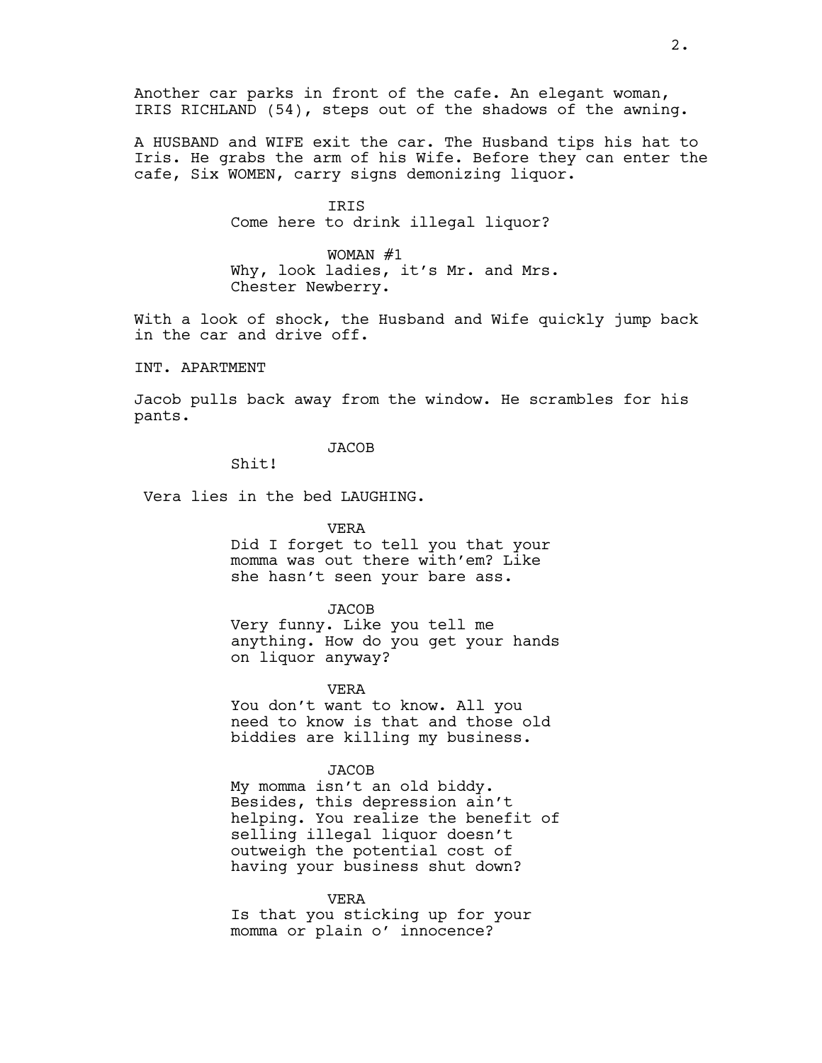Another car parks in front of the cafe. An elegant woman, IRIS RICHLAND (54), steps out of the shadows of the awning.

A HUSBAND and WIFE exit the car. The Husband tips his hat to Iris. He grabs the arm of his Wife. Before they can enter the cafe, Six WOMEN, carry signs demonizing liquor.

IRIS

Come here to drink illegal liquor?

WOMAN #1

Why, look ladies, it's Mr. and Mrs. Chester Newberry.

With a look of shock, the Husband and Wife quickly jump back in the car and drive off.

INT. APARTMENT

Jacob pulls back away from the window. He scrambles for his pants.

JACOB

Shit!

Vera lies in the bed LAUGHING.

VERA

Did I forget to tell you that your momma was out there with'em? Like she hasn't seen your bare ass.

JACOB

Very funny. Like you tell me anything. How do you get your hands on liquor anyway?

VERA

You don't want to know. All you need to know is that and those old biddies are killing my business.

JACOB

My momma isn't an old biddy. Besides, this depression ain't helping. You realize the benefit of selling illegal liquor doesn't outweigh the potential cost of having your business shut down?

VERA

Is that you sticking up for your momma or plain o' innocence?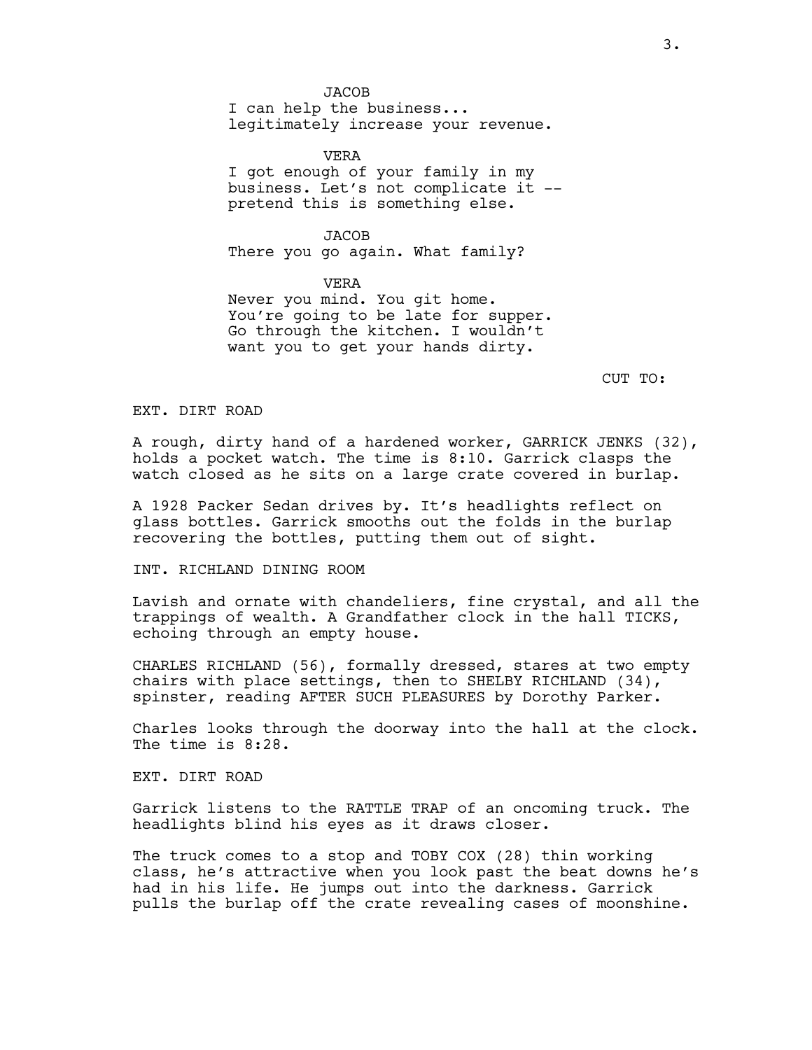JACOB
I can help the business...
legitimately increase your revenue.

VERA
I got enough of your family in my
business. Let's not complicate it --
pretend this is something else.

JACOB
There you go again. What family?

VERA
Never you mind. You git home.
You're going to be late for supper.
Go through the kitchen. I wouldn't
want you to get your hands dirty.

CUT TO:

EXT. DIRT ROAD

A rough, dirty hand of a hardened worker, GARRICK JENKS (32), holds a pocket watch. The time is 8:10. Garrick clasps the watch closed as he sits on a large crate covered in burlap.

A 1928 Packer Sedan drives by. It's headlights reflect on glass bottles. Garrick smooths out the folds in the burlap recovering the bottles, putting them out of sight.

INT. RICHLAND DINING ROOM

Lavish and ornate with chandeliers, fine crystal, and all the trappings of wealth. A Grandfather clock in the hall TICKS, echoing through an empty house.

CHARLES RICHLAND (56), formally dressed, stares at two empty chairs with place settings, then to SHELBY RICHLAND (34), spinster, reading AFTER SUCH PLEASURES by Dorothy Parker.

Charles looks through the doorway into the hall at the clock. The time is 8:28.

EXT. DIRT ROAD

Garrick listens to the RATTLE TRAP of an oncoming truck. The headlights blind his eyes as it draws closer.

The truck comes to a stop and TOBY COX (28) thin working class, he's attractive when you look past the beat downs he's had in his life. He jumps out into the darkness. Garrick pulls the burlap off the crate revealing cases of moonshine.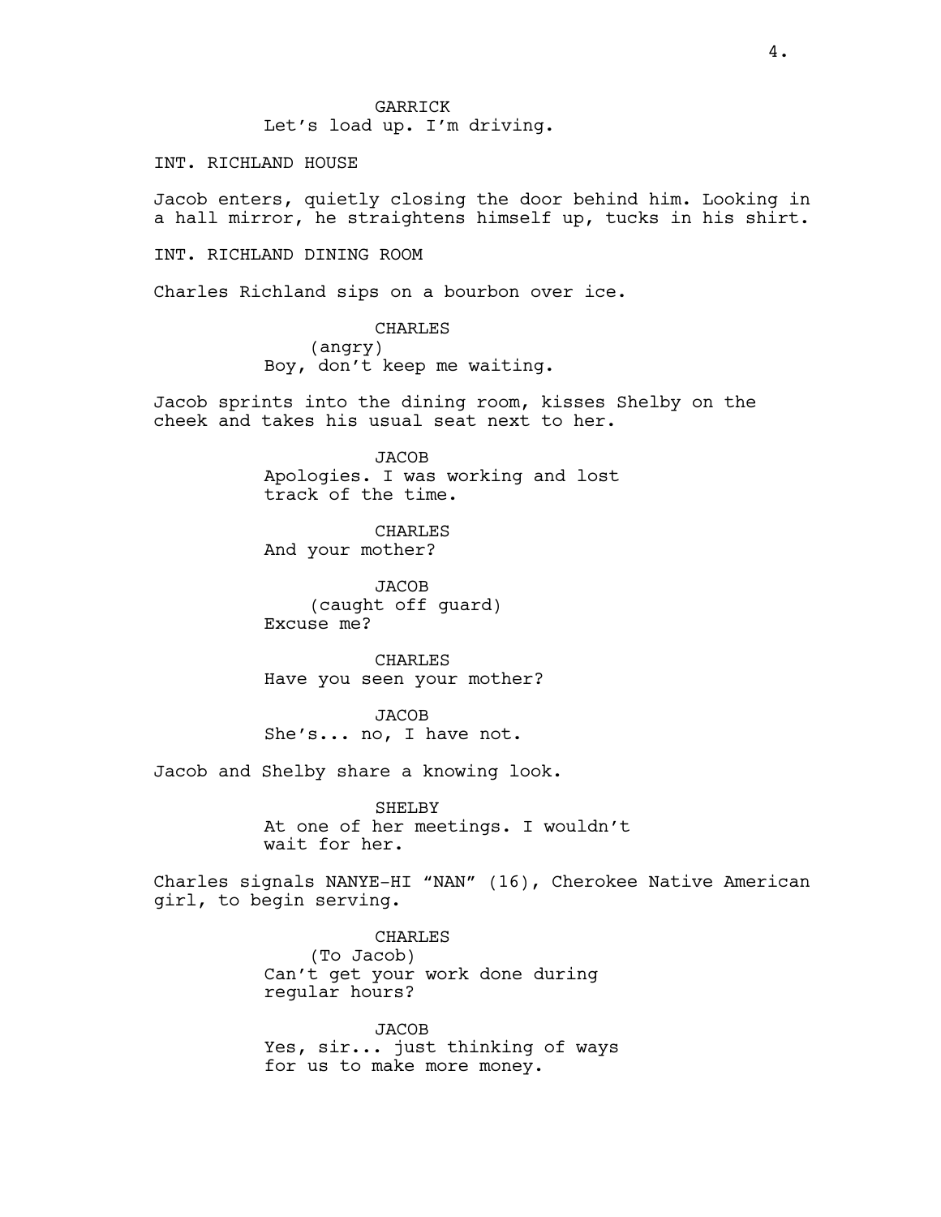GARRICK

Let's load up. I'm driving.

INT. RICHLAND HOUSE

Jacob enters, quietly closing the door behind him. Looking in a hall mirror, he straightens himself up, tucks in his shirt.

INT. RICHLAND DINING ROOM

Charles Richland sips on a bourbon over ice.

CHARLES

(angry)

Boy, don't keep me waiting.

Jacob sprints into the dining room, kisses Shelby on the cheek and takes his usual seat next to her.

JACOB

Apologies. I was working and lost track of the time.

CHARLES

And your mother?

JACOB

(caught off guard)

Excuse me?

CHARLES

Have you seen your mother?

JACOB

She's... no, I have not.

Jacob and Shelby share a knowing look.

SHELBY

At one of her meetings. I wouldn't wait for her.

Charles signals NANYE-HI "NAN" (16), Cherokee Native American girl, to begin serving.

CHARLES

(To Jacob)

Can't get your work done during regular hours?

JACOB

Yes, sir... just thinking of ways for us to make more money.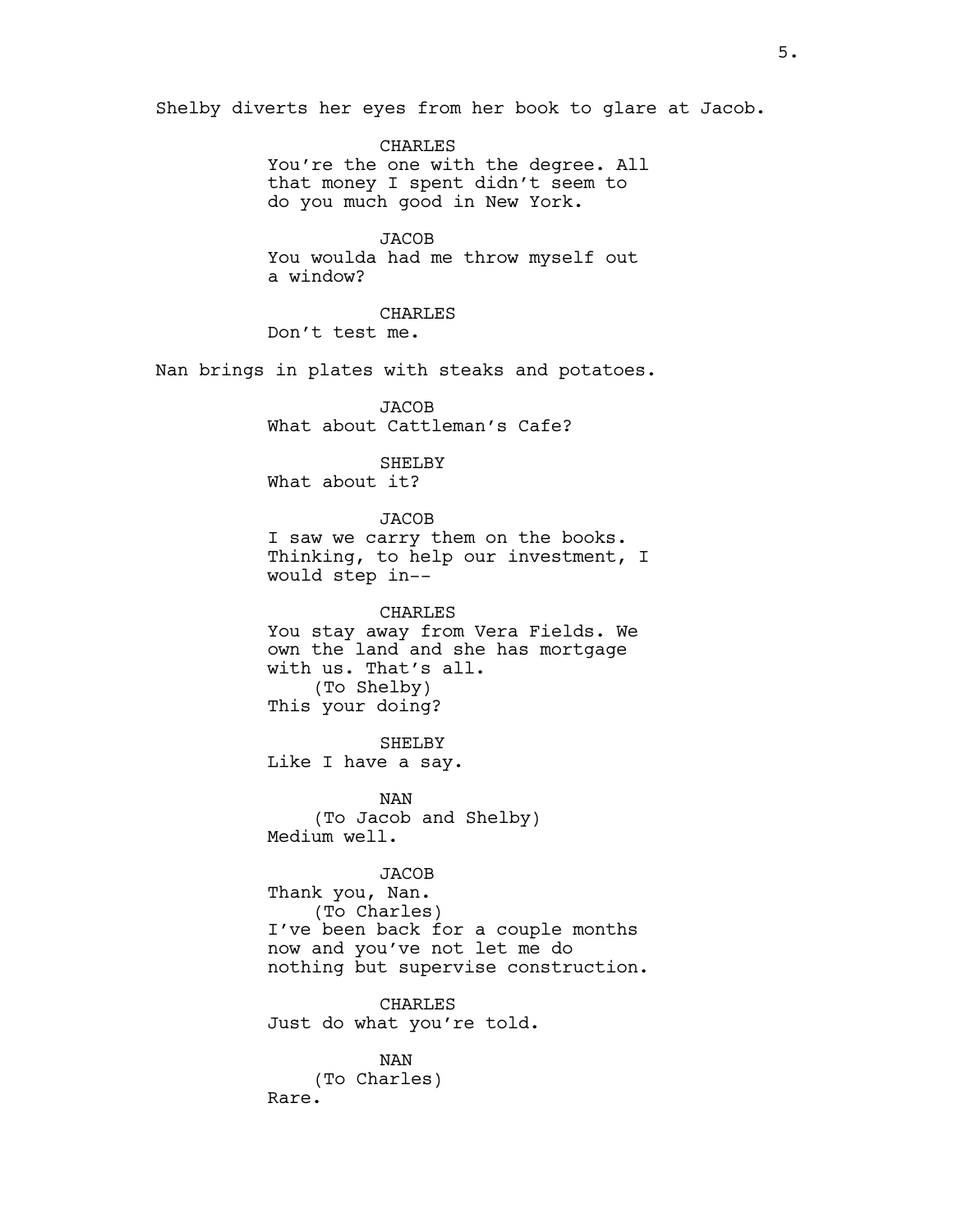Shelby diverts her eyes from her book to glare at Jacob.

CHARLES
You're the one with the degree. All that money I spent didn't seem to do you much good in New York.

JACOB
You woulda had me throw myself out a window?

CHARLES
Don't test me.

Nan brings in plates with steaks and potatoes.

JACOB
What about Cattleman's Cafe?

SHELBY
What about it?

JACOB
I saw we carry them on the books. Thinking, to help our investment, I would step in--

CHARLES
You stay away from Vera Fields. We own the land and she has mortgage with us. That's all.
(To Shelby)
This your doing?

SHELBY
Like I have a say.

NAN
(To Jacob and Shelby)
Medium well.

JACOB
Thank you, Nan.
(To Charles)
I've been back for a couple months now and you've not let me do nothing but supervise construction.

CHARLES
Just do what you're told.

NAN
(To Charles)
Rare.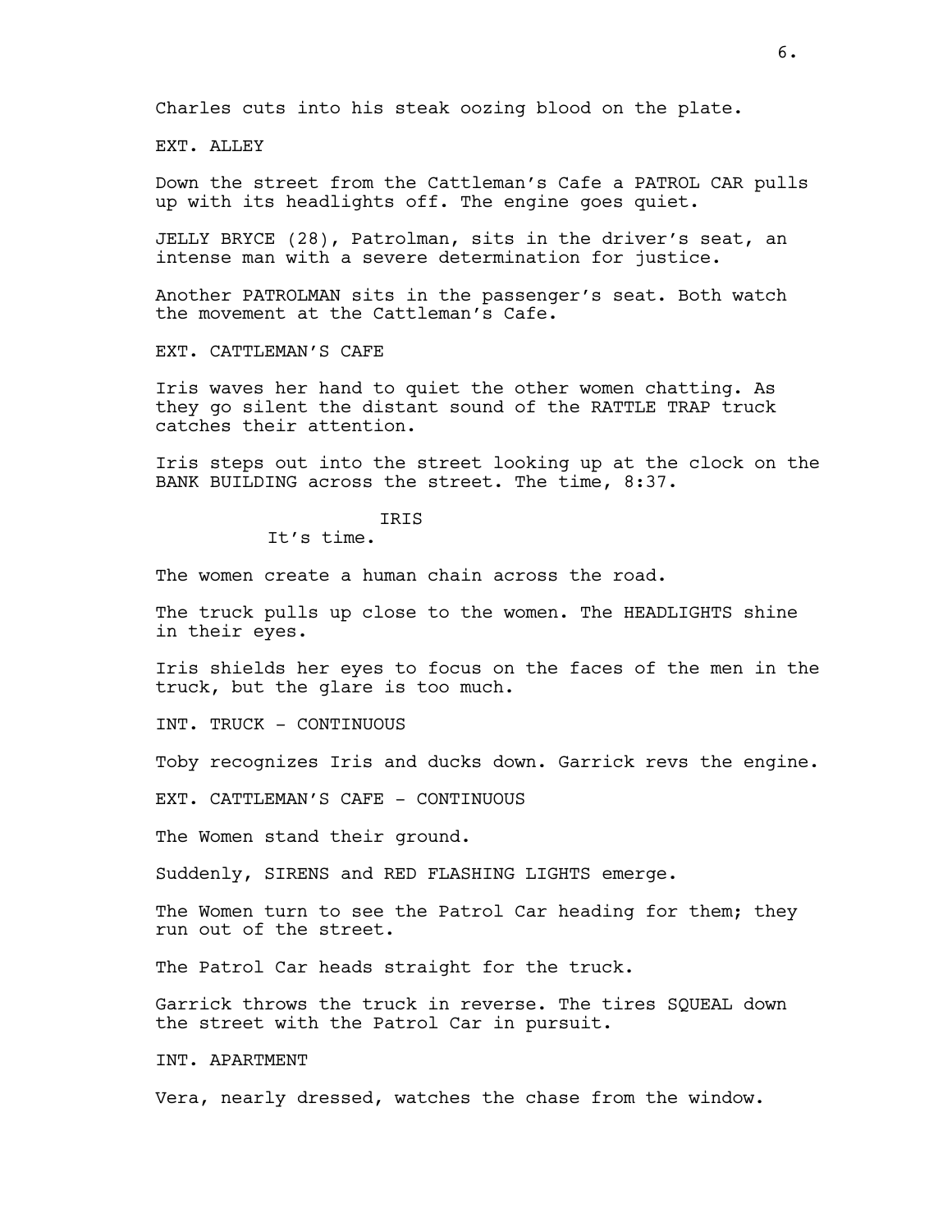Charles cuts into his steak oozing blood on the plate.

EXT. ALLEY

Down the street from the Cattleman's Cafe a PATROL CAR pulls up with its headlights off. The engine goes quiet.

JELLY BRYCE (28), Patrolman, sits in the driver's seat, an intense man with a severe determination for justice.

Another PATROLMAN sits in the passenger's seat. Both watch the movement at the Cattleman's Cafe.

EXT. CATTLEMAN'S CAFE

Iris waves her hand to quiet the other women chatting. As they go silent the distant sound of the RATTLE TRAP truck catches their attention.

Iris steps out into the street looking up at the clock on the BANK BUILDING across the street. The time, 8:37.

IRIS
It's time.

The women create a human chain across the road.

The truck pulls up close to the women. The HEADLIGHTS shine in their eyes.

Iris shields her eyes to focus on the faces of the men in the truck, but the glare is too much.

INT. TRUCK - CONTINUOUS

Toby recognizes Iris and ducks down. Garrick revs the engine.

EXT. CATTLEMAN'S CAFE - CONTINUOUS

The Women stand their ground.

Suddenly, SIRENS and RED FLASHING LIGHTS emerge.

The Women turn to see the Patrol Car heading for them; they run out of the street.

The Patrol Car heads straight for the truck.

Garrick throws the truck in reverse. The tires SQUEAL down the street with the Patrol Car in pursuit.

INT. APARTMENT

Vera, nearly dressed, watches the chase from the window.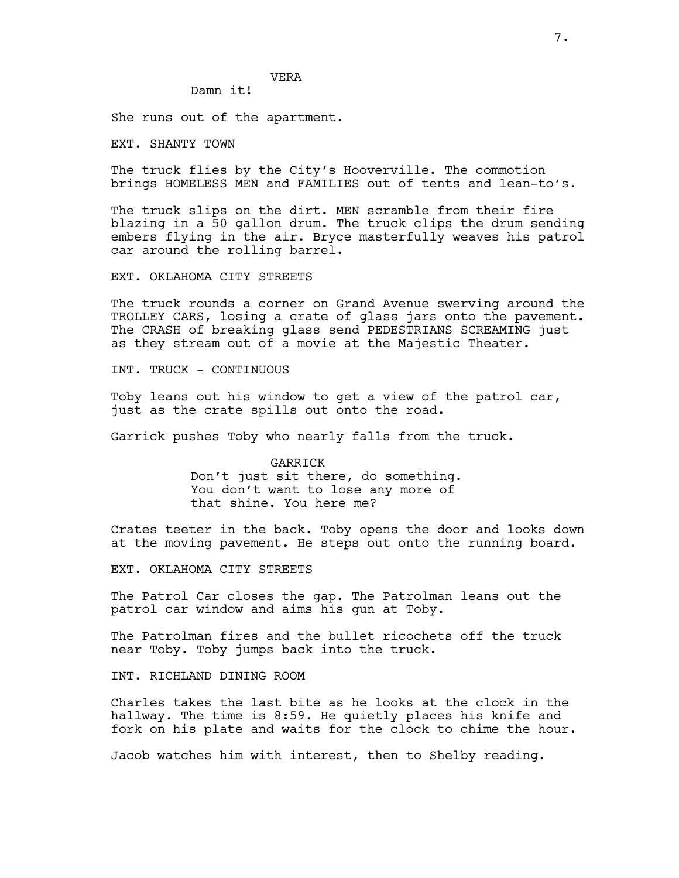VERA

Damn it!

She runs out of the apartment.

EXT. SHANTY TOWN

The truck flies by the City's Hooverville. The commotion brings HOMELESS MEN and FAMILIES out of tents and lean-to's.

The truck slips on the dirt. MEN scramble from their fire blazing in a 50 gallon drum. The truck clips the drum sending embers flying in the air. Bryce masterfully weaves his patrol car around the rolling barrel.

EXT. OKLAHOMA CITY STREETS

The truck rounds a corner on Grand Avenue swerving around the TROLLEY CARS, losing a crate of glass jars onto the pavement. The CRASH of breaking glass send PEDESTRIANS SCREAMING just as they stream out of a movie at the Majestic Theater.

INT. TRUCK - CONTINUOUS

Toby leans out his window to get a view of the patrol car, just as the crate spills out onto the road.

Garrick pushes Toby who nearly falls from the truck.

GARRICK

Don't just sit there, do something. You don't want to lose any more of that shine. You here me?

Crates teeter in the back. Toby opens the door and looks down at the moving pavement. He steps out onto the running board.

EXT. OKLAHOMA CITY STREETS

The Patrol Car closes the gap. The Patrolman leans out the patrol car window and aims his gun at Toby.

The Patrolman fires and the bullet ricochets off the truck near Toby. Toby jumps back into the truck.

INT. RICHLAND DINING ROOM

Charles takes the last bite as he looks at the clock in the hallway. The time is 8:59. He quietly places his knife and fork on his plate and waits for the clock to chime the hour.

Jacob watches him with interest, then to Shelby reading.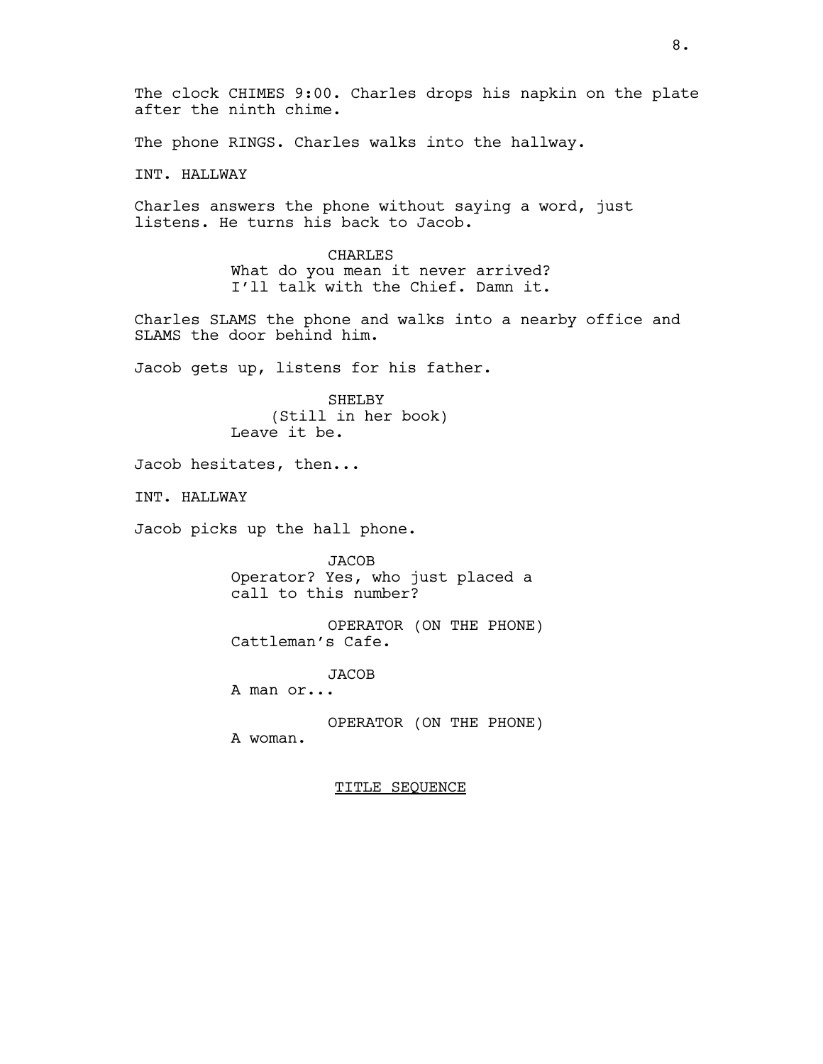The clock CHIMES 9:00. Charles drops his napkin on the plate after the ninth chime.

The phone RINGS. Charles walks into the hallway.

INT. HALLWAY

Charles answers the phone without saying a word, just listens. He turns his back to Jacob.

CHARLES
What do you mean it never arrived? I'll talk with the Chief. Damn it.

Charles SLAMS the phone and walks into a nearby office and SLAMS the door behind him.

Jacob gets up, listens for his father.

SHELBY
(Still in her book)
Leave it be.

Jacob hesitates, then...

INT. HALLWAY

Jacob picks up the hall phone.

JACOB
Operator? Yes, who just placed a call to this number?

OPERATOR (ON THE PHONE)
Cattleman's Cafe.

JACOB
A man or...

OPERATOR (ON THE PHONE)
A woman.

<u>TITLE SEQUENCE</u>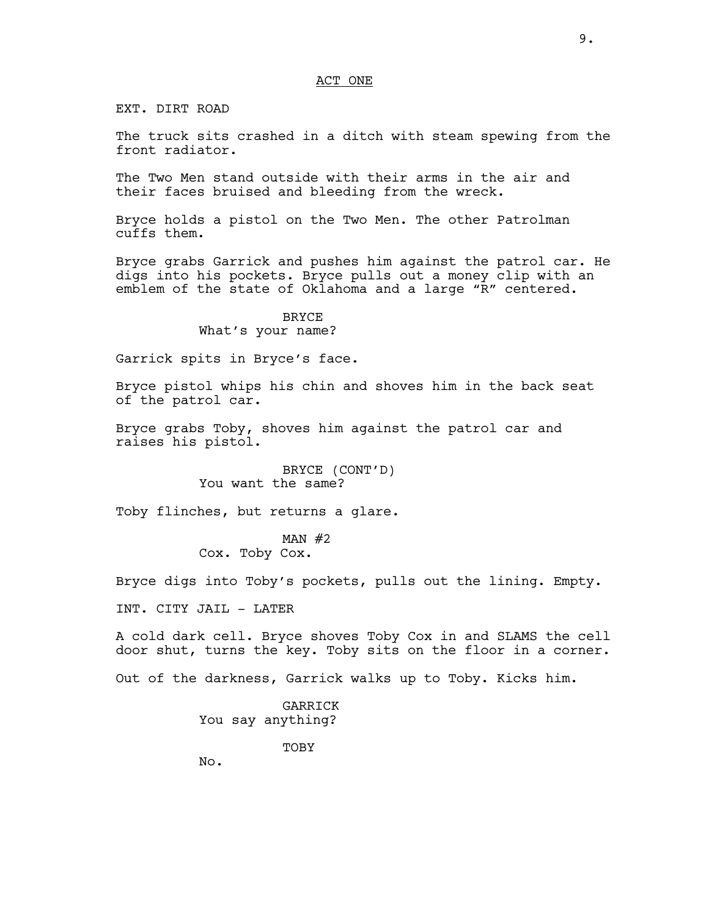ACT ONE

EXT. DIRT ROAD

The truck sits crashed in a ditch with steam spewing from the front radiator.

The Two Men stand outside with their arms in the air and their faces bruised and bleeding from the wreck.

Bryce holds a pistol on the Two Men. The other Patrolman cuffs them.

Bryce grabs Garrick and pushes him against the patrol car. He digs into his pockets. Bryce pulls out a money clip with an emblem of the state of Oklahoma and a large "R" centered.

BRYCE
What's your name?

Garrick spits in Bryce's face.

Bryce pistol whips his chin and shoves him in the back seat of the patrol car.

Bryce grabs Toby, shoves him against the patrol car and raises his pistol.

BRYCE (CONT'D)
You want the same?

Toby flinches, but returns a glare.

MAN #2
Cox. Toby Cox.

Bryce digs into Toby's pockets, pulls out the lining. Empty.

INT. CITY JAIL - LATER

A cold dark cell. Bryce shoves Toby Cox in and SLAMS the cell door shut, turns the key. Toby sits on the floor in a corner.

Out of the darkness, Garrick walks up to Toby. Kicks him.

GARRICK
You say anything?

TOBY
No.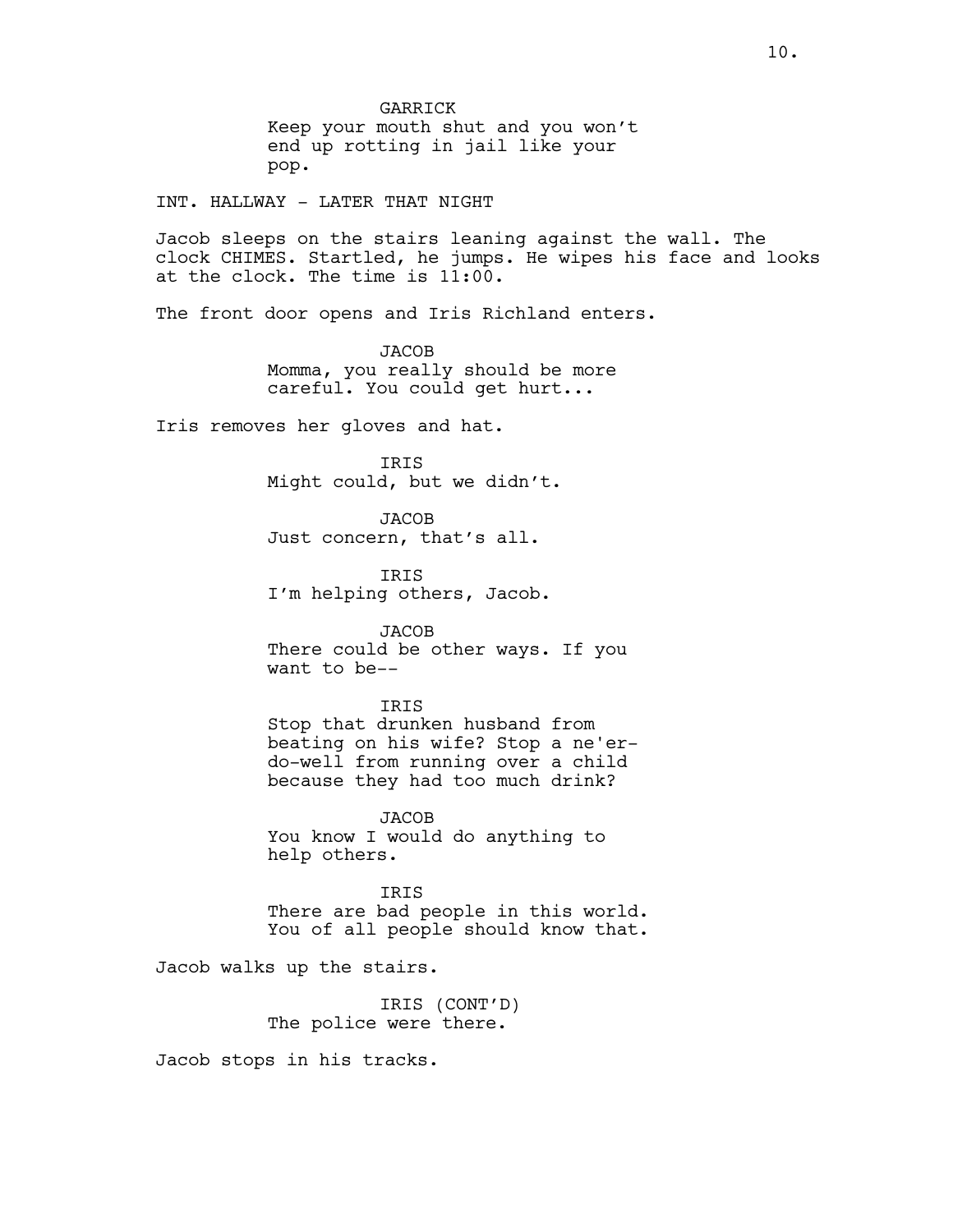GARRICK

Keep your mouth shut and you won't end up rotting in jail like your pop.

INT. HALLWAY - LATER THAT NIGHT

Jacob sleeps on the stairs leaning against the wall. The clock CHIMES. Startled, he jumps. He wipes his face and looks at the clock. The time is 11:00.

The front door opens and Iris Richland enters.

JACOB

Momma, you really should be more careful. You could get hurt...

Iris removes her gloves and hat.

IRIS

Might could, but we didn't.

JACOB

Just concern, that's all.

IRIS

I'm helping others, Jacob.

JACOB

There could be other ways. If you want to be--

IRIS

Stop that drunken husband from beating on his wife? Stop a ne'er-do-well from running over a child because they had too much drink?

JACOB

You know I would do anything to help others.

IRIS

There are bad people in this world. You of all people should know that.

Jacob walks up the stairs.

IRIS (CONT'D)

The police were there.

Jacob stops in his tracks.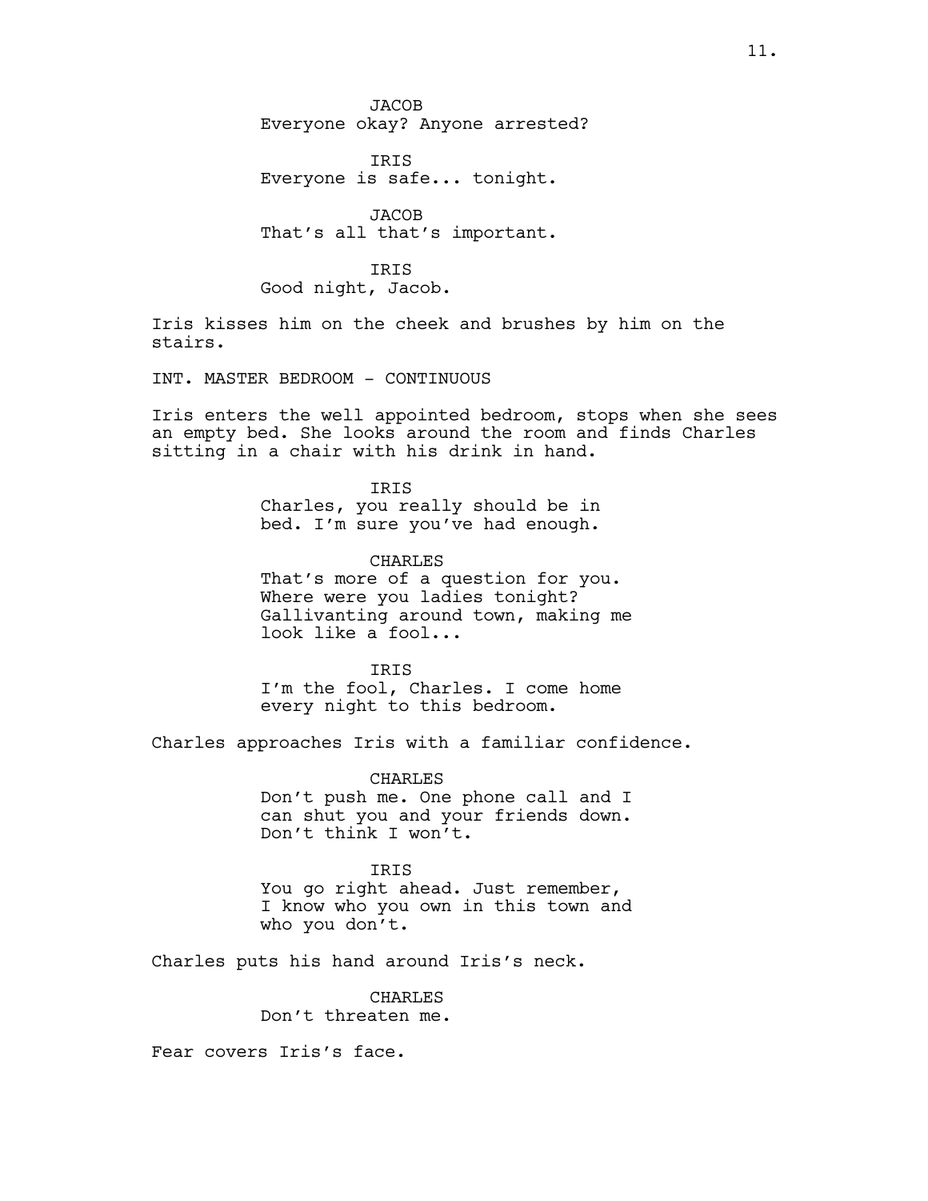JACOB
Everyone okay? Anyone arrested?

IRIS
Everyone is safe... tonight.

JACOB
That's all that's important.

IRIS
Good night, Jacob.

Iris kisses him on the cheek and brushes by him on the stairs.

INT. MASTER BEDROOM - CONTINUOUS

Iris enters the well appointed bedroom, stops when she sees an empty bed. She looks around the room and finds Charles sitting in a chair with his drink in hand.

IRIS
Charles, you really should be in bed. I'm sure you've had enough.

CHARLES
That's more of a question for you. Where were you ladies tonight? Gallivanting around town, making me look like a fool...

IRIS
I'm the fool, Charles. I come home every night to this bedroom.

Charles approaches Iris with a familiar confidence.

CHARLES
Don't push me. One phone call and I can shut you and your friends down. Don't think I won't.

IRIS
You go right ahead. Just remember, I know who you own in this town and who you don't.

Charles puts his hand around Iris's neck.

CHARLES
Don't threaten me.

Fear covers Iris's face.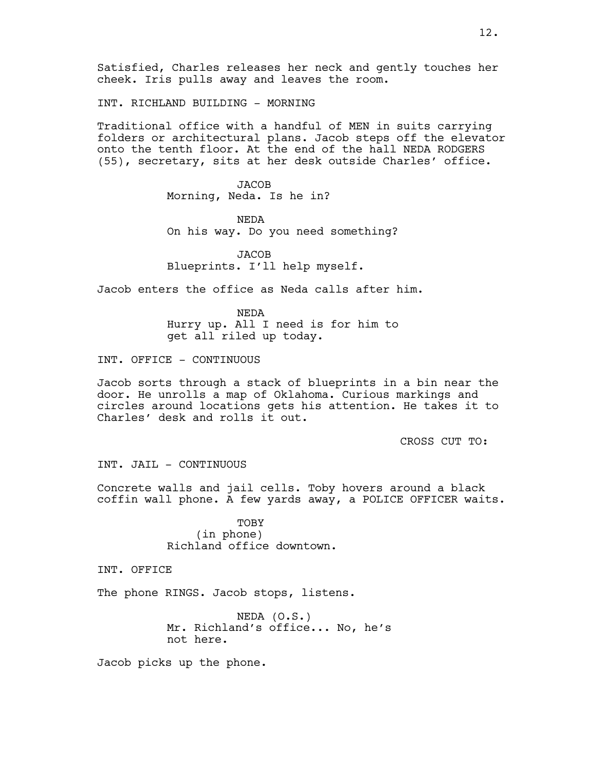Satisfied, Charles releases her neck and gently touches her cheek. Iris pulls away and leaves the room.

INT. RICHLAND BUILDING - MORNING

Traditional office with a handful of MEN in suits carrying folders or architectural plans. Jacob steps off the elevator onto the tenth floor. At the end of the hall NEDA RODGERS (55), secretary, sits at her desk outside Charles' office.

JACOB
Morning, Neda. Is he in?

NEDA
On his way. Do you need something?

JACOB
Blueprints. I'll help myself.

Jacob enters the office as Neda calls after him.

NEDA
Hurry up. All I need is for him to get all riled up today.

INT. OFFICE - CONTINUOUS

Jacob sorts through a stack of blueprints in a bin near the door. He unrolls a map of Oklahoma. Curious markings and circles around locations gets his attention. He takes it to Charles' desk and rolls it out.

CROSS CUT TO:

INT. JAIL - CONTINUOUS

Concrete walls and jail cells. Toby hovers around a black coffin wall phone. A few yards away, a POLICE OFFICER waits.

TOBY
(in phone)
Richland office downtown.

INT. OFFICE

The phone RINGS. Jacob stops, listens.

NEDA (O.S.)
Mr. Richland's office... No, he's not here.

Jacob picks up the phone.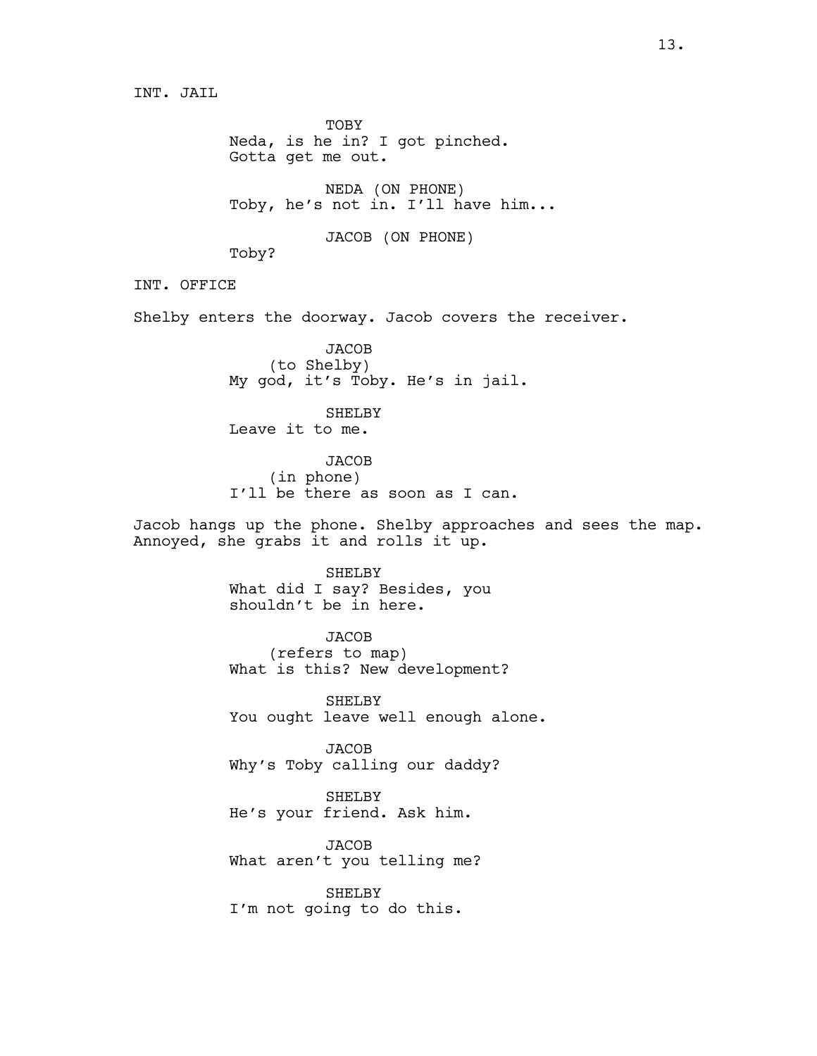INT. JAIL

TOBY
Neda, is he in? I got pinched.
Gotta get me out.

NEDA (ON PHONE)
Toby, he's not in. I'll have him...

JACOB (ON PHONE)
Toby?

INT. OFFICE

Shelby enters the doorway. Jacob covers the receiver.

JACOB
(to Shelby)
My god, it's Toby. He's in jail.

SHELBY
Leave it to me.

JACOB
(in phone)
I'll be there as soon as I can.

Jacob hangs up the phone. Shelby approaches and sees the map. Annoyed, she grabs it and rolls it up.

SHELBY
What did I say? Besides, you
shouldn't be in here.

JACOB
(refers to map)
What is this? New development?

SHELBY
You ought leave well enough alone.

JACOB
Why's Toby calling our daddy?

SHELBY
He's your friend. Ask him.

JACOB
What aren't you telling me?

SHELBY
I'm not going to do this.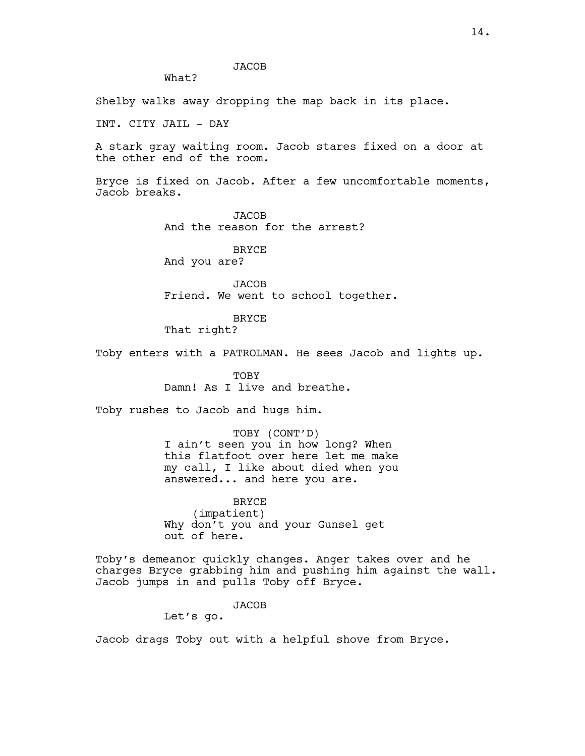JACOB

What?

Shelby walks away dropping the map back in its place.

INT. CITY JAIL - DAY

A stark gray waiting room. Jacob stares fixed on a door at the other end of the room.

Bryce is fixed on Jacob. After a few uncomfortable moments, Jacob breaks.

JACOB

And the reason for the arrest?

BRYCE

And you are?

JACOB

Friend. We went to school together.

BRYCE

That right?

Toby enters with a PATROLMAN. He sees Jacob and lights up.

TOBY

Damn! As I live and breathe.

Toby rushes to Jacob and hugs him.

TOBY (CONT'D)

I ain't seen you in how long? When this flatfoot over here let me make my call, I like about died when you answered... and here you are.

BRYCE

(impatient)

Why don't you and your Gunsel get out of here.

Toby's demeanor quickly changes. Anger takes over and he charges Bryce grabbing him and pushing him against the wall. Jacob jumps in and pulls Toby off Bryce.

JACOB

Let's go.

Jacob drags Toby out with a helpful shove from Bryce.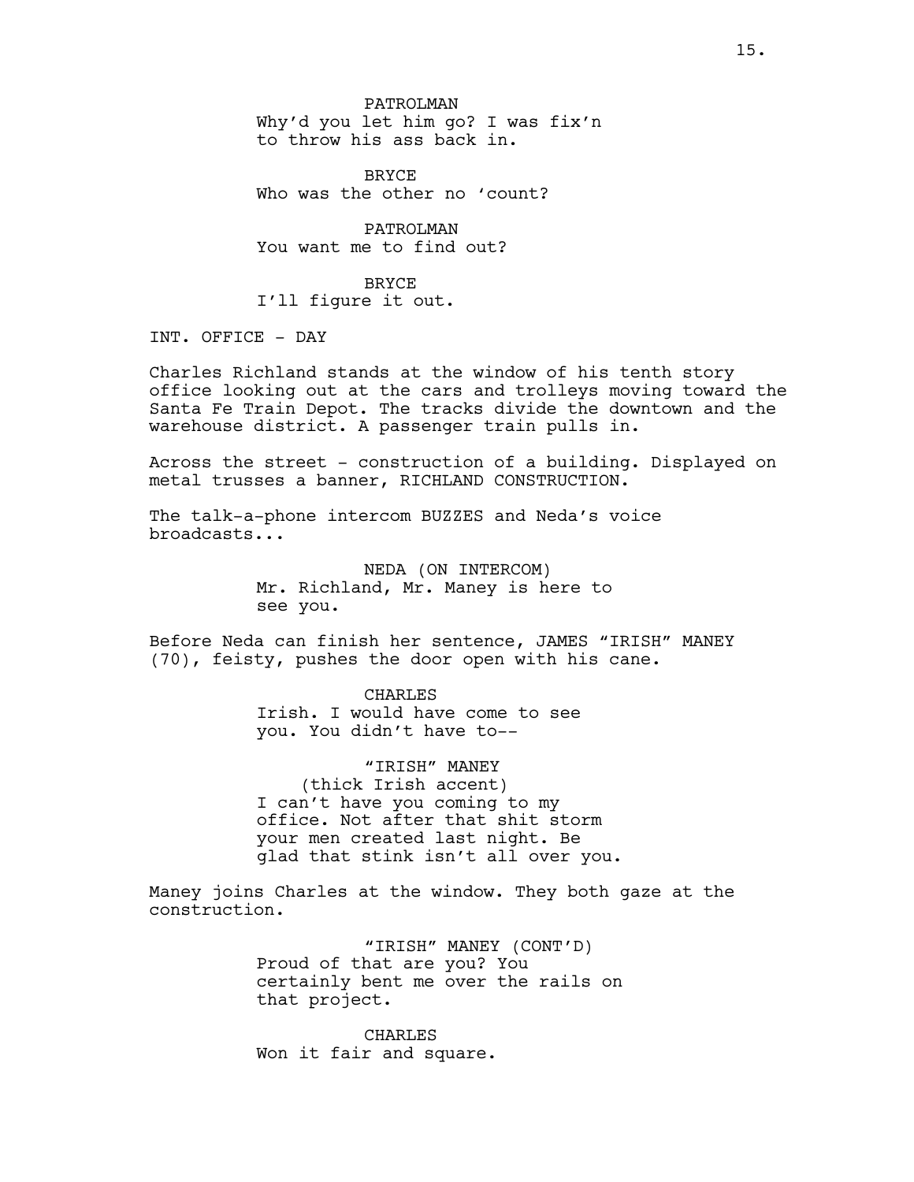PATROLMAN
Why'd you let him go? I was fix'n to throw his ass back in.

BRYCE
Who was the other no 'count?

PATROLMAN
You want me to find out?

BRYCE
I'll figure it out.

INT. OFFICE - DAY

Charles Richland stands at the window of his tenth story office looking out at the cars and trolleys moving toward the Santa Fe Train Depot. The tracks divide the downtown and the warehouse district. A passenger train pulls in.

Across the street - construction of a building. Displayed on metal trusses a banner, RICHLAND CONSTRUCTION.

The talk-a-phone intercom BUZZES and Neda's voice broadcasts...

NEDA (ON INTERCOM)
Mr. Richland, Mr. Maney is here to see you.

Before Neda can finish her sentence, JAMES "IRISH" MANEY (70), feisty, pushes the door open with his cane.

CHARLES
Irish. I would have come to see you. You didn't have to--

"IRISH" MANEY
(thick Irish accent)
I can't have you coming to my office. Not after that shit storm your men created last night. Be glad that stink isn't all over you.

Maney joins Charles at the window. They both gaze at the construction.

"IRISH" MANEY (CONT'D)
Proud of that are you? You certainly bent me over the rails on that project.

CHARLES
Won it fair and square.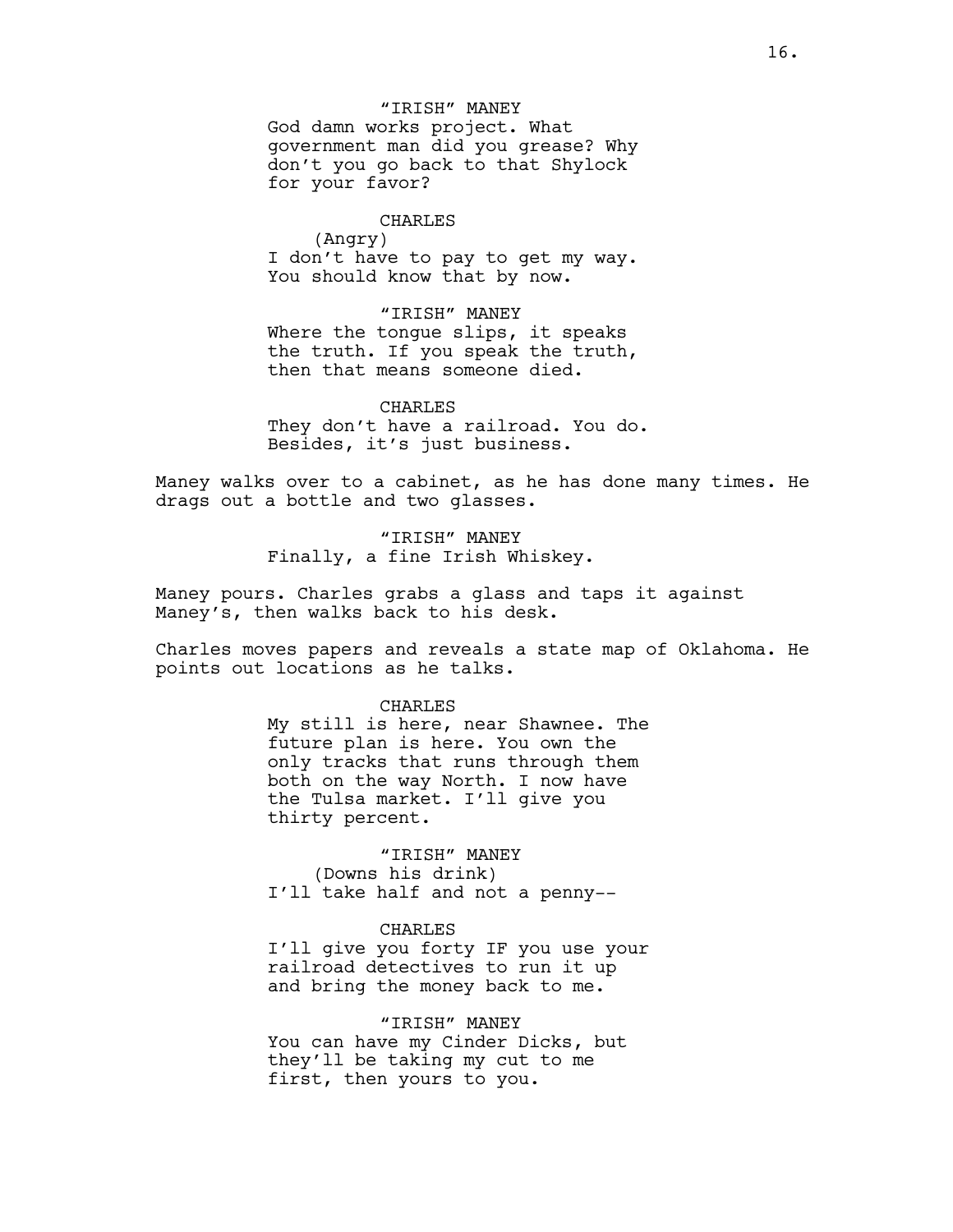"IRISH" MANEY
God damn works project. What government man did you grease? Why don't you go back to that Shylock for your favor?

CHARLES
(Angry)
I don't have to pay to get my way. You should know that by now.

"IRISH" MANEY
Where the tongue slips, it speaks the truth. If you speak the truth, then that means someone died.

CHARLES
They don't have a railroad. You do. Besides, it's just business.

Maney walks over to a cabinet, as he has done many times. He drags out a bottle and two glasses.

"IRISH" MANEY
Finally, a fine Irish Whiskey.

Maney pours. Charles grabs a glass and taps it against Maney's, then walks back to his desk.

Charles moves papers and reveals a state map of Oklahoma. He points out locations as he talks.

CHARLES
My still is here, near Shawnee. The future plan is here. You own the only tracks that runs through them both on the way North. I now have the Tulsa market. I'll give you thirty percent.

"IRISH" MANEY
(Downs his drink)
I'll take half and not a penny--

CHARLES
I'll give you forty IF you use your railroad detectives to run it up and bring the money back to me.

"IRISH" MANEY
You can have my Cinder Dicks, but they'll be taking my cut to me first, then yours to you.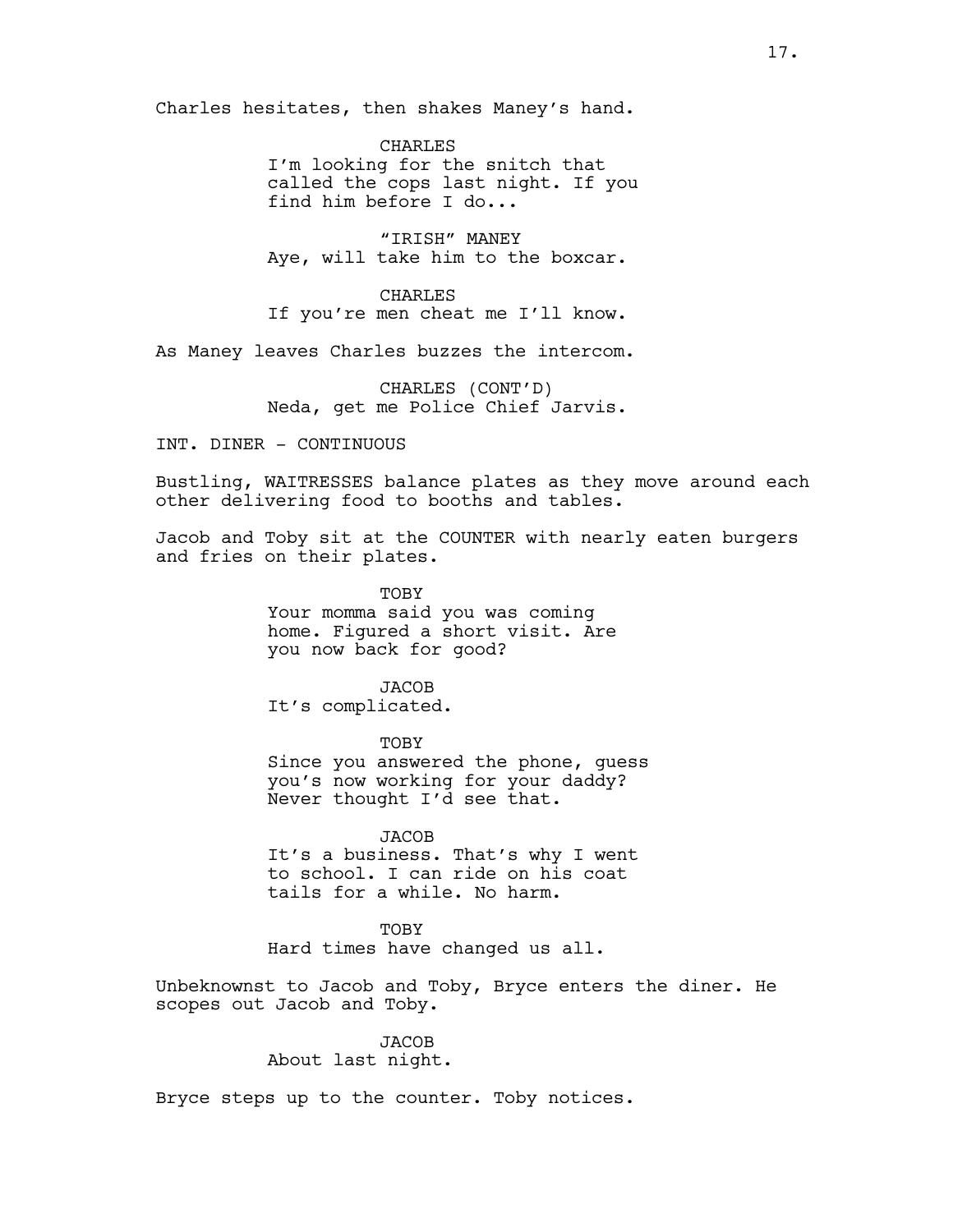Charles hesitates, then shakes Maney's hand.

CHARLES
I'm looking for the snitch that called the cops last night. If you find him before I do...

"IRISH" MANEY
Aye, will take him to the boxcar.

CHARLES
If you're men cheat me I'll know.

As Maney leaves Charles buzzes the intercom.

CHARLES (CONT'D)
Neda, get me Police Chief Jarvis.

INT. DINER - CONTINUOUS

Bustling, WAITRESSES balance plates as they move around each other delivering food to booths and tables.

Jacob and Toby sit at the COUNTER with nearly eaten burgers and fries on their plates.

TOBY
Your momma said you was coming home. Figured a short visit. Are you now back for good?

JACOB
It's complicated.

TOBY
Since you answered the phone, guess you's now working for your daddy? Never thought I'd see that.

JACOB
It's a business. That's why I went to school. I can ride on his coat tails for a while. No harm.

TOBY
Hard times have changed us all.

Unbeknownst to Jacob and Toby, Bryce enters the diner. He scopes out Jacob and Toby.

JACOB
About last night.

Bryce steps up to the counter. Toby notices.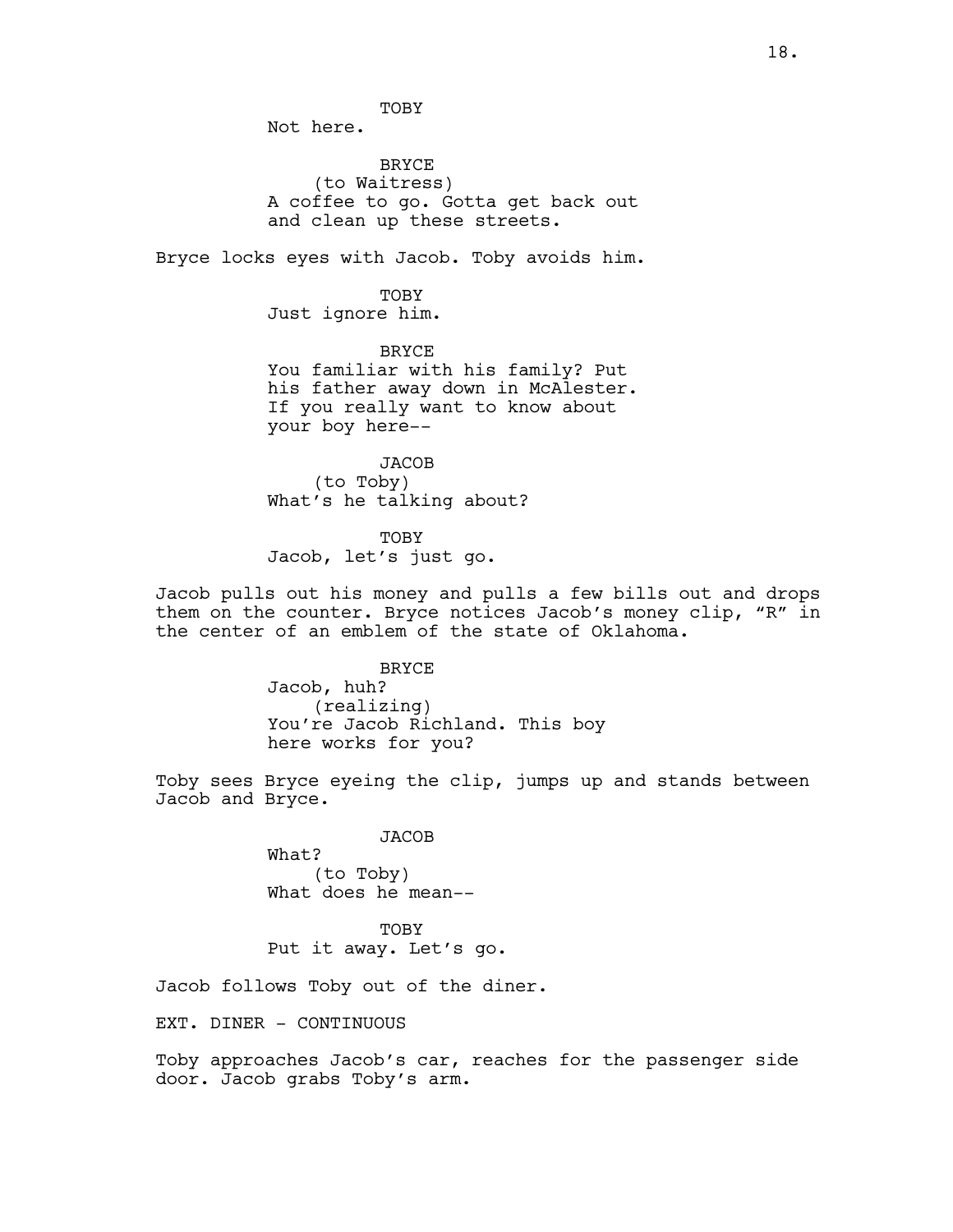TOBY
Not here.

BRYCE
(to Waitress)
A coffee to go. Gotta get back out and clean up these streets.

Bryce locks eyes with Jacob. Toby avoids him.

TOBY
Just ignore him.

BRYCE
You familiar with his family? Put his father away down in McAlester. If you really want to know about your boy here--

JACOB
(to Toby)
What's he talking about?

TOBY
Jacob, let's just go.

Jacob pulls out his money and pulls a few bills out and drops them on the counter. Bryce notices Jacob's money clip, "R" in the center of an emblem of the state of Oklahoma.

BRYCE
Jacob, huh?
(realizing)
You're Jacob Richland. This boy here works for you?

Toby sees Bryce eyeing the clip, jumps up and stands between Jacob and Bryce.

JACOB
What?
(to Toby)
What does he mean--

TOBY
Put it away. Let's go.

Jacob follows Toby out of the diner.

EXT. DINER - CONTINUOUS

Toby approaches Jacob's car, reaches for the passenger side door. Jacob grabs Toby's arm.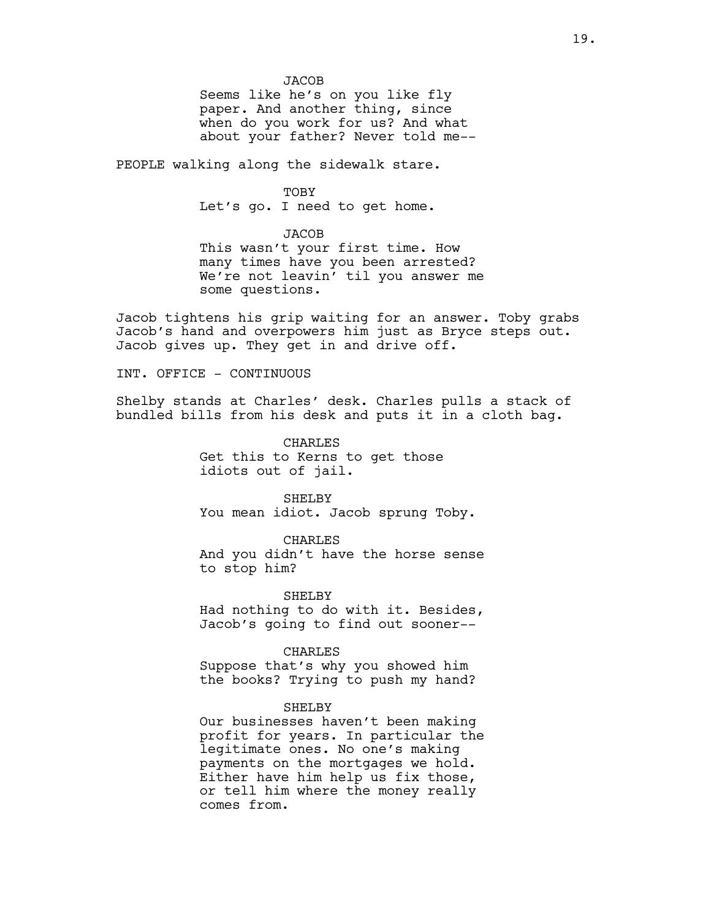JACOB
Seems like he's on you like fly paper. And another thing, since when do you work for us? And what about your father? Never told me--

PEOPLE walking along the sidewalk stare.

TOBY
Let's go. I need to get home.

JACOB
This wasn't your first time. How many times have you been arrested? We're not leavin' til you answer me some questions.

Jacob tightens his grip waiting for an answer. Toby grabs Jacob's hand and overpowers him just as Bryce steps out. Jacob gives up. They get in and drive off.

INT. OFFICE - CONTINUOUS

Shelby stands at Charles' desk. Charles pulls a stack of bundled bills from his desk and puts it in a cloth bag.

CHARLES
Get this to Kerns to get those idiots out of jail.

SHELBY
You mean idiot. Jacob sprung Toby.

CHARLES
And you didn't have the horse sense to stop him?

SHELBY
Had nothing to do with it. Besides, Jacob's going to find out sooner--

CHARLES
Suppose that's why you showed him the books? Trying to push my hand?

SHELBY
Our businesses haven't been making profit for years. In particular the legitimate ones. No one's making payments on the mortgages we hold. Either have him help us fix those, or tell him where the money really comes from.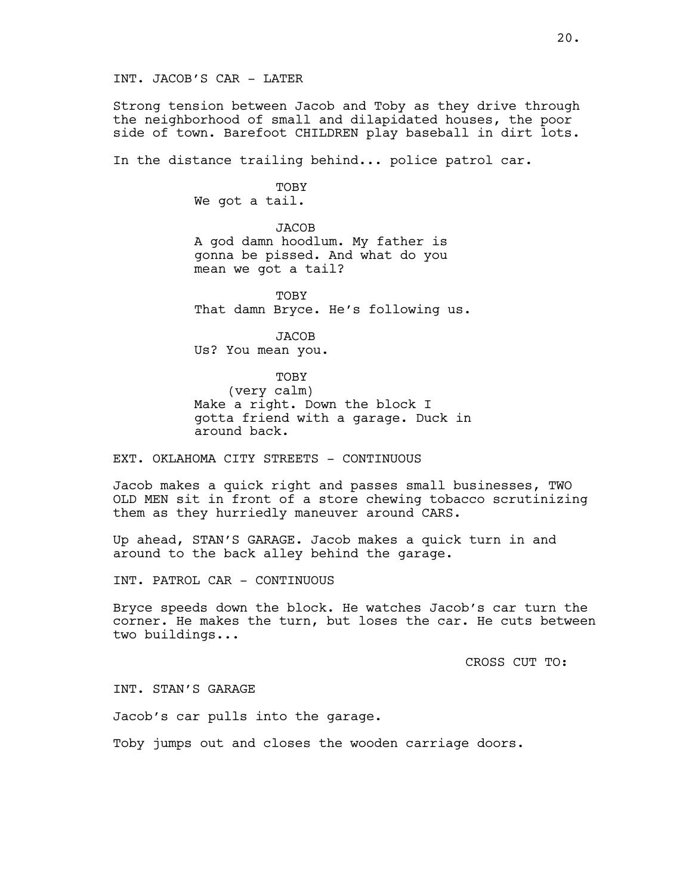INT. JACOB'S CAR - LATER

Strong tension between Jacob and Toby as they drive through the neighborhood of small and dilapidated houses, the poor side of town. Barefoot CHILDREN play baseball in dirt lots.

In the distance trailing behind... police patrol car.

TOBY
We got a tail.

JACOB
A god damn hoodlum. My father is gonna be pissed. And what do you mean we got a tail?

TOBY
That damn Bryce. He's following us.

JACOB
Us? You mean you.

TOBY
(very calm)
Make a right. Down the block I gotta friend with a garage. Duck in around back.

EXT. OKLAHOMA CITY STREETS - CONTINUOUS

Jacob makes a quick right and passes small businesses, TWO OLD MEN sit in front of a store chewing tobacco scrutinizing them as they hurriedly maneuver around CARS.

Up ahead, STAN'S GARAGE. Jacob makes a quick turn in and around to the back alley behind the garage.

INT. PATROL CAR - CONTINUOUS

Bryce speeds down the block. He watches Jacob's car turn the corner. He makes the turn, but loses the car. He cuts between two buildings...

CROSS CUT TO:

INT. STAN'S GARAGE

Jacob's car pulls into the garage.

Toby jumps out and closes the wooden carriage doors.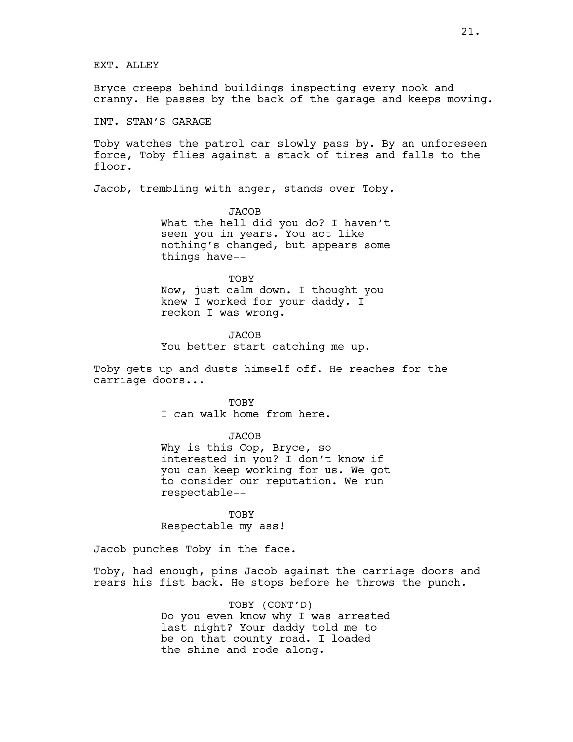EXT. ALLEY

Bryce creeps behind buildings inspecting every nook and cranny. He passes by the back of the garage and keeps moving.

INT. STAN'S GARAGE

Toby watches the patrol car slowly pass by. By an unforeseen force, Toby flies against a stack of tires and falls to the floor.

Jacob, trembling with anger, stands over Toby.

JACOB
What the hell did you do? I haven't seen you in years. You act like nothing's changed, but appears some things have--

TOBY
Now, just calm down. I thought you knew I worked for your daddy. I reckon I was wrong.

JACOB
You better start catching me up.

Toby gets up and dusts himself off. He reaches for the carriage doors...

TOBY
I can walk home from here.

JACOB
Why is this Cop, Bryce, so interested in you? I don't know if you can keep working for us. We got to consider our reputation. We run respectable--

TOBY
Respectable my ass!

Jacob punches Toby in the face.

Toby, had enough, pins Jacob against the carriage doors and rears his fist back. He stops before he throws the punch.

TOBY (CONT'D)
Do you even know why I was arrested last night? Your daddy told me to be on that county road. I loaded the shine and rode along.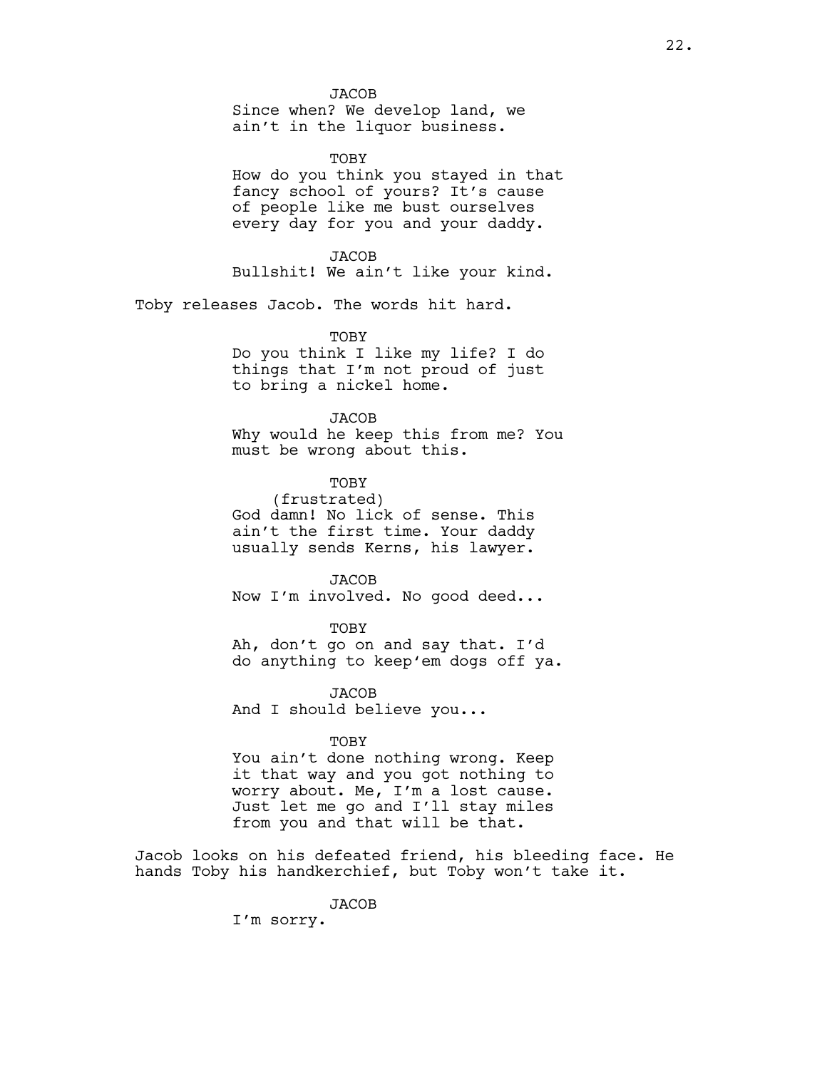JACOB
Since when? We develop land, we ain't in the liquor business.

TOBY
How do you think you stayed in that fancy school of yours? It's cause of people like me bust ourselves every day for you and your daddy.

JACOB
Bullshit! We ain't like your kind.

Toby releases Jacob. The words hit hard.

TOBY
Do you think I like my life? I do things that I'm not proud of just to bring a nickel home.

JACOB
Why would he keep this from me? You must be wrong about this.

TOBY
(frustrated)
God damn! No lick of sense. This ain't the first time. Your daddy usually sends Kerns, his lawyer.

JACOB
Now I'm involved. No good deed...

TOBY
Ah, don't go on and say that. I'd do anything to keep'em dogs off ya.

JACOB
And I should believe you...

TOBY
You ain't done nothing wrong. Keep it that way and you got nothing to worry about. Me, I'm a lost cause. Just let me go and I'll stay miles from you and that will be that.

Jacob looks on his defeated friend, his bleeding face. He hands Toby his handkerchief, but Toby won't take it.

JACOB
I'm sorry.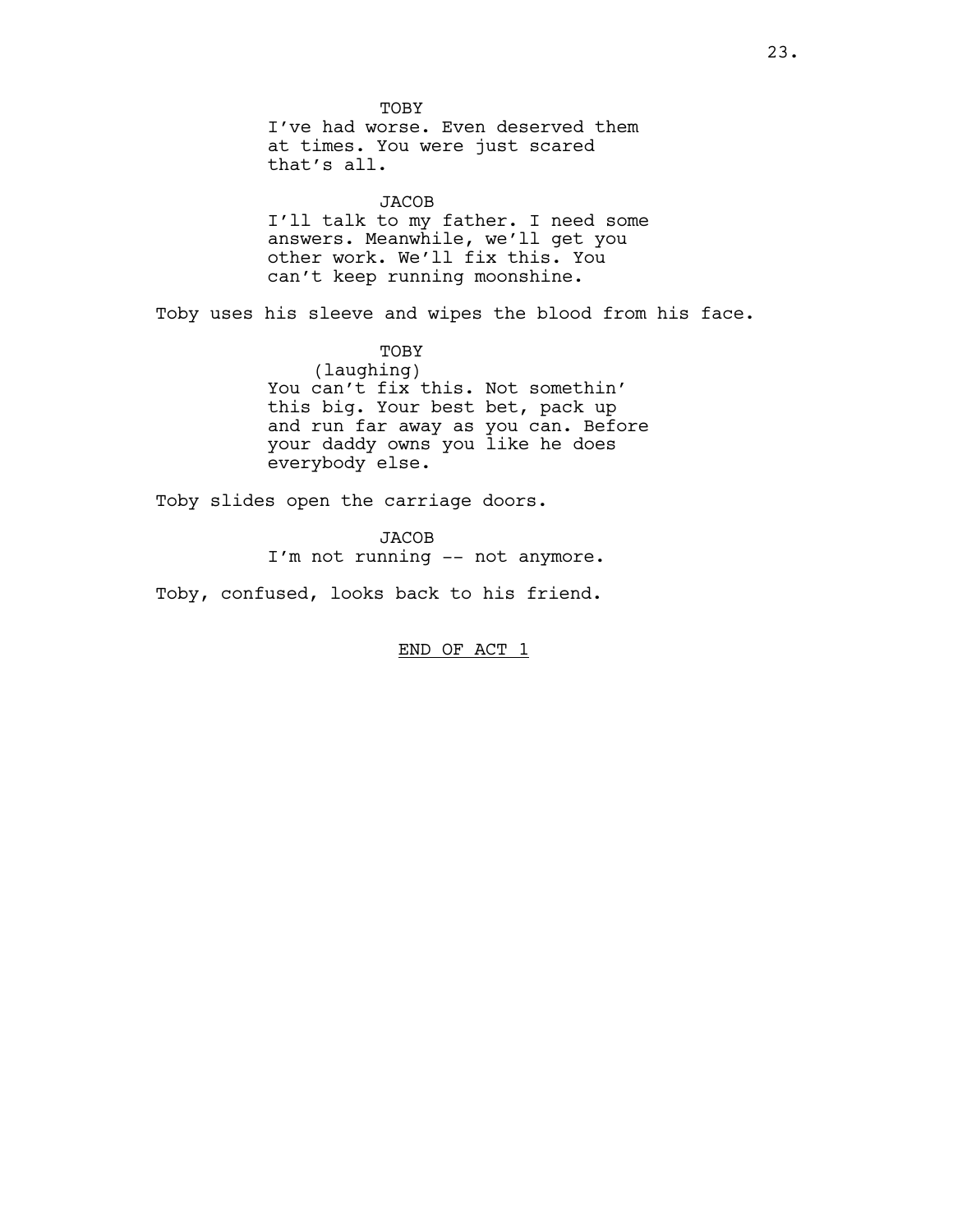TOBY

I've had worse. Even deserved them at times. You were just scared that's all.

JACOB

I'll talk to my father. I need some answers. Meanwhile, we'll get you other work. We'll fix this. You can't keep running moonshine.

Toby uses his sleeve and wipes the blood from his face.

TOBY

(laughing)

You can't fix this. Not somethin' this big. Your best bet, pack up and run far away as you can. Before your daddy owns you like he does everybody else.

Toby slides open the carriage doors.

JACOB

I'm not running -- not anymore.

Toby, confused, looks back to his friend.

<u>END OF ACT 1</u>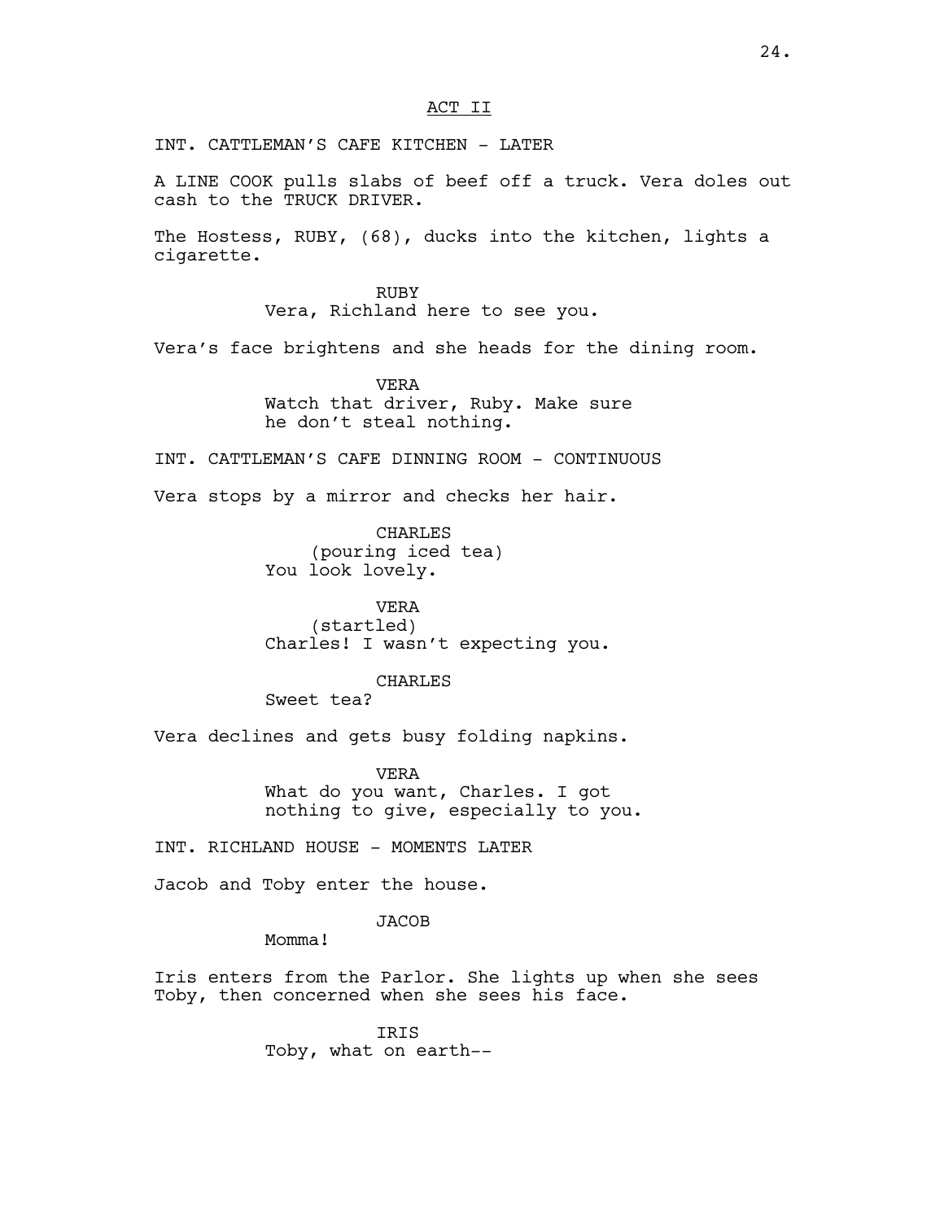ACT II

INT. CATTLEMAN'S CAFE KITCHEN - LATER

A LINE COOK pulls slabs of beef off a truck. Vera doles out cash to the TRUCK DRIVER.

The Hostess, RUBY, (68), ducks into the kitchen, lights a cigarette.

RUBY
Vera, Richland here to see you.

Vera's face brightens and she heads for the dining room.

VERA
Watch that driver, Ruby. Make sure he don't steal nothing.

INT. CATTLEMAN'S CAFE DINNING ROOM - CONTINUOUS

Vera stops by a mirror and checks her hair.

CHARLES
(pouring iced tea)
You look lovely.

VERA
(startled)
Charles! I wasn't expecting you.

CHARLES
Sweet tea?

Vera declines and gets busy folding napkins.

VERA
What do you want, Charles. I got nothing to give, especially to you.

INT. RICHLAND HOUSE - MOMENTS LATER

Jacob and Toby enter the house.

JACOB
Momma!

Iris enters from the Parlor. She lights up when she sees Toby, then concerned when she sees his face.

IRIS
Toby, what on earth--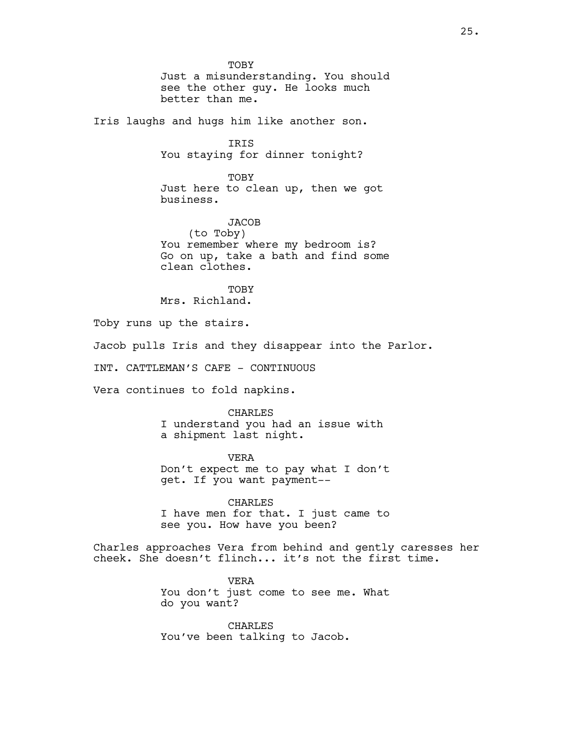TOBY
Just a misunderstanding. You should see the other guy. He looks much better than me.

Iris laughs and hugs him like another son.

IRIS
You staying for dinner tonight?

TOBY
Just here to clean up, then we got business.

JACOB
(to Toby)
You remember where my bedroom is? Go on up, take a bath and find some clean clothes.

TOBY
Mrs. Richland.

Toby runs up the stairs.

Jacob pulls Iris and they disappear into the Parlor.

INT. CATTLEMAN'S CAFE - CONTINUOUS

Vera continues to fold napkins.

CHARLES
I understand you had an issue with a shipment last night.

VERA
Don't expect me to pay what I don't get. If you want payment--

CHARLES
I have men for that. I just came to see you. How have you been?

Charles approaches Vera from behind and gently caresses her cheek. She doesn't flinch... it's not the first time.

VERA
You don't just come to see me. What do you want?

CHARLES
You've been talking to Jacob.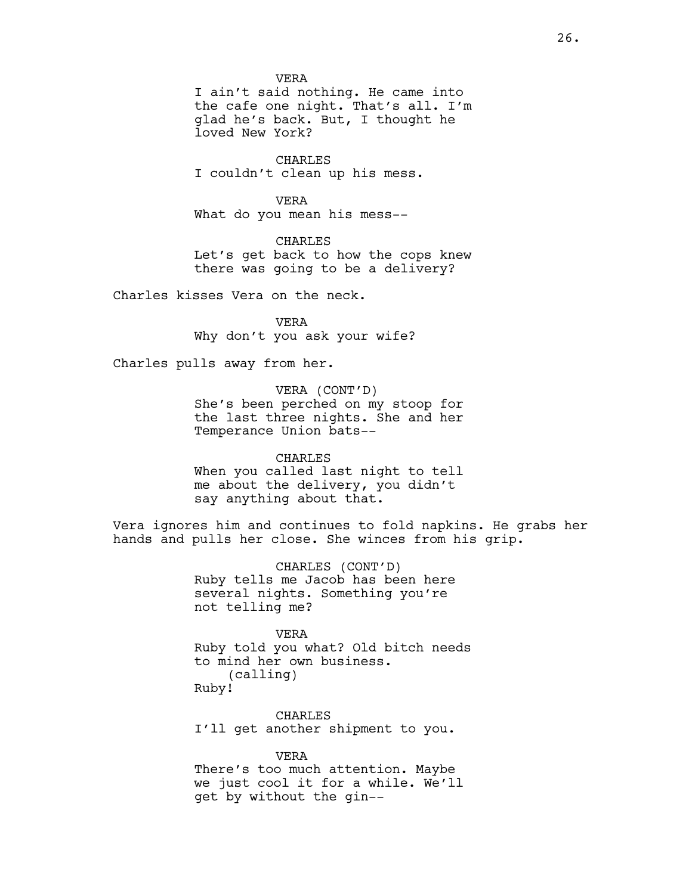VERA

I ain't said nothing. He came into the cafe one night. That's all. I'm glad he's back. But, I thought he loved New York?

CHARLES

I couldn't clean up his mess.

VERA

What do you mean his mess--

CHARLES

Let's get back to how the cops knew there was going to be a delivery?

Charles kisses Vera on the neck.

VERA

Why don't you ask your wife?

Charles pulls away from her.

VERA (CONT'D)

She's been perched on my stoop for the last three nights. She and her Temperance Union bats--

CHARLES

When you called last night to tell me about the delivery, you didn't say anything about that.

Vera ignores him and continues to fold napkins. He grabs her hands and pulls her close. She winces from his grip.

CHARLES (CONT'D)

Ruby tells me Jacob has been here several nights. Something you're not telling me?

VERA

Ruby told you what? Old bitch needs to mind her own business.
(calling)
Ruby!

CHARLES

I'll get another shipment to you.

VERA

There's too much attention. Maybe we just cool it for a while. We'll get by without the gin--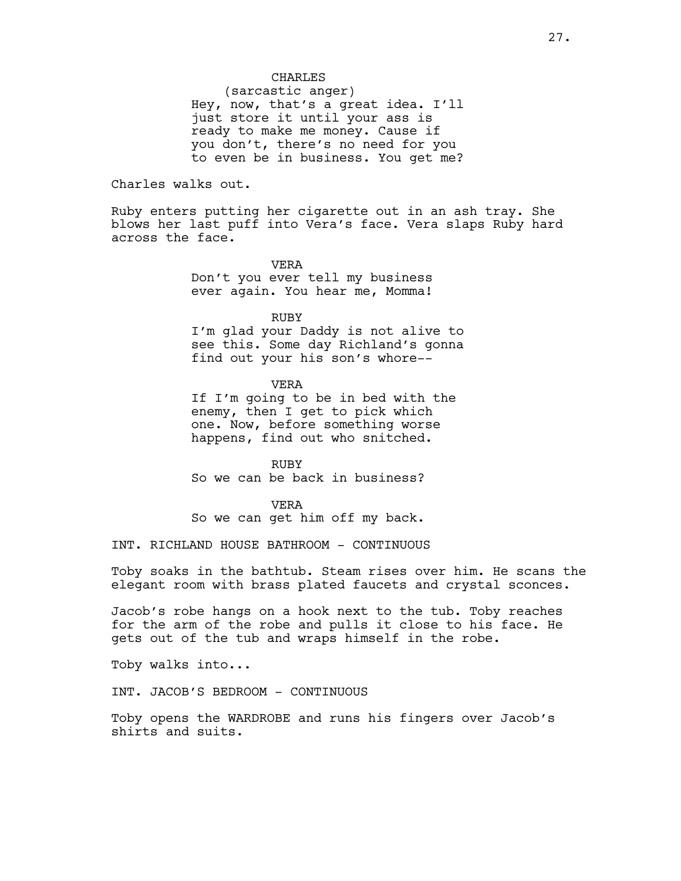CHARLES
(sarcastic anger)
Hey, now, that's a great idea. I'll just store it until your ass is ready to make me money. Cause if you don't, there's no need for you to even be in business. You get me?

Charles walks out.

Ruby enters putting her cigarette out in an ash tray. She blows her last puff into Vera's face. Vera slaps Ruby hard across the face.

VERA
Don't you ever tell my business ever again. You hear me, Momma!

RUBY
I'm glad your Daddy is not alive to see this. Some day Richland's gonna find out your his son's whore--

VERA
If I'm going to be in bed with the enemy, then I get to pick which one. Now, before something worse happens, find out who snitched.

RUBY
So we can be back in business?

VERA
So we can get him off my back.

INT. RICHLAND HOUSE BATHROOM - CONTINUOUS

Toby soaks in the bathtub. Steam rises over him. He scans the elegant room with brass plated faucets and crystal sconces.

Jacob's robe hangs on a hook next to the tub. Toby reaches for the arm of the robe and pulls it close to his face. He gets out of the tub and wraps himself in the robe.

Toby walks into...

INT. JACOB'S BEDROOM - CONTINUOUS

Toby opens the WARDROBE and runs his fingers over Jacob's shirts and suits.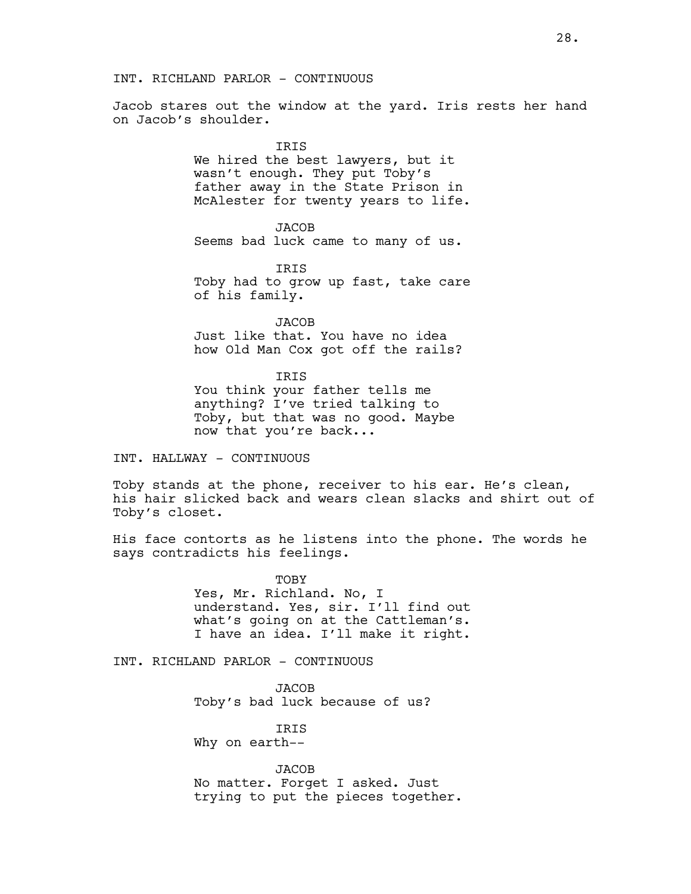INT. RICHLAND PARLOR - CONTINUOUS

Jacob stares out the window at the yard. Iris rests her hand on Jacob's shoulder.

IRIS
We hired the best lawyers, but it wasn't enough. They put Toby's father away in the State Prison in McAlester for twenty years to life.

JACOB
Seems bad luck came to many of us.

IRIS
Toby had to grow up fast, take care of his family.

JACOB
Just like that. You have no idea how Old Man Cox got off the rails?

IRIS
You think your father tells me anything? I've tried talking to Toby, but that was no good. Maybe now that you're back...

INT. HALLWAY - CONTINUOUS

Toby stands at the phone, receiver to his ear. He's clean, his hair slicked back and wears clean slacks and shirt out of Toby's closet.

His face contorts as he listens into the phone. The words he says contradicts his feelings.

TOBY
Yes, Mr. Richland. No, I understand. Yes, sir. I'll find out what's going on at the Cattleman's. I have an idea. I'll make it right.

INT. RICHLAND PARLOR - CONTINUOUS

JACOB
Toby's bad luck because of us?

IRIS
Why on earth--

JACOB
No matter. Forget I asked. Just trying to put the pieces together.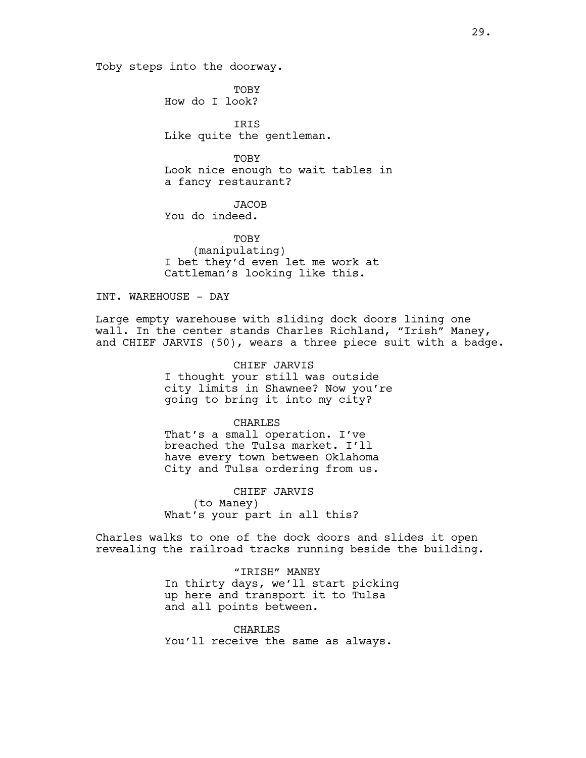Toby steps into the doorway.

TOBY
How do I look?

IRIS
Like quite the gentleman.

TOBY
Look nice enough to wait tables in a fancy restaurant?

JACOB
You do indeed.

TOBY
(manipulating)
I bet they'd even let me work at Cattleman's looking like this.

INT. WAREHOUSE - DAY

Large empty warehouse with sliding dock doors lining one wall. In the center stands Charles Richland, "Irish" Maney, and CHIEF JARVIS (50), wears a three piece suit with a badge.

CHIEF JARVIS
I thought your still was outside city limits in Shawnee? Now you're going to bring it into my city?

CHARLES
That's a small operation. I've breached the Tulsa market. I'll have every town between Oklahoma City and Tulsa ordering from us.

CHIEF JARVIS
(to Maney)
What's your part in all this?

Charles walks to one of the dock doors and slides it open revealing the railroad tracks running beside the building.

"IRISH" MANEY
In thirty days, we'll start picking up here and transport it to Tulsa and all points between.

CHARLES
You'll receive the same as always.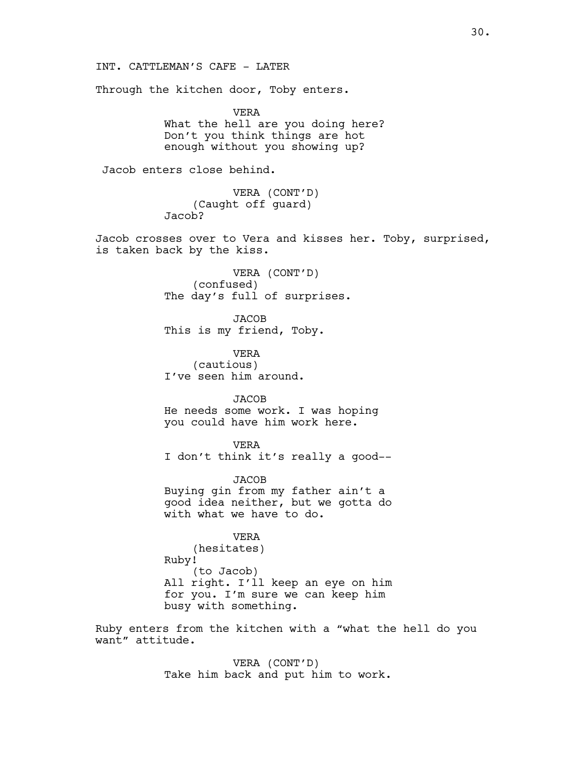INT. CATTLEMAN'S CAFE - LATER

Through the kitchen door, Toby enters.

VERA
What the hell are you doing here? Don't you think things are hot enough without you showing up?

Jacob enters close behind.

VERA (CONT'D)
(Caught off guard)
Jacob?

Jacob crosses over to Vera and kisses her. Toby, surprised, is taken back by the kiss.

VERA (CONT'D)
(confused)
The day's full of surprises.

JACOB
This is my friend, Toby.

VERA
(cautious)
I've seen him around.

JACOB
He needs some work. I was hoping you could have him work here.

VERA
I don't think it's really a good--

JACOB
Buying gin from my father ain't a good idea neither, but we gotta do with what we have to do.

VERA
(hesitates)
Ruby!
(to Jacob)
All right. I'll keep an eye on him for you. I'm sure we can keep him busy with something.

Ruby enters from the kitchen with a "what the hell do you want" attitude.

VERA (CONT'D)
Take him back and put him to work.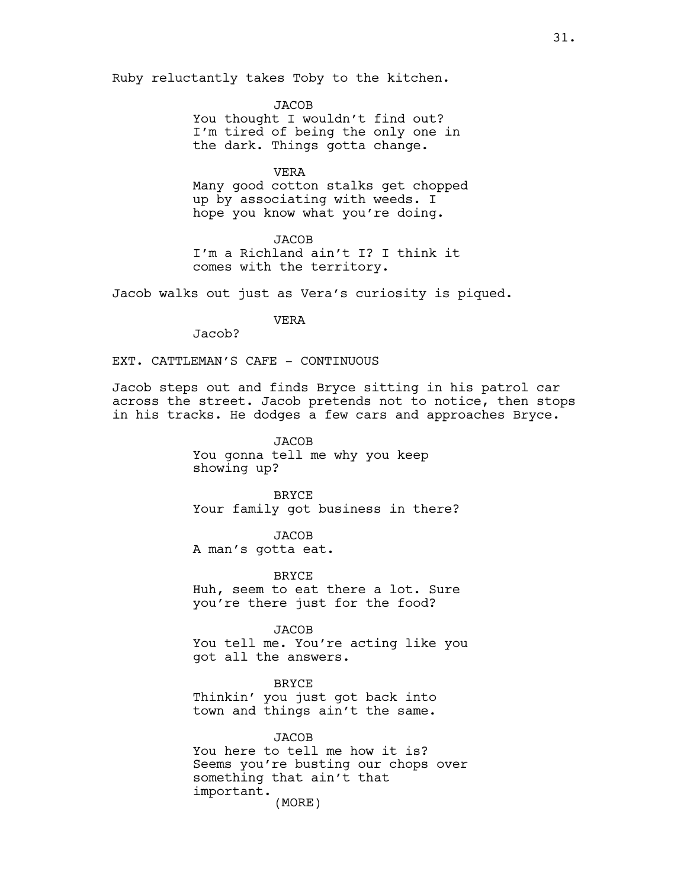Ruby reluctantly takes Toby to the kitchen.

JACOB
You thought I wouldn't find out? I'm tired of being the only one in the dark. Things gotta change.

VERA
Many good cotton stalks get chopped up by associating with weeds. I hope you know what you're doing.

JACOB
I'm a Richland ain't I? I think it comes with the territory.

Jacob walks out just as Vera's curiosity is piqued.

VERA
Jacob?

EXT. CATTLEMAN'S CAFE - CONTINUOUS

Jacob steps out and finds Bryce sitting in his patrol car across the street. Jacob pretends not to notice, then stops in his tracks. He dodges a few cars and approaches Bryce.

JACOB
You gonna tell me why you keep showing up?

BRYCE
Your family got business in there?

JACOB
A man's gotta eat.

BRYCE
Huh, seem to eat there a lot. Sure you're there just for the food?

JACOB
You tell me. You're acting like you got all the answers.

BRYCE
Thinkin' you just got back into town and things ain't the same.

JACOB
You here to tell me how it is? Seems you're busting our chops over something that ain't that important.
(MORE)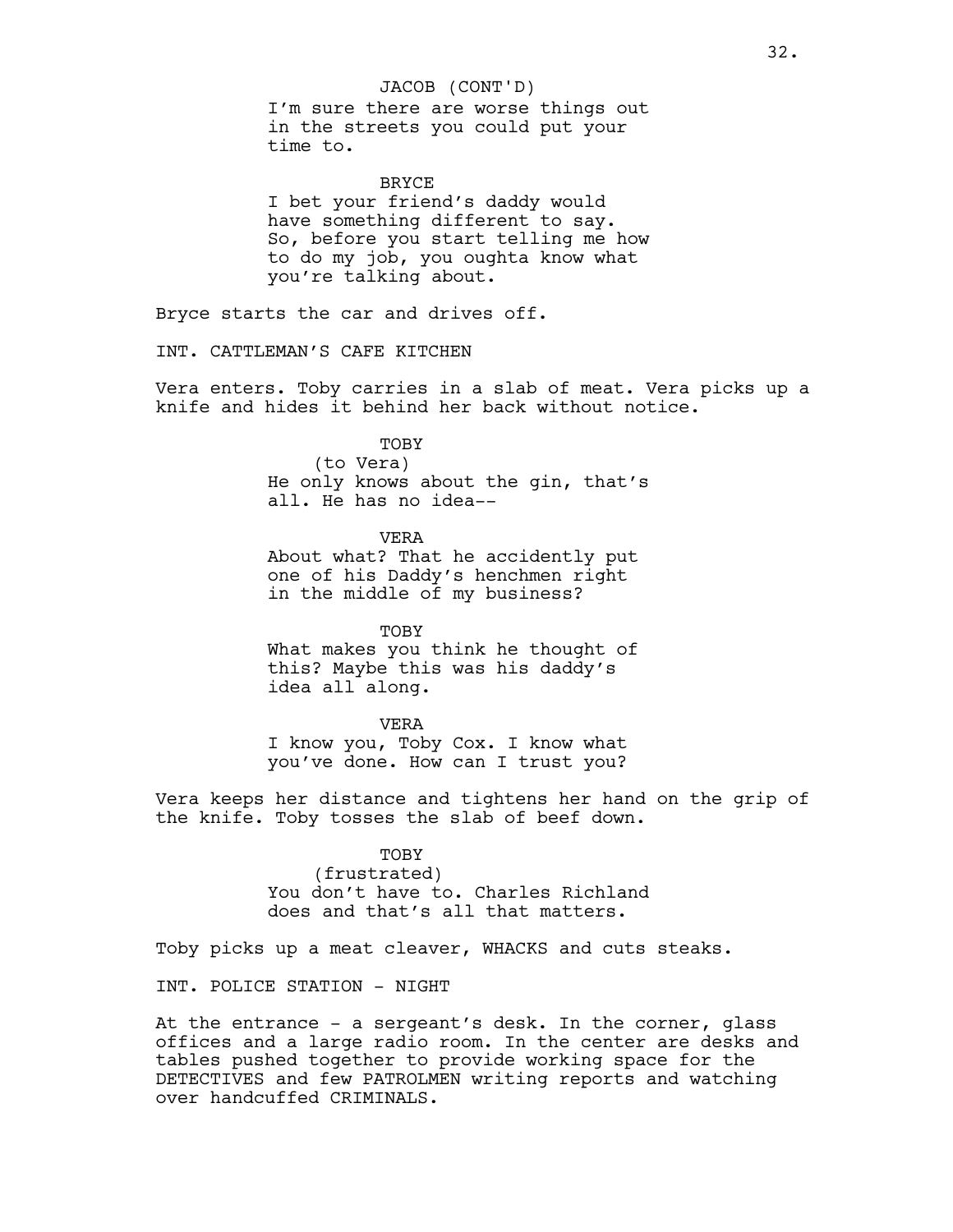JACOB (CONT'D)
I'm sure there are worse things out in the streets you could put your time to.

BRYCE
I bet your friend's daddy would have something different to say. So, before you start telling me how to do my job, you oughta know what you're talking about.

Bryce starts the car and drives off.

INT. CATTLEMAN'S CAFE KITCHEN

Vera enters. Toby carries in a slab of meat. Vera picks up a knife and hides it behind her back without notice.

TOBY
(to Vera)
He only knows about the gin, that's all. He has no idea--

VERA
About what? That he accidently put one of his Daddy's henchmen right in the middle of my business?

TOBY
What makes you think he thought of this? Maybe this was his daddy's idea all along.

VERA
I know you, Toby Cox. I know what you've done. How can I trust you?

Vera keeps her distance and tightens her hand on the grip of the knife. Toby tosses the slab of beef down.

TOBY
(frustrated)
You don't have to. Charles Richland does and that's all that matters.

Toby picks up a meat cleaver, WHACKS and cuts steaks.

INT. POLICE STATION - NIGHT

At the entrance - a sergeant's desk. In the corner, glass offices and a large radio room. In the center are desks and tables pushed together to provide working space for the DETECTIVES and few PATROLMEN writing reports and watching over handcuffed CRIMINALS.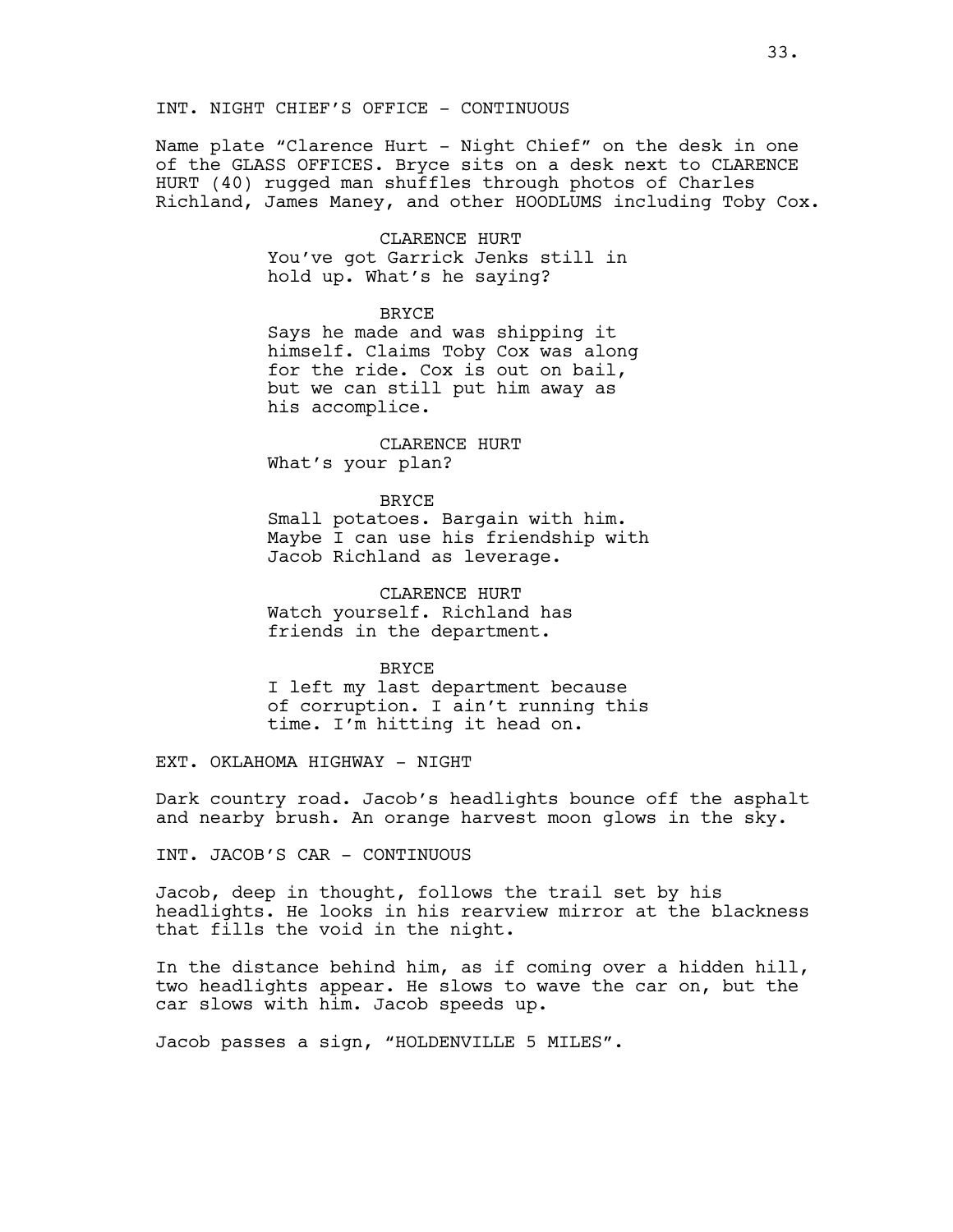INT. NIGHT CHIEF'S OFFICE - CONTINUOUS

Name plate "Clarence Hurt - Night Chief" on the desk in one of the GLASS OFFICES. Bryce sits on a desk next to CLARENCE HURT (40) rugged man shuffles through photos of Charles Richland, James Maney, and other HOODLUMS including Toby Cox.

CLARENCE HURT
You've got Garrick Jenks still in hold up. What's he saying?

BRYCE
Says he made and was shipping it himself. Claims Toby Cox was along for the ride. Cox is out on bail, but we can still put him away as his accomplice.

CLARENCE HURT
What's your plan?

BRYCE
Small potatoes. Bargain with him. Maybe I can use his friendship with Jacob Richland as leverage.

CLARENCE HURT
Watch yourself. Richland has friends in the department.

BRYCE
I left my last department because of corruption. I ain't running this time. I'm hitting it head on.

EXT. OKLAHOMA HIGHWAY - NIGHT

Dark country road. Jacob's headlights bounce off the asphalt and nearby brush. An orange harvest moon glows in the sky.

INT. JACOB'S CAR - CONTINUOUS

Jacob, deep in thought, follows the trail set by his headlights. He looks in his rearview mirror at the blackness that fills the void in the night.

In the distance behind him, as if coming over a hidden hill, two headlights appear. He slows to wave the car on, but the car slows with him. Jacob speeds up.

Jacob passes a sign, "HOLDENVILLE 5 MILES".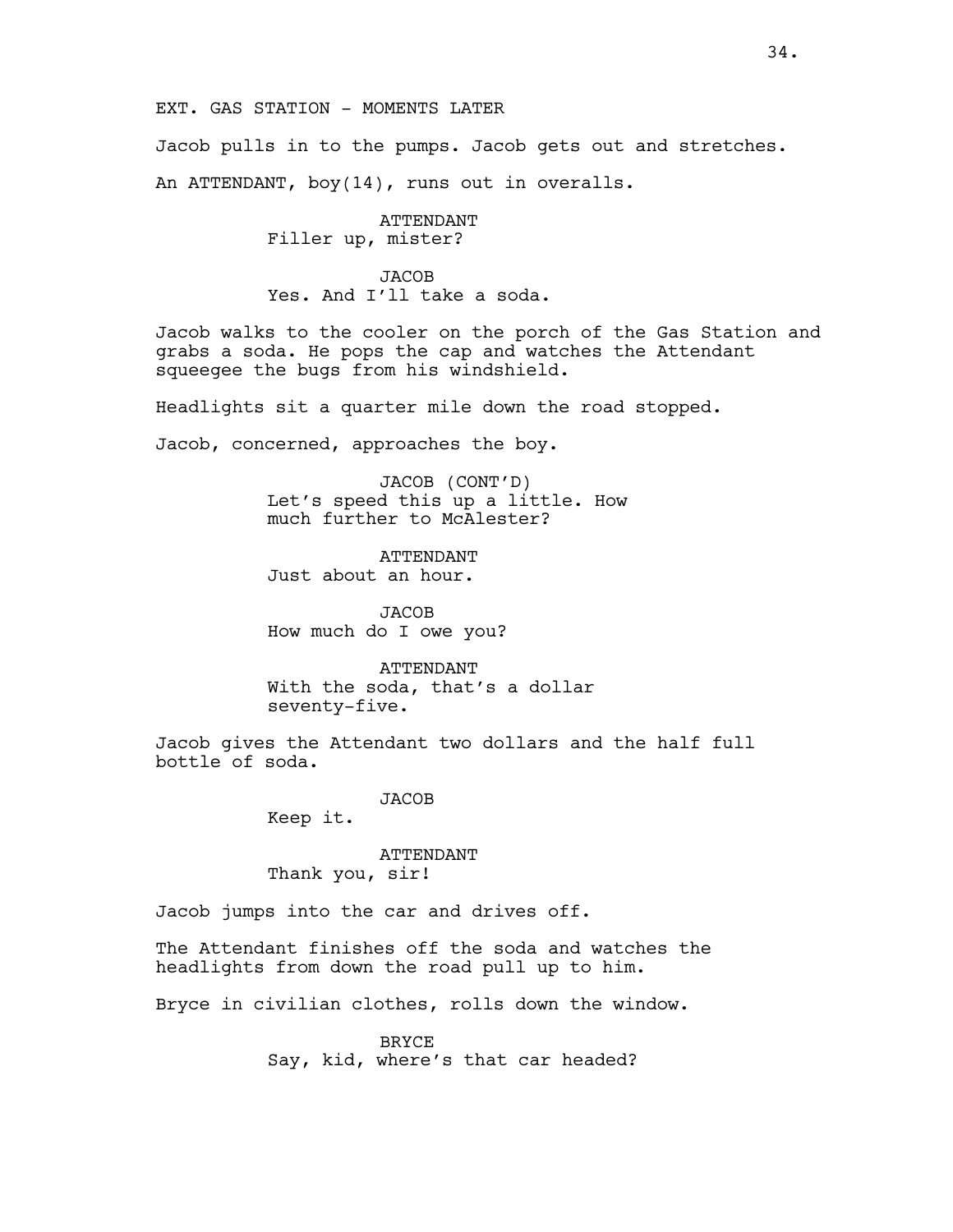EXT. GAS STATION - MOMENTS LATER

Jacob pulls in to the pumps. Jacob gets out and stretches.

An ATTENDANT, boy(14), runs out in overalls.

ATTENDANT
Filler up, mister?

JACOB
Yes. And I'll take a soda.

Jacob walks to the cooler on the porch of the Gas Station and grabs a soda. He pops the cap and watches the Attendant squeegee the bugs from his windshield.

Headlights sit a quarter mile down the road stopped.

Jacob, concerned, approaches the boy.

JACOB (CONT'D)
Let's speed this up a little. How much further to McAlester?

ATTENDANT
Just about an hour.

JACOB
How much do I owe you?

ATTENDANT
With the soda, that's a dollar seventy-five.

Jacob gives the Attendant two dollars and the half full bottle of soda.

JACOB
Keep it.

ATTENDANT
Thank you, sir!

Jacob jumps into the car and drives off.

The Attendant finishes off the soda and watches the headlights from down the road pull up to him.

Bryce in civilian clothes, rolls down the window.

BRYCE
Say, kid, where's that car headed?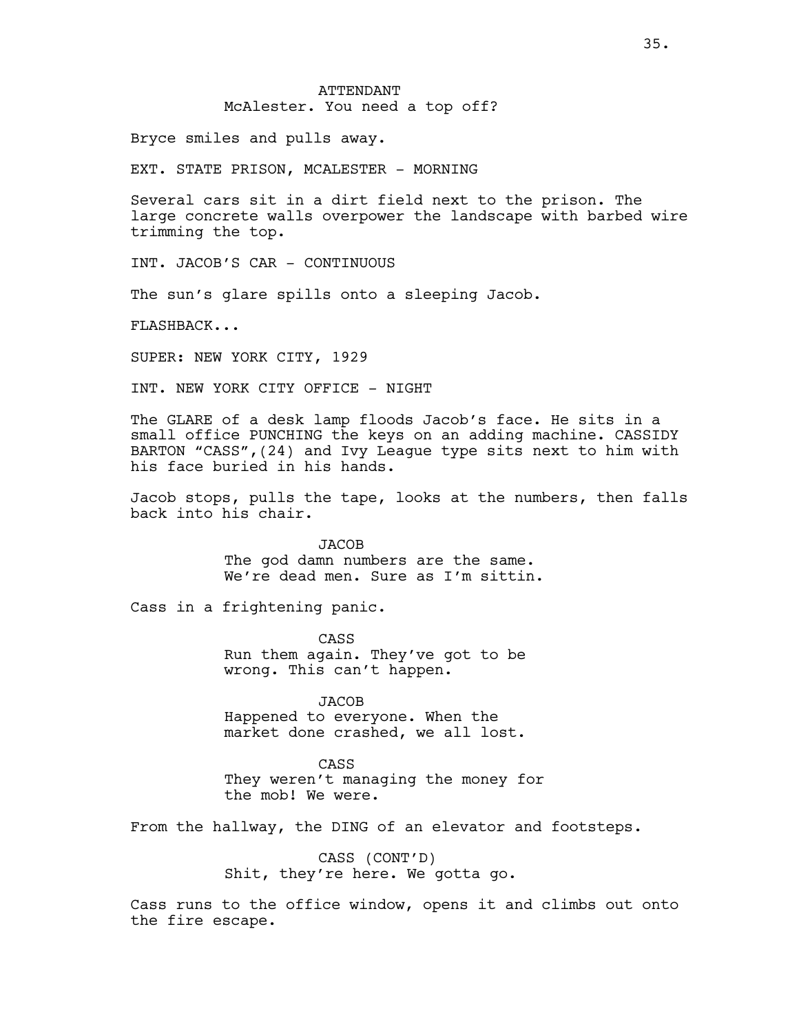ATTENDANT
McAlester. You need a top off?

Bryce smiles and pulls away.

EXT. STATE PRISON, MCALESTER - MORNING

Several cars sit in a dirt field next to the prison. The large concrete walls overpower the landscape with barbed wire trimming the top.

INT. JACOB'S CAR - CONTINUOUS

The sun's glare spills onto a sleeping Jacob.

FLASHBACK...

SUPER: NEW YORK CITY, 1929

INT. NEW YORK CITY OFFICE - NIGHT

The GLARE of a desk lamp floods Jacob's face. He sits in a small office PUNCHING the keys on an adding machine. CASSIDY BARTON "CASS",(24) and Ivy League type sits next to him with his face buried in his hands.

Jacob stops, pulls the tape, looks at the numbers, then falls back into his chair.

JACOB
The god damn numbers are the same. We're dead men. Sure as I'm sittin.

Cass in a frightening panic.

CASS
Run them again. They've got to be wrong. This can't happen.

JACOB
Happened to everyone. When the market done crashed, we all lost.

CASS
They weren't managing the money for the mob! We were.

From the hallway, the DING of an elevator and footsteps.

CASS (CONT'D)
Shit, they're here. We gotta go.

Cass runs to the office window, opens it and climbs out onto the fire escape.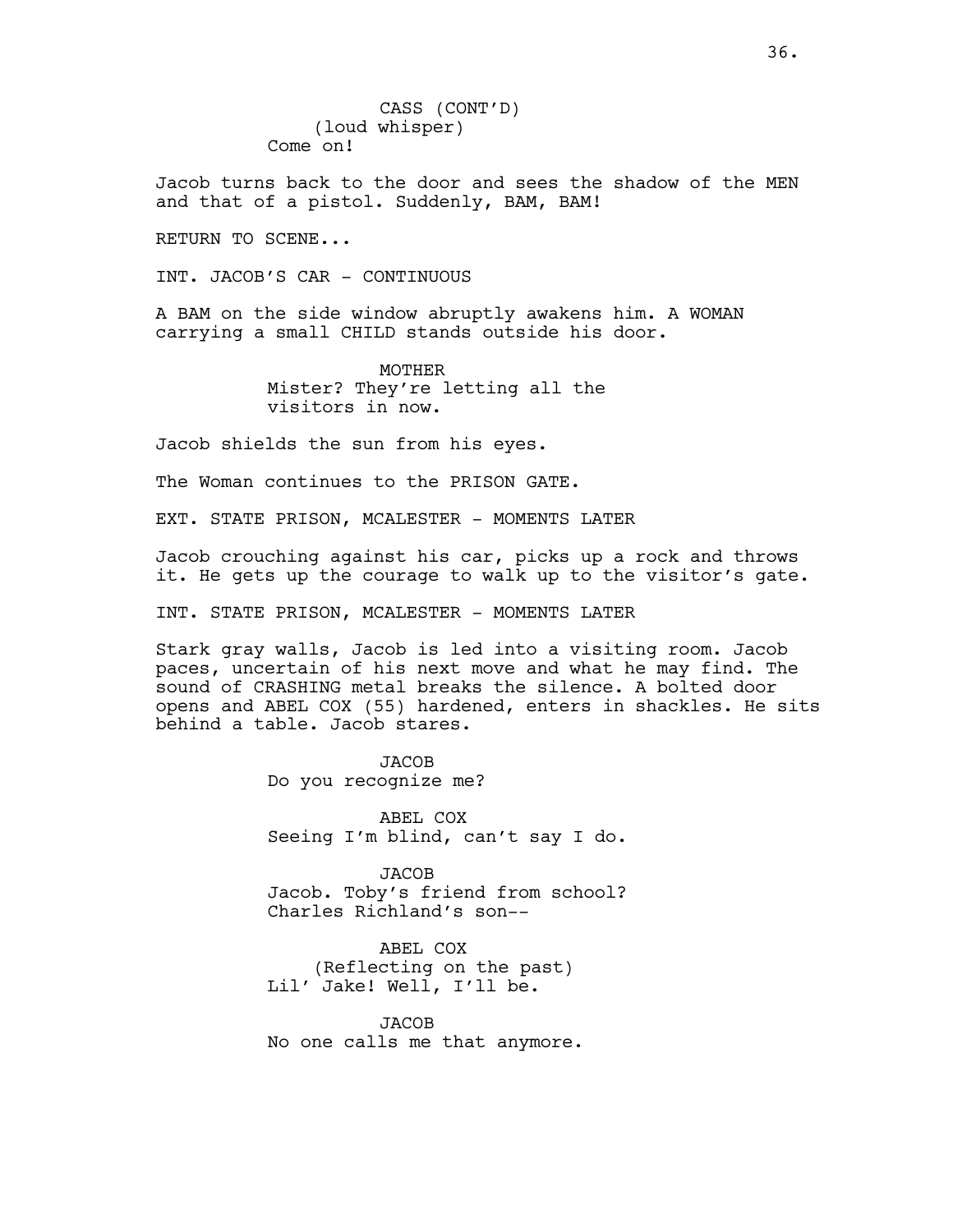CASS (CONT'D)
(loud whisper)
Come on!

Jacob turns back to the door and sees the shadow of the MEN and that of a pistol. Suddenly, BAM, BAM!

RETURN TO SCENE...

INT. JACOB'S CAR - CONTINUOUS

A BAM on the side window abruptly awakens him. A WOMAN carrying a small CHILD stands outside his door.

MOTHER
Mister? They're letting all the visitors in now.

Jacob shields the sun from his eyes.

The Woman continues to the PRISON GATE.

EXT. STATE PRISON, MCALESTER - MOMENTS LATER

Jacob crouching against his car, picks up a rock and throws it. He gets up the courage to walk up to the visitor's gate.

INT. STATE PRISON, MCALESTER - MOMENTS LATER

Stark gray walls, Jacob is led into a visiting room. Jacob paces, uncertain of his next move and what he may find. The sound of CRASHING metal breaks the silence. A bolted door opens and ABEL COX (55) hardened, enters in shackles. He sits behind a table. Jacob stares.

JACOB
Do you recognize me?

ABEL COX
Seeing I'm blind, can't say I do.

JACOB
Jacob. Toby's friend from school? Charles Richland's son--

ABEL COX
(Reflecting on the past)
Lil' Jake! Well, I'll be.

JACOB
No one calls me that anymore.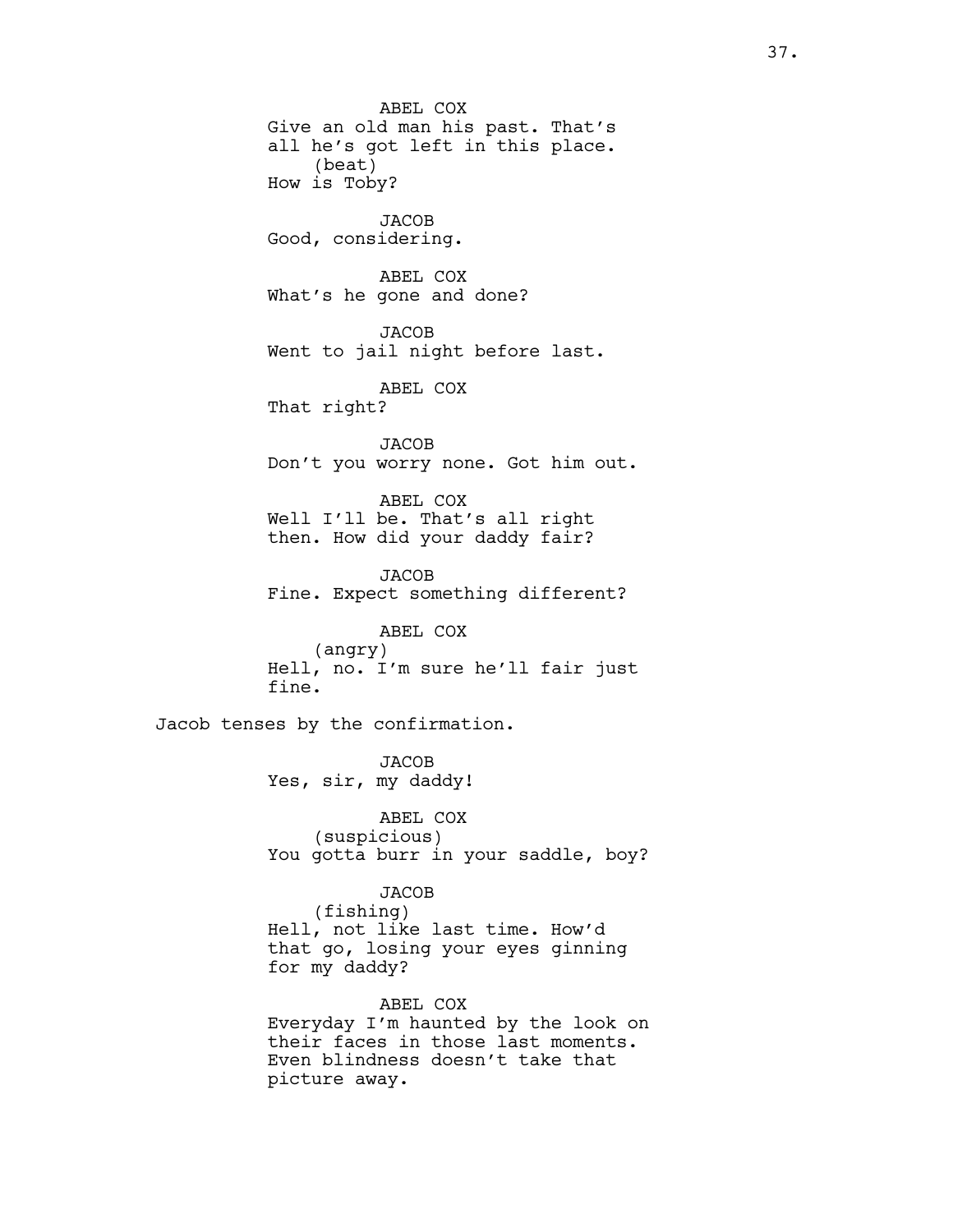ABEL COX
Give an old man his past. That's all he's got left in this place.
(beat)
How is Toby?

JACOB
Good, considering.

ABEL COX
What's he gone and done?

JACOB
Went to jail night before last.

ABEL COX
That right?

JACOB
Don't you worry none. Got him out.

ABEL COX
Well I'll be. That's all right then. How did your daddy fair?

JACOB
Fine. Expect something different?

ABEL COX
(angry)
Hell, no. I'm sure he'll fair just fine.

Jacob tenses by the confirmation.

JACOB
Yes, sir, my daddy!

ABEL COX
(suspicious)
You gotta burr in your saddle, boy?

JACOB
(fishing)
Hell, not like last time. How'd that go, losing your eyes ginning for my daddy?

ABEL COX
Everyday I'm haunted by the look on their faces in those last moments. Even blindness doesn't take that picture away.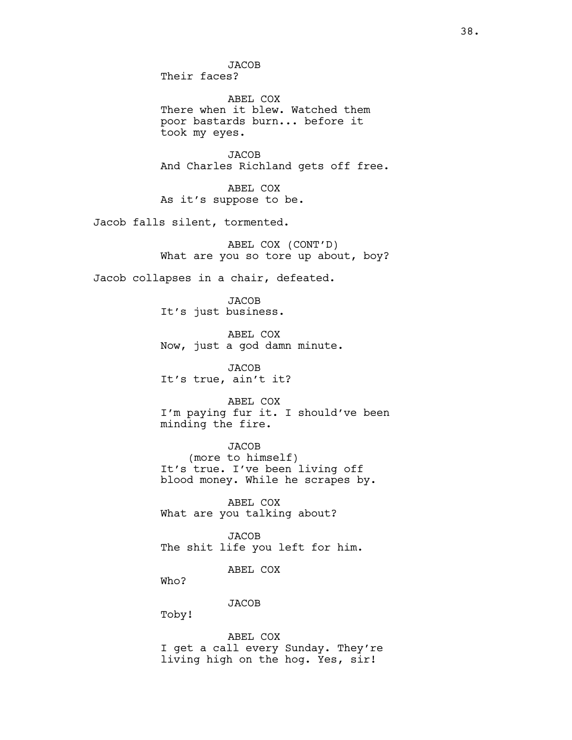JACOB
Their faces?

ABEL COX
There when it blew. Watched them poor bastards burn... before it took my eyes.

JACOB
And Charles Richland gets off free.

ABEL COX
As it's suppose to be.

Jacob falls silent, tormented.

ABEL COX (CONT'D)
What are you so tore up about, boy?

Jacob collapses in a chair, defeated.

JACOB
It's just business.

ABEL COX
Now, just a god damn minute.

JACOB
It's true, ain't it?

ABEL COX
I'm paying fur it. I should've been minding the fire.

JACOB
(more to himself)
It's true. I've been living off blood money. While he scrapes by.

ABEL COX
What are you talking about?

JACOB
The shit life you left for him.

ABEL COX
Who?

JACOB
Toby!

ABEL COX
I get a call every Sunday. They're living high on the hog. Yes, sir!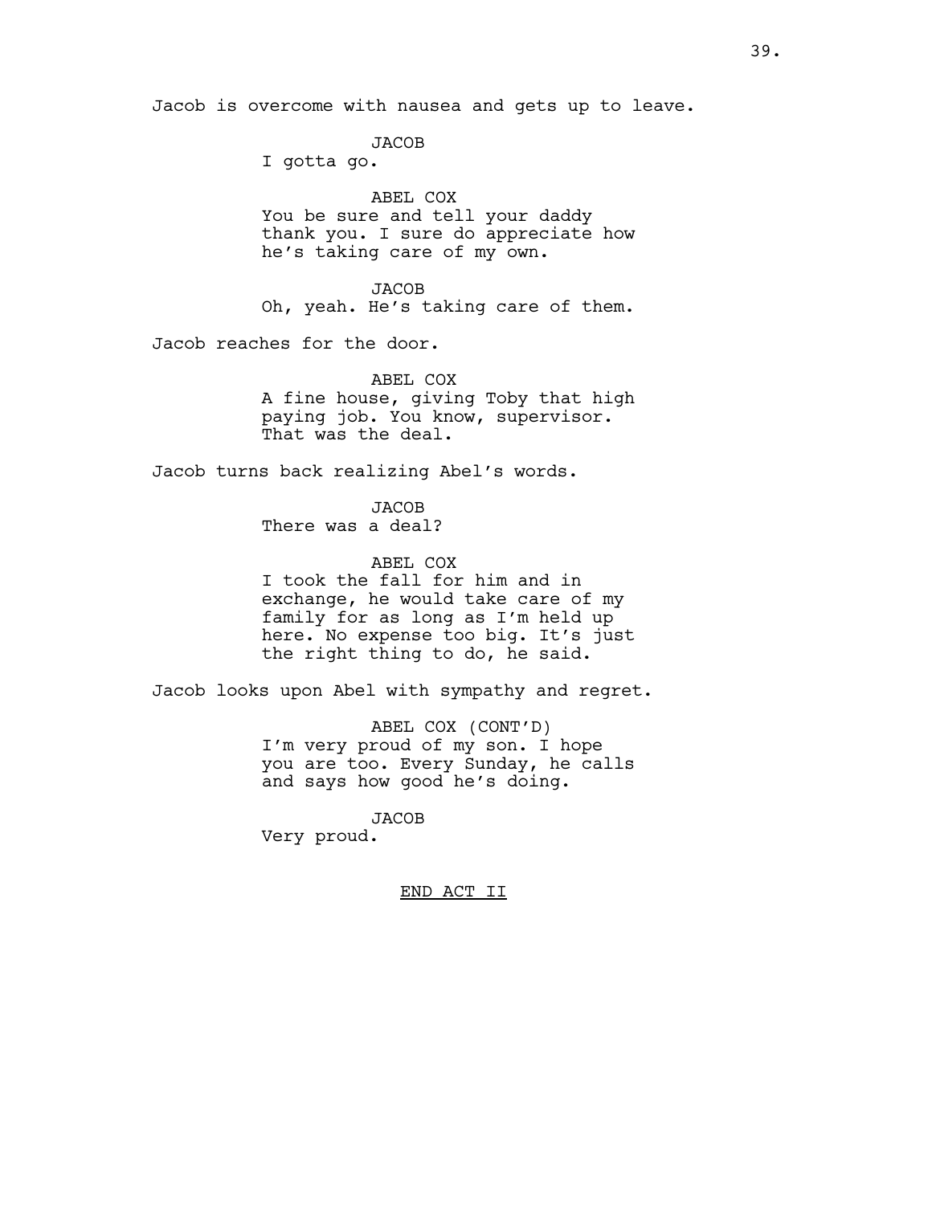Jacob is overcome with nausea and gets up to leave.

JACOB
I gotta go.

ABEL COX
You be sure and tell your daddy thank you. I sure do appreciate how he's taking care of my own.

JACOB
Oh, yeah. He's taking care of them.

Jacob reaches for the door.

ABEL COX
A fine house, giving Toby that high paying job. You know, supervisor. That was the deal.

Jacob turns back realizing Abel's words.

JACOB
There was a deal?

ABEL COX
I took the fall for him and in exchange, he would take care of my family for as long as I'm held up here. No expense too big. It's just the right thing to do, he said.

Jacob looks upon Abel with sympathy and regret.

ABEL COX (CONT'D)
I'm very proud of my son. I hope you are too. Every Sunday, he calls and says how good he's doing.

JACOB
Very proud.

END ACT II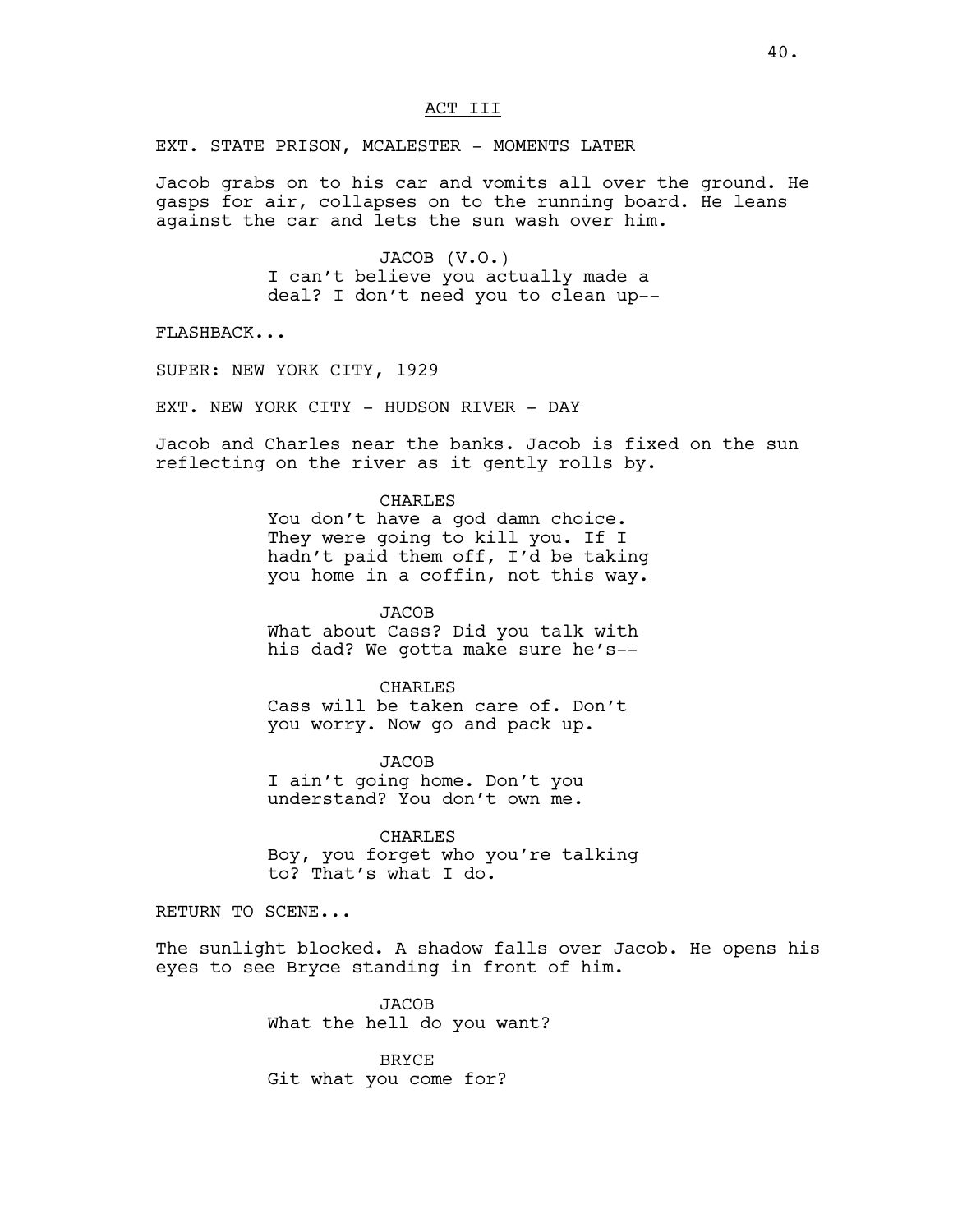ACT III

EXT. STATE PRISON, MCALESTER - MOMENTS LATER

Jacob grabs on to his car and vomits all over the ground. He gasps for air, collapses on to the running board. He leans against the car and lets the sun wash over him.

JACOB (V.O.)
I can't believe you actually made a deal? I don't need you to clean up--

FLASHBACK...

SUPER: NEW YORK CITY, 1929

EXT. NEW YORK CITY - HUDSON RIVER - DAY

Jacob and Charles near the banks. Jacob is fixed on the sun reflecting on the river as it gently rolls by.

CHARLES
You don't have a god damn choice. They were going to kill you. If I hadn't paid them off, I'd be taking you home in a coffin, not this way.

JACOB
What about Cass? Did you talk with his dad? We gotta make sure he's--

CHARLES
Cass will be taken care of. Don't you worry. Now go and pack up.

JACOB
I ain't going home. Don't you understand? You don't own me.

CHARLES
Boy, you forget who you're talking to? That's what I do.

RETURN TO SCENE...

The sunlight blocked. A shadow falls over Jacob. He opens his eyes to see Bryce standing in front of him.

JACOB
What the hell do you want?

BRYCE
Git what you come for?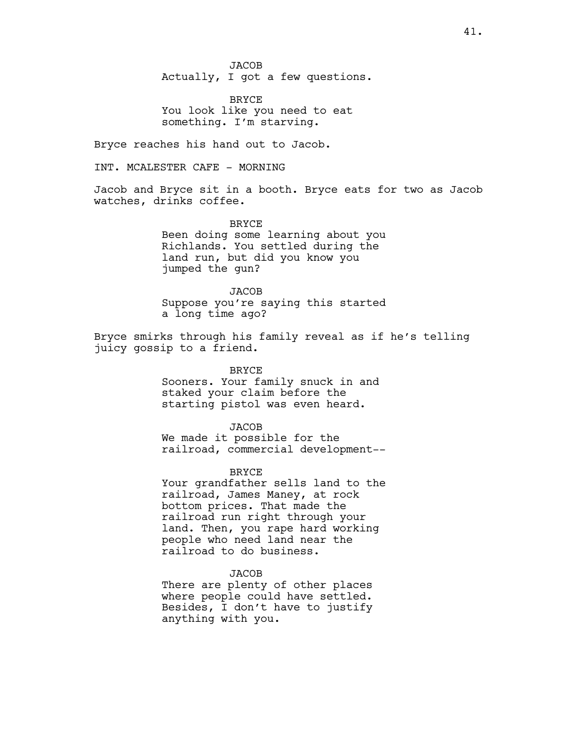JACOB
Actually, I got a few questions.

BRYCE
You look like you need to eat something. I'm starving.

Bryce reaches his hand out to Jacob.

INT. MCALESTER CAFE - MORNING

Jacob and Bryce sit in a booth. Bryce eats for two as Jacob watches, drinks coffee.

BRYCE
Been doing some learning about you Richlands. You settled during the land run, but did you know you jumped the gun?

JACOB
Suppose you're saying this started a long time ago?

Bryce smirks through his family reveal as if he's telling juicy gossip to a friend.

BRYCE
Sooners. Your family snuck in and staked your claim before the starting pistol was even heard.

JACOB
We made it possible for the railroad, commercial development--

BRYCE
Your grandfather sells land to the railroad, James Maney, at rock bottom prices. That made the railroad run right through your land. Then, you rape hard working people who need land near the railroad to do business.

JACOB
There are plenty of other places where people could have settled. Besides, I don't have to justify anything with you.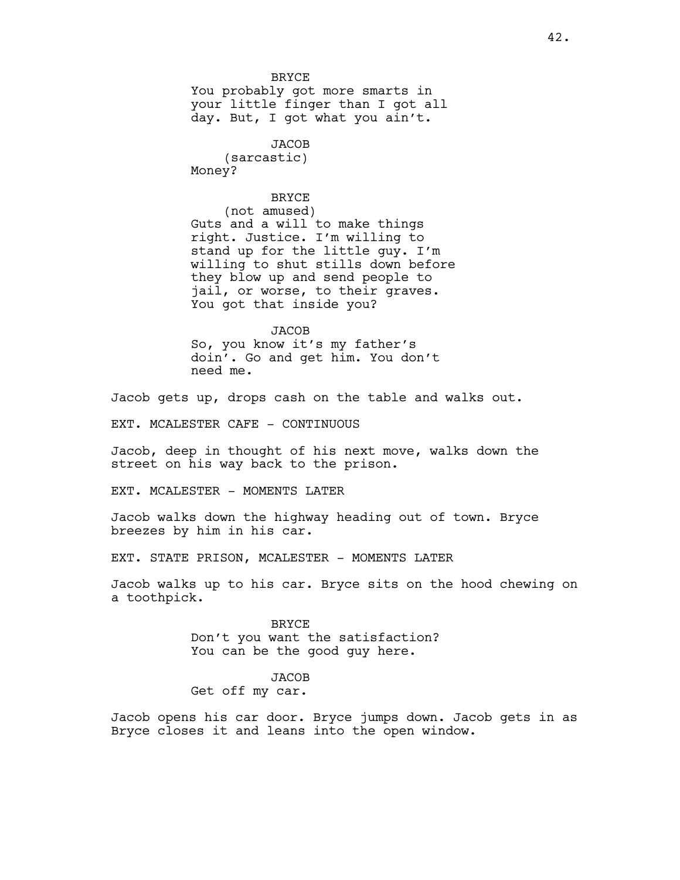BRYCE
You probably got more smarts in your little finger than I got all day. But, I got what you ain't.

JACOB
(sarcastic)
Money?

BRYCE
(not amused)
Guts and a will to make things right. Justice. I'm willing to stand up for the little guy. I'm willing to shut stills down before they blow up and send people to jail, or worse, to their graves. You got that inside you?

JACOB
So, you know it's my father's doin'. Go and get him. You don't need me.

Jacob gets up, drops cash on the table and walks out.

EXT. MCALESTER CAFE - CONTINUOUS

Jacob, deep in thought of his next move, walks down the street on his way back to the prison.

EXT. MCALESTER - MOMENTS LATER

Jacob walks down the highway heading out of town. Bryce breezes by him in his car.

EXT. STATE PRISON, MCALESTER - MOMENTS LATER

Jacob walks up to his car. Bryce sits on the hood chewing on a toothpick.

BRYCE
Don't you want the satisfaction? You can be the good guy here.

JACOB
Get off my car.

Jacob opens his car door. Bryce jumps down. Jacob gets in as Bryce closes it and leans into the open window.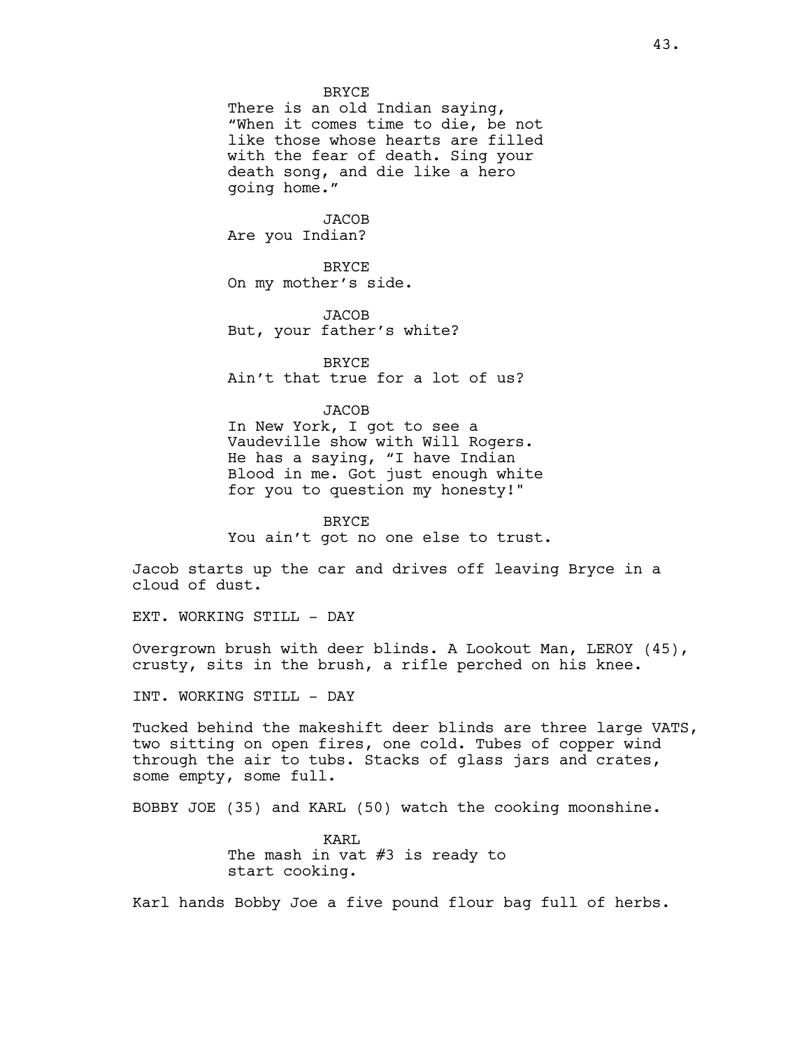BRYCE
There is an old Indian saying, "When it comes time to die, be not like those whose hearts are filled with the fear of death. Sing your death song, and die like a hero going home."

JACOB
Are you Indian?

BRYCE
On my mother's side.

JACOB
But, your father's white?

BRYCE
Ain't that true for a lot of us?

JACOB
In New York, I got to see a Vaudeville show with Will Rogers. He has a saying, "I have Indian Blood in me. Got just enough white for you to question my honesty!"

BRYCE
You ain't got no one else to trust.

Jacob starts up the car and drives off leaving Bryce in a cloud of dust.

EXT. WORKING STILL - DAY

Overgrown brush with deer blinds. A Lookout Man, LEROY (45), crusty, sits in the brush, a rifle perched on his knee.

INT. WORKING STILL - DAY

Tucked behind the makeshift deer blinds are three large VATS, two sitting on open fires, one cold. Tubes of copper wind through the air to tubs. Stacks of glass jars and crates, some empty, some full.

BOBBY JOE (35) and KARL (50) watch the cooking moonshine.

KARL
The mash in vat #3 is ready to start cooking.

Karl hands Bobby Joe a five pound flour bag full of herbs.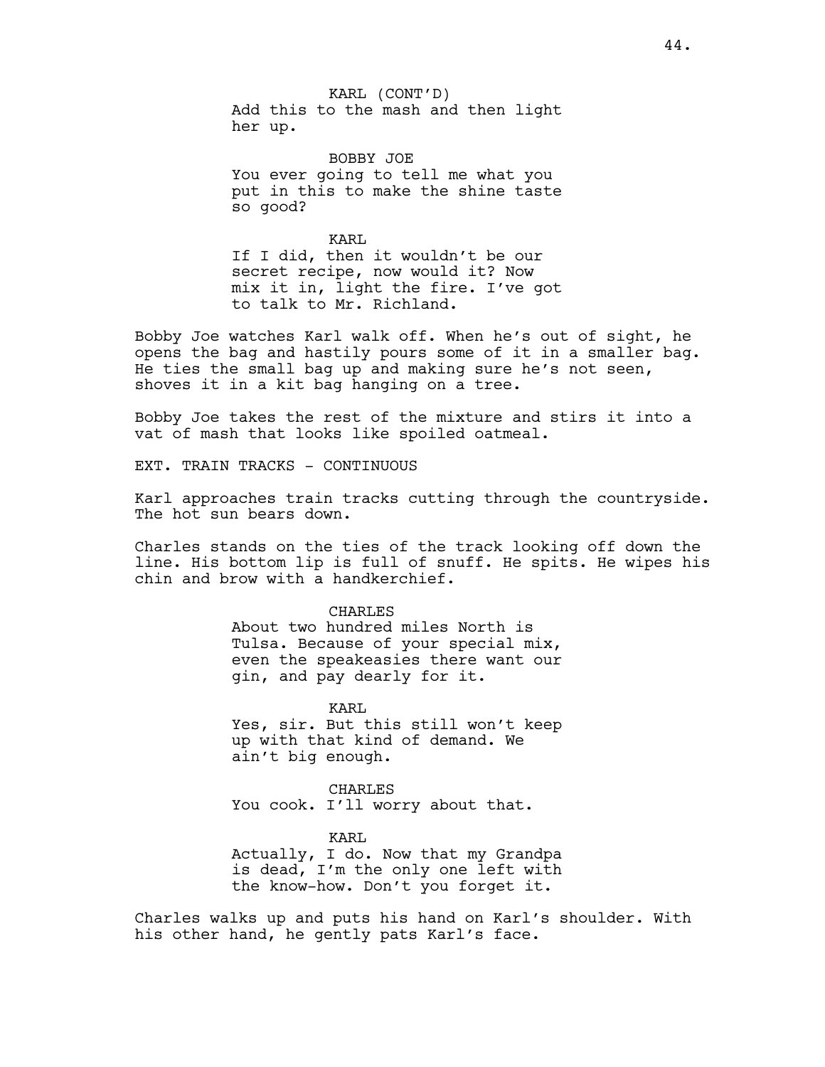KARL (CONT'D)
Add this to the mash and then light her up.

BOBBY JOE
You ever going to tell me what you put in this to make the shine taste so good?

KARL
If I did, then it wouldn't be our secret recipe, now would it? Now mix it in, light the fire. I've got to talk to Mr. Richland.

Bobby Joe watches Karl walk off. When he's out of sight, he opens the bag and hastily pours some of it in a smaller bag. He ties the small bag up and making sure he's not seen, shoves it in a kit bag hanging on a tree.

Bobby Joe takes the rest of the mixture and stirs it into a vat of mash that looks like spoiled oatmeal.

EXT. TRAIN TRACKS - CONTINUOUS

Karl approaches train tracks cutting through the countryside. The hot sun bears down.

Charles stands on the ties of the track looking off down the line. His bottom lip is full of snuff. He spits. He wipes his chin and brow with a handkerchief.

CHARLES
About two hundred miles North is Tulsa. Because of your special mix, even the speakeasies there want our gin, and pay dearly for it.

KARL
Yes, sir. But this still won't keep up with that kind of demand. We ain't big enough.

CHARLES
You cook. I'll worry about that.

KARL
Actually, I do. Now that my Grandpa is dead, I'm the only one left with the know-how. Don't you forget it.

Charles walks up and puts his hand on Karl's shoulder. With his other hand, he gently pats Karl's face.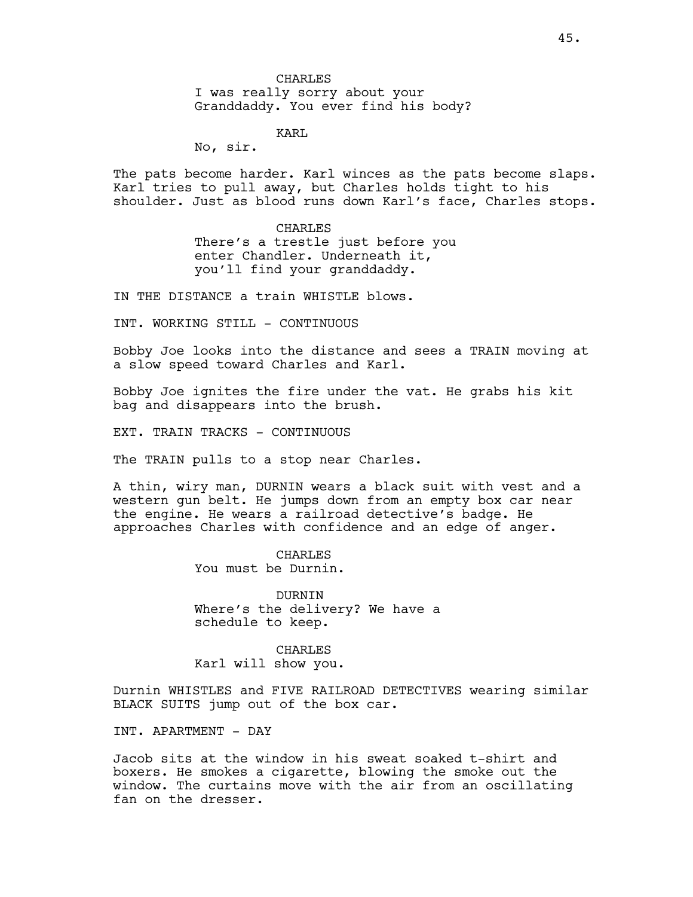CHARLES
I was really sorry about your Granddaddy. You ever find his body?

KARL
No, sir.

The pats become harder. Karl winces as the pats become slaps. Karl tries to pull away, but Charles holds tight to his shoulder. Just as blood runs down Karl's face, Charles stops.

CHARLES
There's a trestle just before you enter Chandler. Underneath it, you'll find your granddaddy.

IN THE DISTANCE a train WHISTLE blows.

INT. WORKING STILL - CONTINUOUS

Bobby Joe looks into the distance and sees a TRAIN moving at a slow speed toward Charles and Karl.

Bobby Joe ignites the fire under the vat. He grabs his kit bag and disappears into the brush.

EXT. TRAIN TRACKS - CONTINUOUS

The TRAIN pulls to a stop near Charles.

A thin, wiry man, DURNIN wears a black suit with vest and a western gun belt. He jumps down from an empty box car near the engine. He wears a railroad detective's badge. He approaches Charles with confidence and an edge of anger.

CHARLES
You must be Durnin.

DURNIN
Where's the delivery? We have a schedule to keep.

CHARLES
Karl will show you.

Durnin WHISTLES and FIVE RAILROAD DETECTIVES wearing similar BLACK SUITS jump out of the box car.

INT. APARTMENT - DAY

Jacob sits at the window in his sweat soaked t-shirt and boxers. He smokes a cigarette, blowing the smoke out the window. The curtains move with the air from an oscillating fan on the dresser.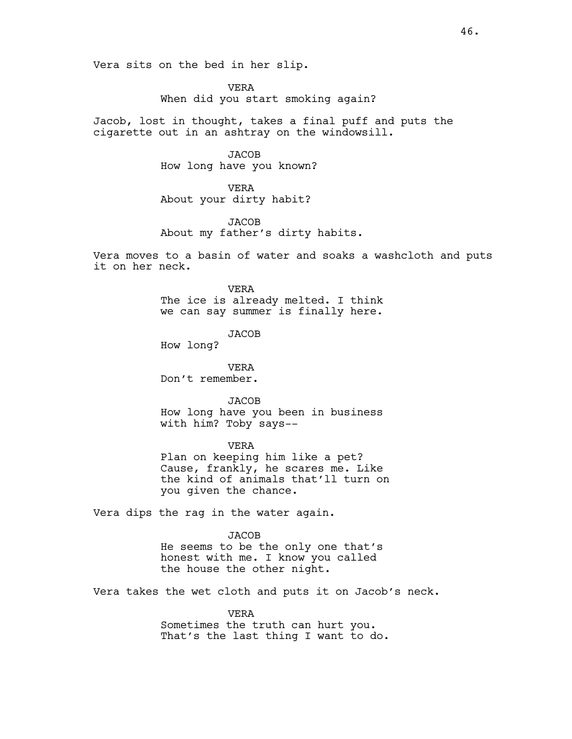Vera sits on the bed in her slip.

VERA
When did you start smoking again?

Jacob, lost in thought, takes a final puff and puts the cigarette out in an ashtray on the windowsill.

JACOB
How long have you known?

VERA
About your dirty habit?

JACOB
About my father's dirty habits.

Vera moves to a basin of water and soaks a washcloth and puts it on her neck.

VERA
The ice is already melted. I think we can say summer is finally here.

JACOB
How long?

VERA
Don't remember.

JACOB
How long have you been in business with him? Toby says--

VERA
Plan on keeping him like a pet? Cause, frankly, he scares me. Like the kind of animals that'll turn on you given the chance.

Vera dips the rag in the water again.

JACOB
He seems to be the only one that's honest with me. I know you called the house the other night.

Vera takes the wet cloth and puts it on Jacob's neck.

VERA
Sometimes the truth can hurt you. That's the last thing I want to do.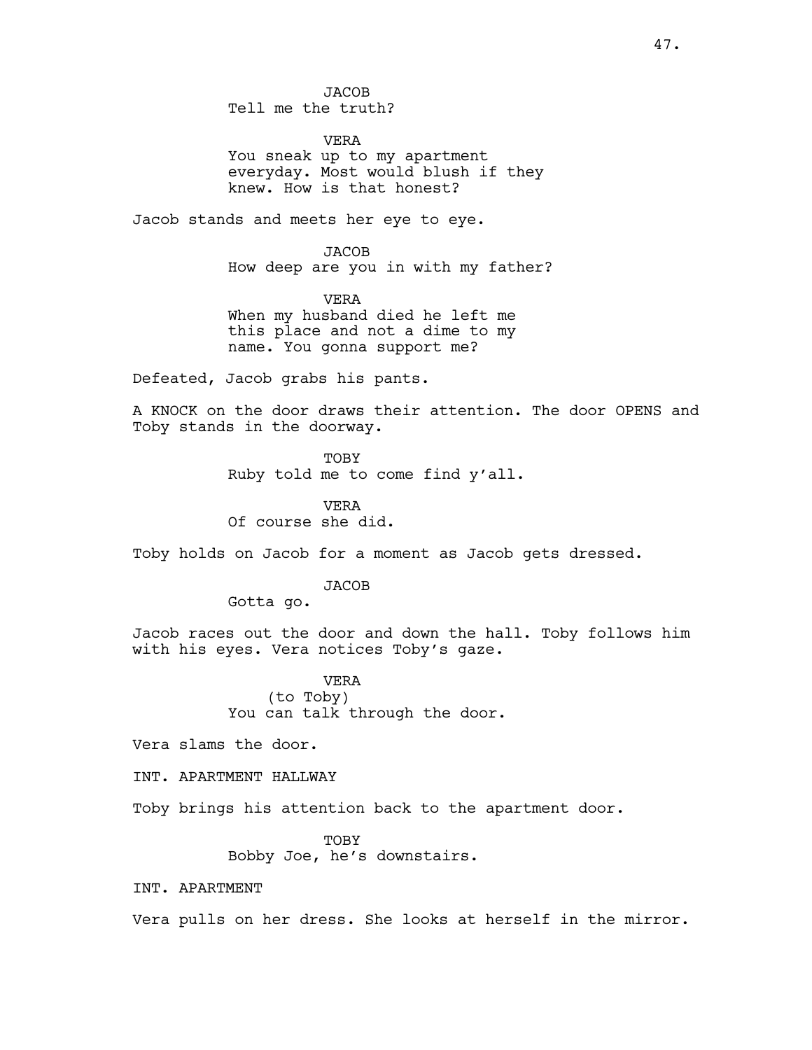JACOB
Tell me the truth?

VERA
You sneak up to my apartment everyday. Most would blush if they knew. How is that honest?

Jacob stands and meets her eye to eye.

JACOB
How deep are you in with my father?

VERA
When my husband died he left me this place and not a dime to my name. You gonna support me?

Defeated, Jacob grabs his pants.

A KNOCK on the door draws their attention. The door OPENS and Toby stands in the doorway.

TOBY
Ruby told me to come find y'all.

VERA
Of course she did.

Toby holds on Jacob for a moment as Jacob gets dressed.

JACOB
Gotta go.

Jacob races out the door and down the hall. Toby follows him with his eyes. Vera notices Toby's gaze.

VERA
(to Toby)
You can talk through the door.

Vera slams the door.

INT. APARTMENT HALLWAY

Toby brings his attention back to the apartment door.

TOBY
Bobby Joe, he's downstairs.

INT. APARTMENT

Vera pulls on her dress. She looks at herself in the mirror.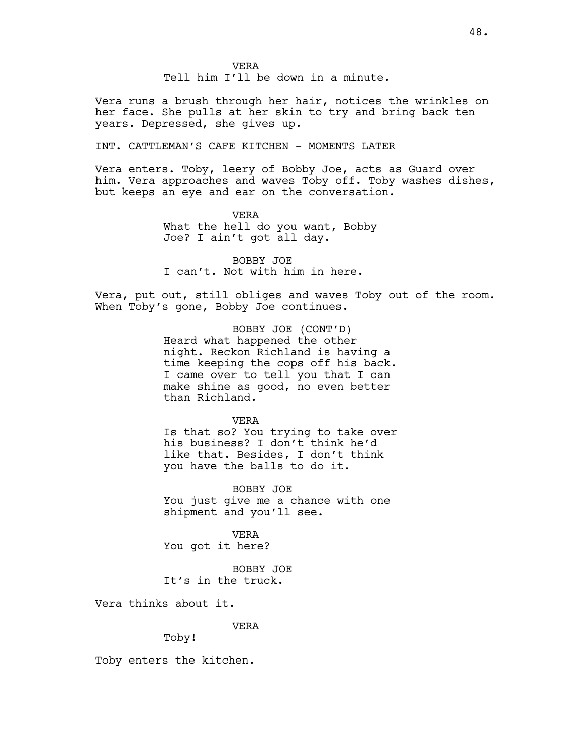VERA

Tell him I'll be down in a minute.

Vera runs a brush through her hair, notices the wrinkles on her face. She pulls at her skin to try and bring back ten years. Depressed, she gives up.

INT. CATTLEMAN'S CAFE KITCHEN - MOMENTS LATER

Vera enters. Toby, leery of Bobby Joe, acts as Guard over him. Vera approaches and waves Toby off. Toby washes dishes, but keeps an eye and ear on the conversation.

VERA

What the hell do you want, Bobby Joe? I ain't got all day.

BOBBY JOE

I can't. Not with him in here.

Vera, put out, still obliges and waves Toby out of the room. When Toby's gone, Bobby Joe continues.

BOBBY JOE (CONT'D)

Heard what happened the other night. Reckon Richland is having a time keeping the cops off his back. I came over to tell you that I can make shine as good, no even better than Richland.

VERA

Is that so? You trying to take over his business? I don't think he'd like that. Besides, I don't think you have the balls to do it.

BOBBY JOE

You just give me a chance with one shipment and you'll see.

VERA

You got it here?

BOBBY JOE

It's in the truck.

Vera thinks about it.

VERA

Toby!

Toby enters the kitchen.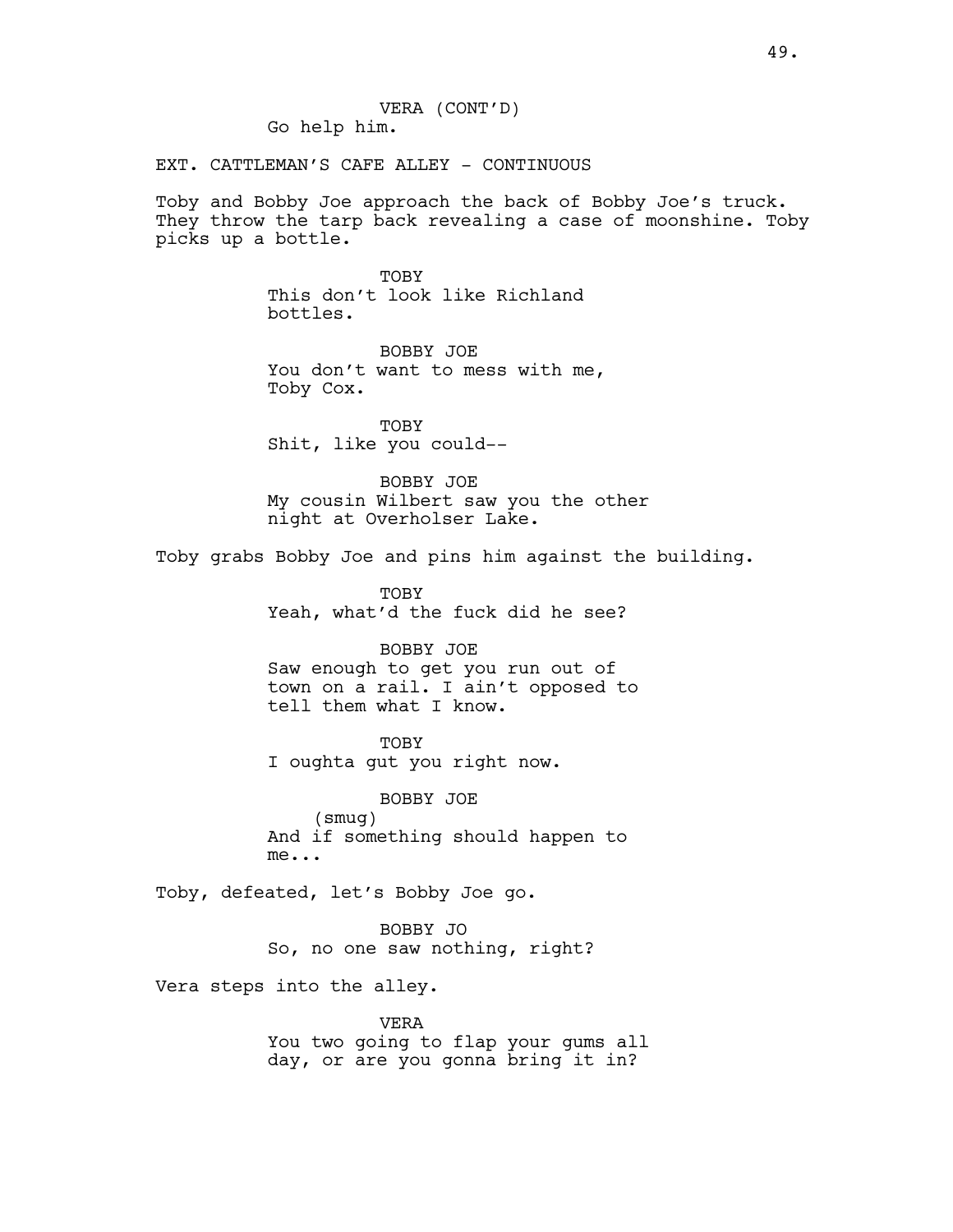VERA (CONT'D)
Go help him.

EXT. CATTLEMAN'S CAFE ALLEY - CONTINUOUS

Toby and Bobby Joe approach the back of Bobby Joe's truck. They throw the tarp back revealing a case of moonshine. Toby picks up a bottle.

TOBY
This don't look like Richland bottles.

BOBBY JOE
You don't want to mess with me, Toby Cox.

TOBY
Shit, like you could--

BOBBY JOE
My cousin Wilbert saw you the other night at Overholser Lake.

Toby grabs Bobby Joe and pins him against the building.

TOBY
Yeah, what'd the fuck did he see?

BOBBY JOE
Saw enough to get you run out of town on a rail. I ain't opposed to tell them what I know.

TOBY
I oughta gut you right now.

BOBBY JOE
(smug)
And if something should happen to me...

Toby, defeated, let's Bobby Joe go.

BOBBY JO
So, no one saw nothing, right?

Vera steps into the alley.

VERA
You two going to flap your gums all day, or are you gonna bring it in?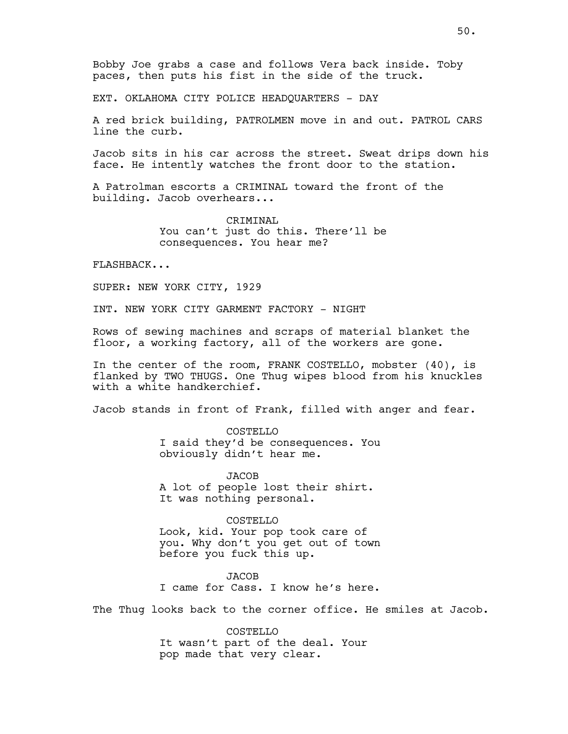Bobby Joe grabs a case and follows Vera back inside. Toby paces, then puts his fist in the side of the truck.

EXT. OKLAHOMA CITY POLICE HEADQUARTERS - DAY

A red brick building, PATROLMEN move in and out. PATROL CARS line the curb.

Jacob sits in his car across the street. Sweat drips down his face. He intently watches the front door to the station.

A Patrolman escorts a CRIMINAL toward the front of the building. Jacob overhears...

CRIMINAL
You can't just do this. There'll be consequences. You hear me?

FLASHBACK...

SUPER: NEW YORK CITY, 1929

INT. NEW YORK CITY GARMENT FACTORY - NIGHT

Rows of sewing machines and scraps of material blanket the floor, a working factory, all of the workers are gone.

In the center of the room, FRANK COSTELLO, mobster (40), is flanked by TWO THUGS. One Thug wipes blood from his knuckles with a white handkerchief.

Jacob stands in front of Frank, filled with anger and fear.

COSTELLO
I said they'd be consequences. You obviously didn't hear me.

JACOB
A lot of people lost their shirt. It was nothing personal.

COSTELLO
Look, kid. Your pop took care of you. Why don't you get out of town before you fuck this up.

JACOB
I came for Cass. I know he's here.

The Thug looks back to the corner office. He smiles at Jacob.

COSTELLO
It wasn't part of the deal. Your pop made that very clear.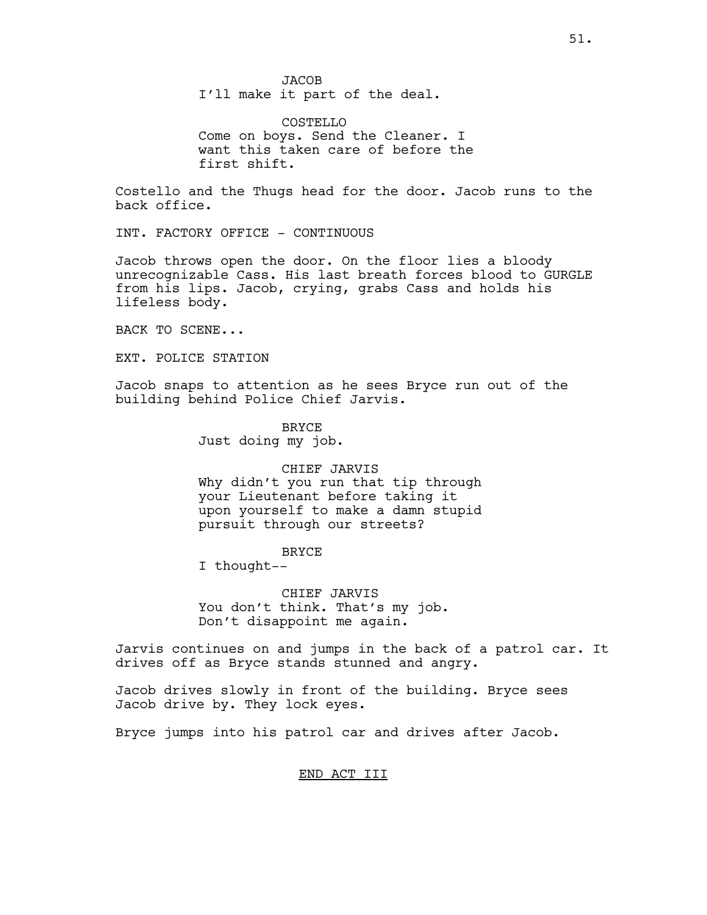JACOB
I'll make it part of the deal.

COSTELLO
Come on boys. Send the Cleaner. I want this taken care of before the first shift.

Costello and the Thugs head for the door. Jacob runs to the back office.

INT. FACTORY OFFICE - CONTINUOUS

Jacob throws open the door. On the floor lies a bloody unrecognizable Cass. His last breath forces blood to GURGLE from his lips. Jacob, crying, grabs Cass and holds his lifeless body.

BACK TO SCENE...

EXT. POLICE STATION

Jacob snaps to attention as he sees Bryce run out of the building behind Police Chief Jarvis.

BRYCE
Just doing my job.

CHIEF JARVIS
Why didn't you run that tip through your Lieutenant before taking it upon yourself to make a damn stupid pursuit through our streets?

BRYCE
I thought--

CHIEF JARVIS
You don't think. That's my job. Don't disappoint me again.

Jarvis continues on and jumps in the back of a patrol car. It drives off as Bryce stands stunned and angry.

Jacob drives slowly in front of the building. Bryce sees Jacob drive by. They lock eyes.

Bryce jumps into his patrol car and drives after Jacob.

<u>END ACT III</u>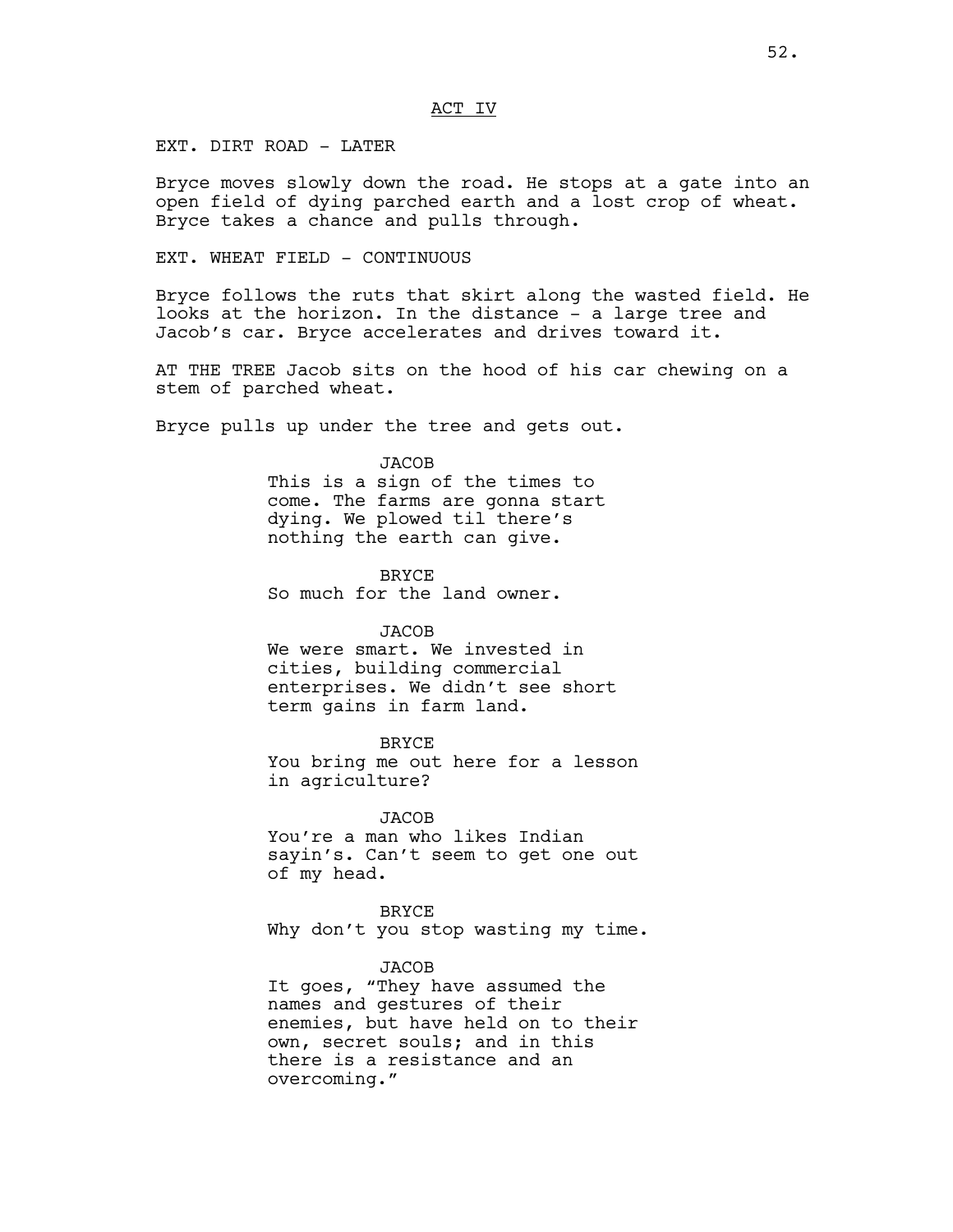ACT IV

EXT. DIRT ROAD - LATER

Bryce moves slowly down the road. He stops at a gate into an open field of dying parched earth and a lost crop of wheat. Bryce takes a chance and pulls through.

EXT. WHEAT FIELD - CONTINUOUS

Bryce follows the ruts that skirt along the wasted field. He looks at the horizon. In the distance - a large tree and Jacob's car. Bryce accelerates and drives toward it.

AT THE TREE Jacob sits on the hood of his car chewing on a stem of parched wheat.

Bryce pulls up under the tree and gets out.

JACOB
This is a sign of the times to come. The farms are gonna start dying. We plowed til there's nothing the earth can give.

BRYCE
So much for the land owner.

JACOB
We were smart. We invested in cities, building commercial enterprises. We didn't see short term gains in farm land.

BRYCE
You bring me out here for a lesson in agriculture?

JACOB
You're a man who likes Indian sayin's. Can't seem to get one out of my head.

BRYCE
Why don't you stop wasting my time.

JACOB
It goes, "They have assumed the names and gestures of their enemies, but have held on to their own, secret souls; and in this there is a resistance and an overcoming."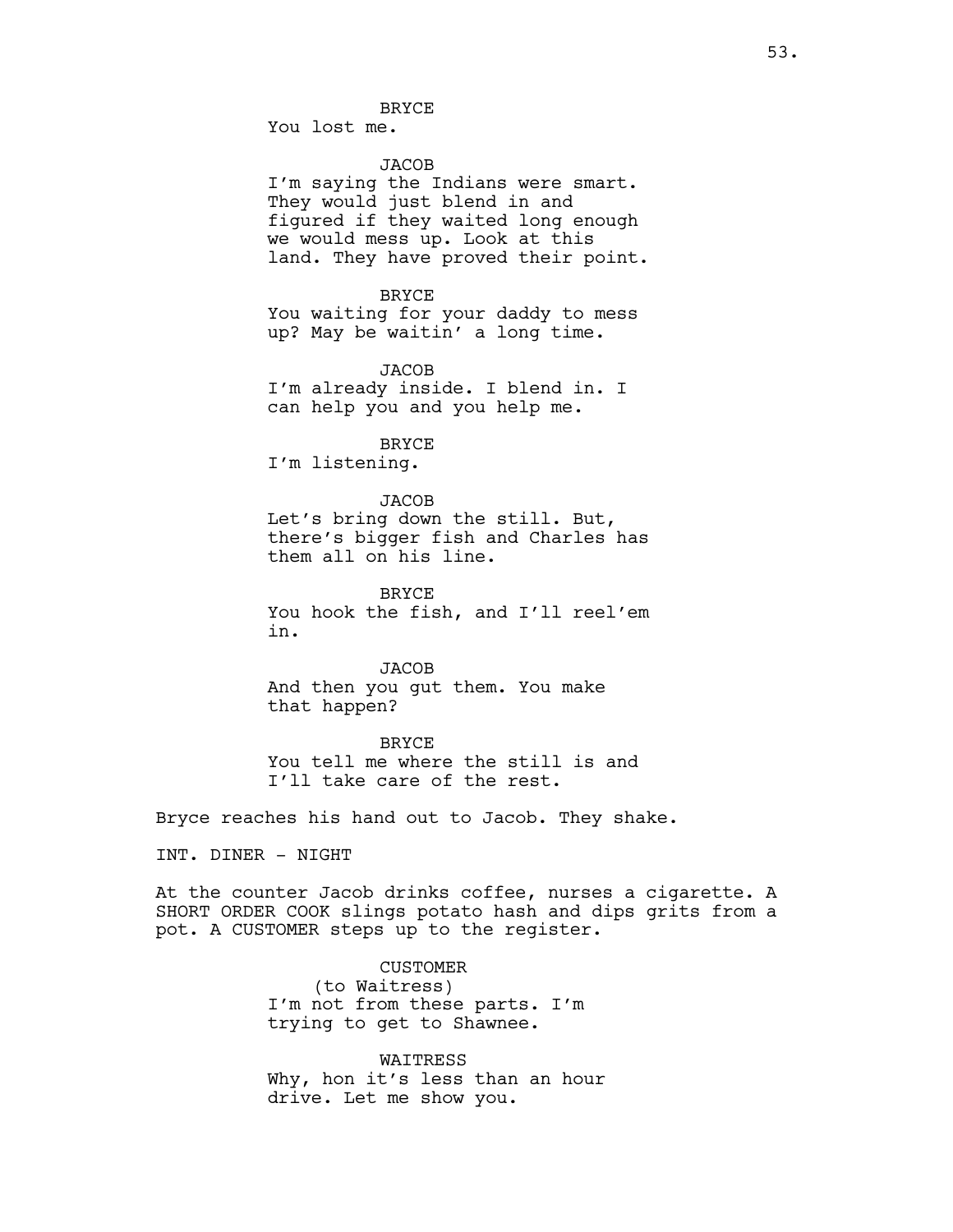BRYCE
You lost me.

JACOB
I'm saying the Indians were smart. They would just blend in and figured if they waited long enough we would mess up. Look at this land. They have proved their point.

BRYCE
You waiting for your daddy to mess up? May be waitin' a long time.

JACOB
I'm already inside. I blend in. I can help you and you help me.

BRYCE
I'm listening.

JACOB
Let's bring down the still. But, there's bigger fish and Charles has them all on his line.

BRYCE
You hook the fish, and I'll reel'em in.

JACOB
And then you gut them. You make that happen?

BRYCE
You tell me where the still is and I'll take care of the rest.

Bryce reaches his hand out to Jacob. They shake.

INT. DINER - NIGHT

At the counter Jacob drinks coffee, nurses a cigarette. A SHORT ORDER COOK slings potato hash and dips grits from a pot. A CUSTOMER steps up to the register.

CUSTOMER
(to Waitress)
I'm not from these parts. I'm trying to get to Shawnee.

WAITRESS
Why, hon it's less than an hour drive. Let me show you.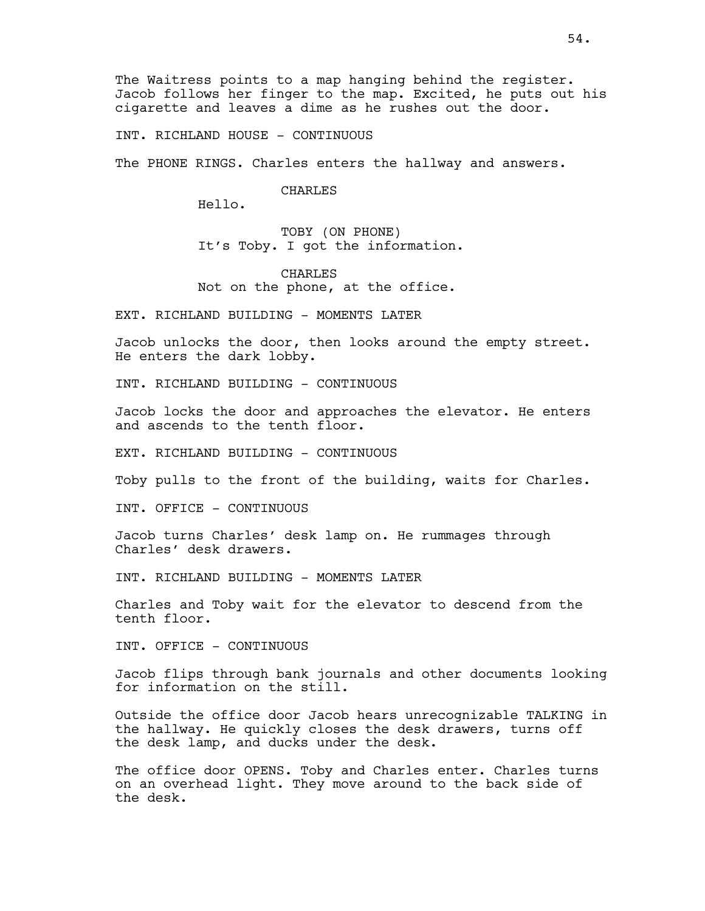The Waitress points to a map hanging behind the register. Jacob follows her finger to the map. Excited, he puts out his cigarette and leaves a dime as he rushes out the door.

INT. RICHLAND HOUSE - CONTINUOUS

The PHONE RINGS. Charles enters the hallway and answers.

CHARLES
Hello.

TOBY (ON PHONE)
It's Toby. I got the information.

CHARLES
Not on the phone, at the office.

EXT. RICHLAND BUILDING - MOMENTS LATER

Jacob unlocks the door, then looks around the empty street. He enters the dark lobby.

INT. RICHLAND BUILDING - CONTINUOUS

Jacob locks the door and approaches the elevator. He enters and ascends to the tenth floor.

EXT. RICHLAND BUILDING - CONTINUOUS

Toby pulls to the front of the building, waits for Charles.

INT. OFFICE - CONTINUOUS

Jacob turns Charles' desk lamp on. He rummages through Charles' desk drawers.

INT. RICHLAND BUILDING - MOMENTS LATER

Charles and Toby wait for the elevator to descend from the tenth floor.

INT. OFFICE - CONTINUOUS

Jacob flips through bank journals and other documents looking for information on the still.

Outside the office door Jacob hears unrecognizable TALKING in the hallway. He quickly closes the desk drawers, turns off the desk lamp, and ducks under the desk.

The office door OPENS. Toby and Charles enter. Charles turns on an overhead light. They move around to the back side of the desk.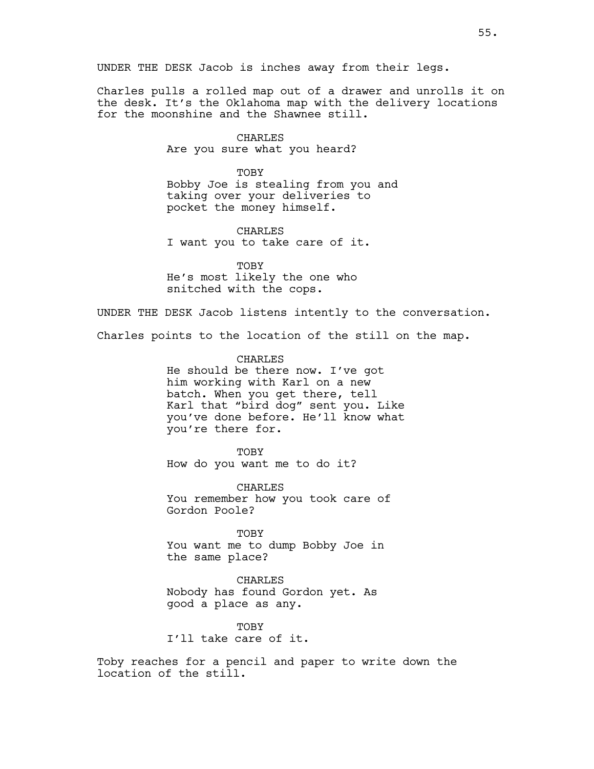UNDER THE DESK Jacob is inches away from their legs.

Charles pulls a rolled map out of a drawer and unrolls it on the desk. It's the Oklahoma map with the delivery locations for the moonshine and the Shawnee still.

CHARLES
Are you sure what you heard?

TOBY
Bobby Joe is stealing from you and taking over your deliveries to pocket the money himself.

CHARLES
I want you to take care of it.

TOBY
He's most likely the one who snitched with the cops.

UNDER THE DESK Jacob listens intently to the conversation.

Charles points to the location of the still on the map.

CHARLES
He should be there now. I've got him working with Karl on a new batch. When you get there, tell Karl that "bird dog" sent you. Like you've done before. He'll know what you're there for.

TOBY
How do you want me to do it?

CHARLES
You remember how you took care of Gordon Poole?

TOBY
You want me to dump Bobby Joe in the same place?

CHARLES
Nobody has found Gordon yet. As good a place as any.

TOBY
I'll take care of it.

Toby reaches for a pencil and paper to write down the location of the still.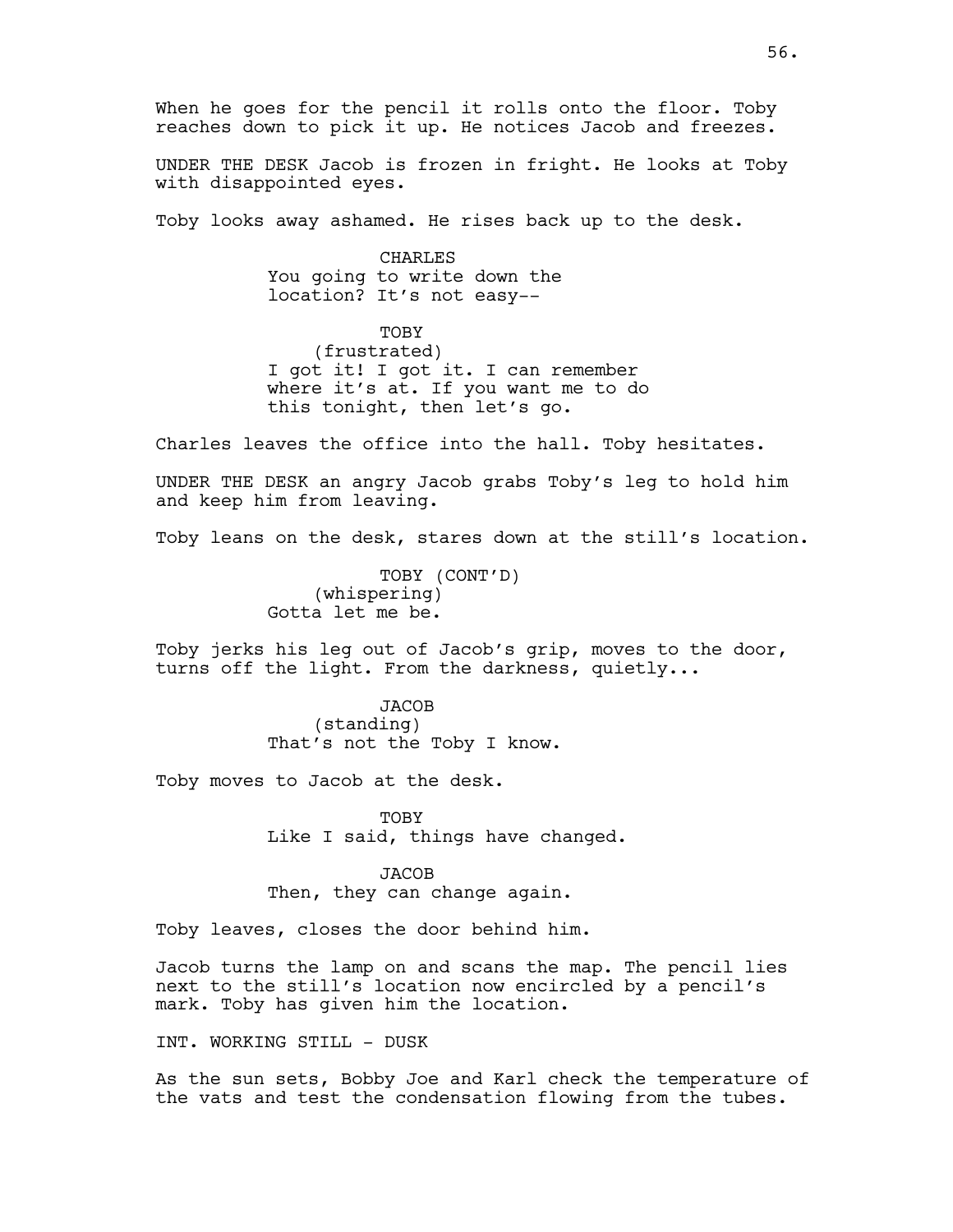When he goes for the pencil it rolls onto the floor. Toby reaches down to pick it up. He notices Jacob and freezes.

UNDER THE DESK Jacob is frozen in fright. He looks at Toby with disappointed eyes.

Toby looks away ashamed. He rises back up to the desk.

CHARLES
You going to write down the location? It's not easy--

TOBY
(frustrated)
I got it! I got it. I can remember where it's at. If you want me to do this tonight, then let's go.

Charles leaves the office into the hall. Toby hesitates.

UNDER THE DESK an angry Jacob grabs Toby's leg to hold him and keep him from leaving.

Toby leans on the desk, stares down at the still's location.

TOBY (CONT'D)
(whispering)
Gotta let me be.

Toby jerks his leg out of Jacob's grip, moves to the door, turns off the light. From the darkness, quietly...

JACOB
(standing)
That's not the Toby I know.

Toby moves to Jacob at the desk.

TOBY
Like I said, things have changed.

JACOB
Then, they can change again.

Toby leaves, closes the door behind him.

Jacob turns the lamp on and scans the map. The pencil lies next to the still's location now encircled by a pencil's mark. Toby has given him the location.

INT. WORKING STILL - DUSK

As the sun sets, Bobby Joe and Karl check the temperature of the vats and test the condensation flowing from the tubes.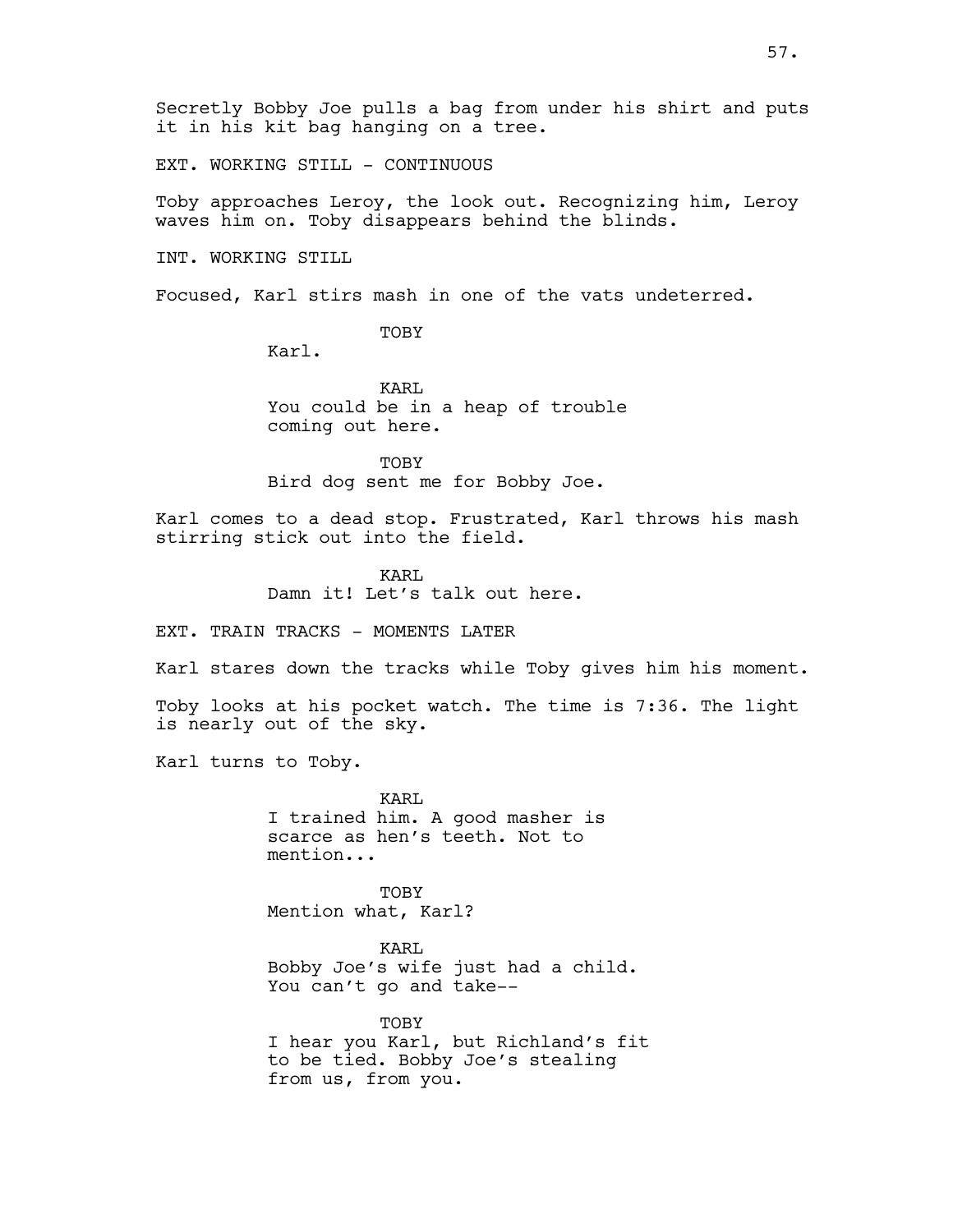Secretly Bobby Joe pulls a bag from under his shirt and puts it in his kit bag hanging on a tree.

EXT. WORKING STILL - CONTINUOUS

Toby approaches Leroy, the look out. Recognizing him, Leroy waves him on. Toby disappears behind the blinds.

INT. WORKING STILL

Focused, Karl stirs mash in one of the vats undeterred.

TOBY
Karl.

KARL
You could be in a heap of trouble coming out here.

TOBY
Bird dog sent me for Bobby Joe.

Karl comes to a dead stop. Frustrated, Karl throws his mash stirring stick out into the field.

KARL
Damn it! Let's talk out here.

EXT. TRAIN TRACKS - MOMENTS LATER

Karl stares down the tracks while Toby gives him his moment.

Toby looks at his pocket watch. The time is 7:36. The light is nearly out of the sky.

Karl turns to Toby.

KARL
I trained him. A good masher is scarce as hen's teeth. Not to mention...

TOBY
Mention what, Karl?

KARL
Bobby Joe's wife just had a child. You can't go and take--

TOBY
I hear you Karl, but Richland's fit to be tied. Bobby Joe's stealing from us, from you.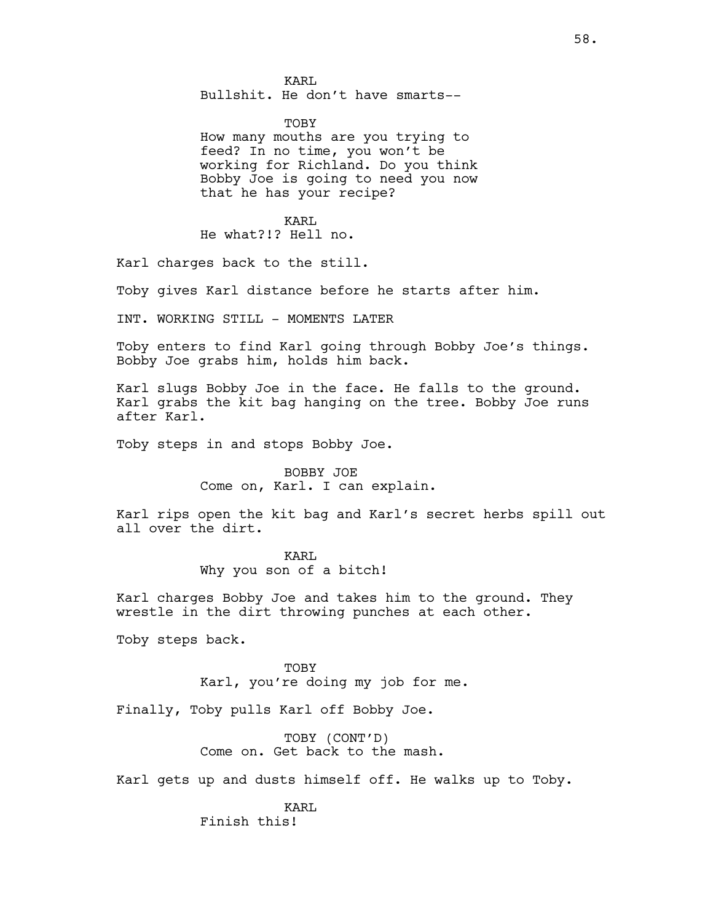KARL
Bullshit. He don't have smarts--

TOBY
How many mouths are you trying to feed? In no time, you won't be working for Richland. Do you think Bobby Joe is going to need you now that he has your recipe?

KARL
He what?!? Hell no.

Karl charges back to the still.

Toby gives Karl distance before he starts after him.

INT. WORKING STILL - MOMENTS LATER

Toby enters to find Karl going through Bobby Joe's things. Bobby Joe grabs him, holds him back.

Karl slugs Bobby Joe in the face. He falls to the ground. Karl grabs the kit bag hanging on the tree. Bobby Joe runs after Karl.

Toby steps in and stops Bobby Joe.

BOBBY JOE
Come on, Karl. I can explain.

Karl rips open the kit bag and Karl's secret herbs spill out all over the dirt.

KARL
Why you son of a bitch!

Karl charges Bobby Joe and takes him to the ground. They wrestle in the dirt throwing punches at each other.

Toby steps back.

TOBY
Karl, you're doing my job for me.

Finally, Toby pulls Karl off Bobby Joe.

TOBY (CONT'D)
Come on. Get back to the mash.

Karl gets up and dusts himself off. He walks up to Toby.

KARL
Finish this!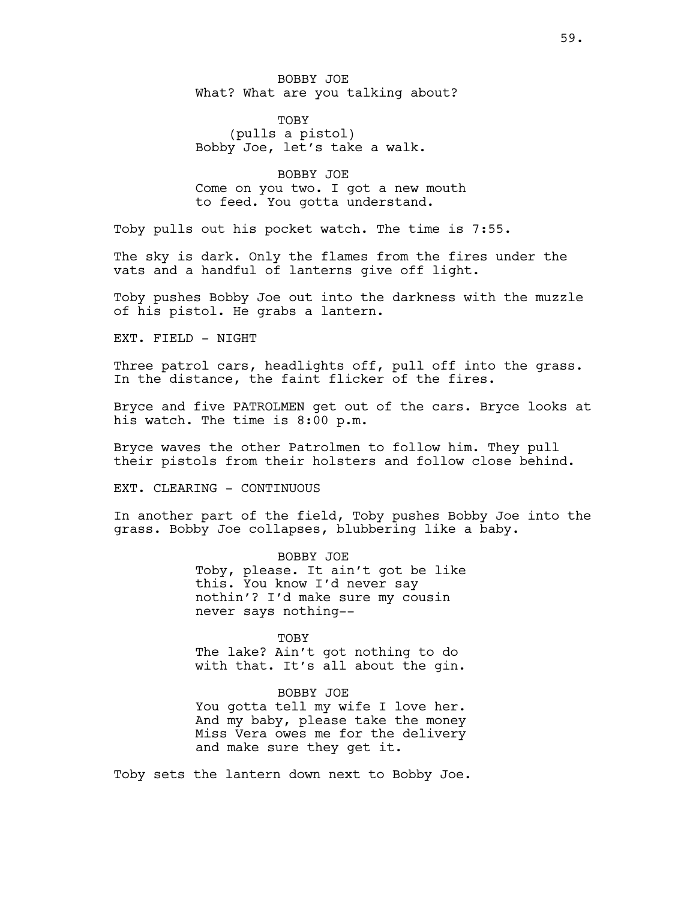BOBBY JOE

What? What are you talking about?

TOBY

(pulls a pistol)

Bobby Joe, let's take a walk.

BOBBY JOE

Come on you two. I got a new mouth to feed. You gotta understand.

Toby pulls out his pocket watch. The time is 7:55.

The sky is dark. Only the flames from the fires under the vats and a handful of lanterns give off light.

Toby pushes Bobby Joe out into the darkness with the muzzle of his pistol. He grabs a lantern.

EXT. FIELD - NIGHT

Three patrol cars, headlights off, pull off into the grass. In the distance, the faint flicker of the fires.

Bryce and five PATROLMEN get out of the cars. Bryce looks at his watch. The time is 8:00 p.m.

Bryce waves the other Patrolmen to follow him. They pull their pistols from their holsters and follow close behind.

EXT. CLEARING - CONTINUOUS

In another part of the field, Toby pushes Bobby Joe into the grass. Bobby Joe collapses, blubbering like a baby.

BOBBY JOE

Toby, please. It ain't got be like this. You know I'd never say nothin'? I'd make sure my cousin never says nothing--

TOBY

The lake? Ain't got nothing to do with that. It's all about the gin.

BOBBY JOE

You gotta tell my wife I love her. And my baby, please take the money Miss Vera owes me for the delivery and make sure they get it.

Toby sets the lantern down next to Bobby Joe.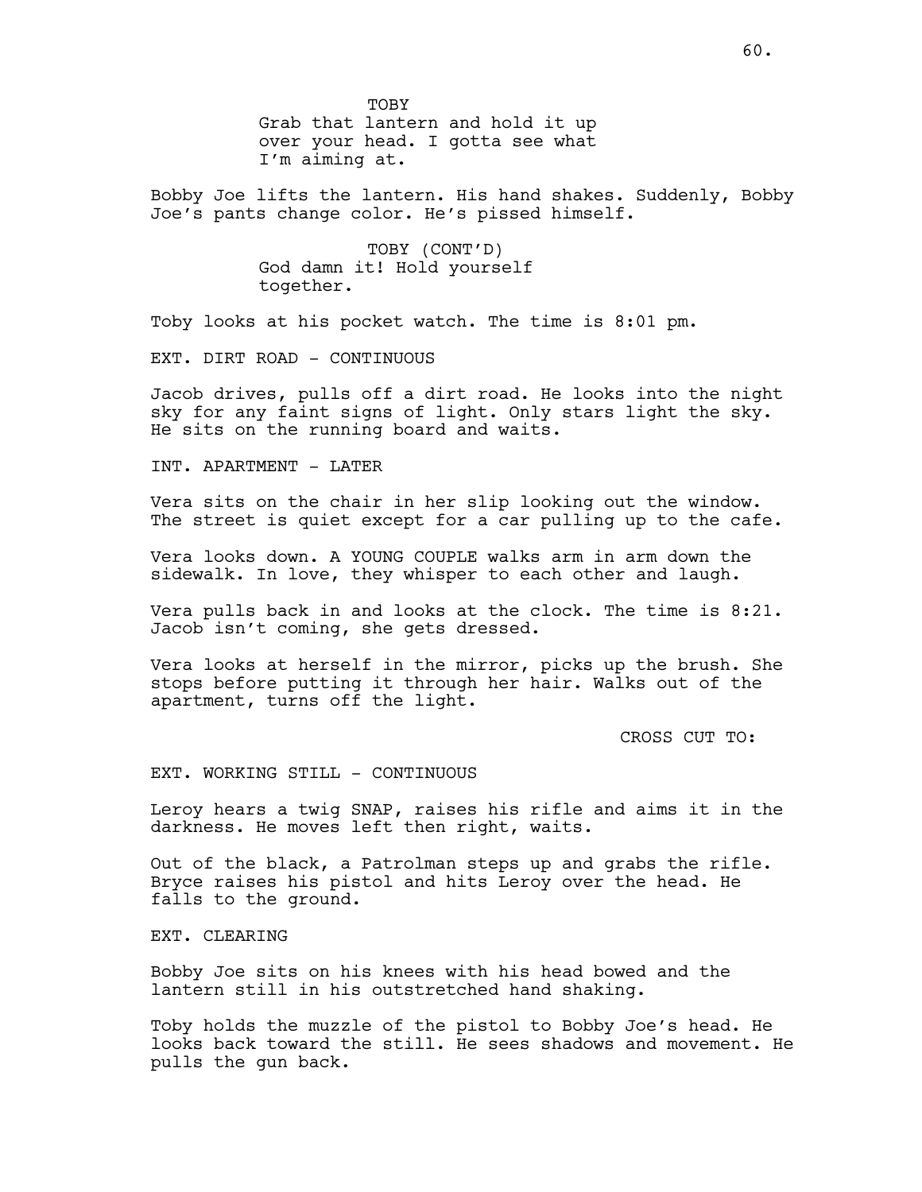TOBY
Grab that lantern and hold it up over your head. I gotta see what I'm aiming at.

Bobby Joe lifts the lantern. His hand shakes. Suddenly, Bobby Joe's pants change color. He's pissed himself.

TOBY (CONT'D)
God damn it! Hold yourself together.

Toby looks at his pocket watch. The time is 8:01 pm.

EXT. DIRT ROAD - CONTINUOUS

Jacob drives, pulls off a dirt road. He looks into the night sky for any faint signs of light. Only stars light the sky. He sits on the running board and waits.

INT. APARTMENT - LATER

Vera sits on the chair in her slip looking out the window. The street is quiet except for a car pulling up to the cafe.

Vera looks down. A YOUNG COUPLE walks arm in arm down the sidewalk. In love, they whisper to each other and laugh.

Vera pulls back in and looks at the clock. The time is 8:21. Jacob isn't coming, she gets dressed.

Vera looks at herself in the mirror, picks up the brush. She stops before putting it through her hair. Walks out of the apartment, turns off the light.

CROSS CUT TO:

EXT. WORKING STILL - CONTINUOUS

Leroy hears a twig SNAP, raises his rifle and aims it in the darkness. He moves left then right, waits.

Out of the black, a Patrolman steps up and grabs the rifle. Bryce raises his pistol and hits Leroy over the head. He falls to the ground.

EXT. CLEARING

Bobby Joe sits on his knees with his head bowed and the lantern still in his outstretched hand shaking.

Toby holds the muzzle of the pistol to Bobby Joe's head. He looks back toward the still. He sees shadows and movement. He pulls the gun back.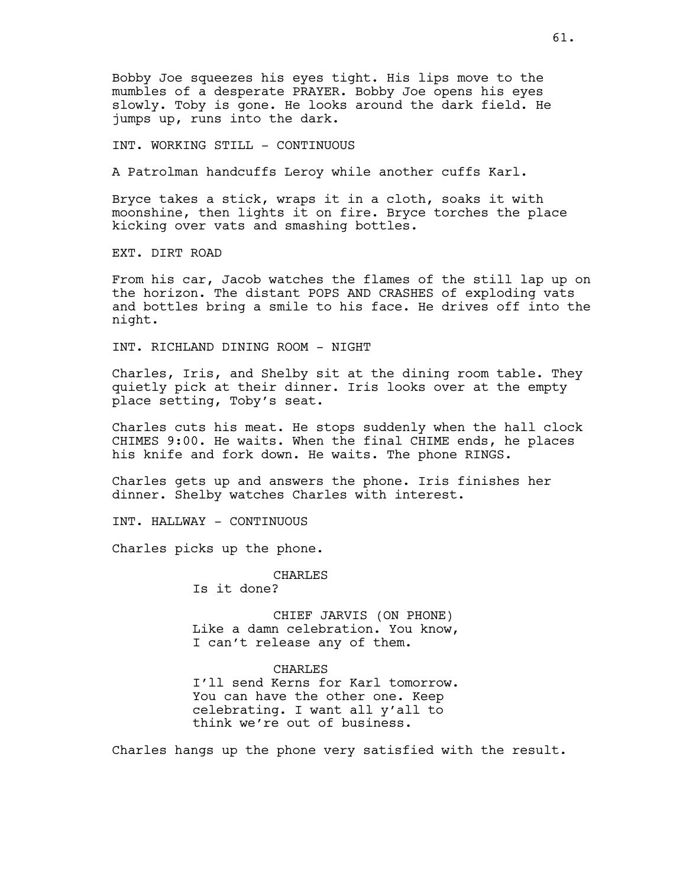Bobby Joe squeezes his eyes tight. His lips move to the mumbles of a desperate PRAYER. Bobby Joe opens his eyes slowly. Toby is gone. He looks around the dark field. He jumps up, runs into the dark.

INT. WORKING STILL - CONTINUOUS

A Patrolman handcuffs Leroy while another cuffs Karl.

Bryce takes a stick, wraps it in a cloth, soaks it with moonshine, then lights it on fire. Bryce torches the place kicking over vats and smashing bottles.

EXT. DIRT ROAD

From his car, Jacob watches the flames of the still lap up on the horizon. The distant POPS AND CRASHES of exploding vats and bottles bring a smile to his face. He drives off into the night.

INT. RICHLAND DINING ROOM - NIGHT

Charles, Iris, and Shelby sit at the dining room table. They quietly pick at their dinner. Iris looks over at the empty place setting, Toby's seat.

Charles cuts his meat. He stops suddenly when the hall clock CHIMES 9:00. He waits. When the final CHIME ends, he places his knife and fork down. He waits. The phone RINGS.

Charles gets up and answers the phone. Iris finishes her dinner. Shelby watches Charles with interest.

INT. HALLWAY - CONTINUOUS

Charles picks up the phone.

CHARLES
Is it done?

CHIEF JARVIS (ON PHONE)
Like a damn celebration. You know, I can't release any of them.

CHARLES
I'll send Kerns for Karl tomorrow. You can have the other one. Keep celebrating. I want all y'all to think we're out of business.

Charles hangs up the phone very satisfied with the result.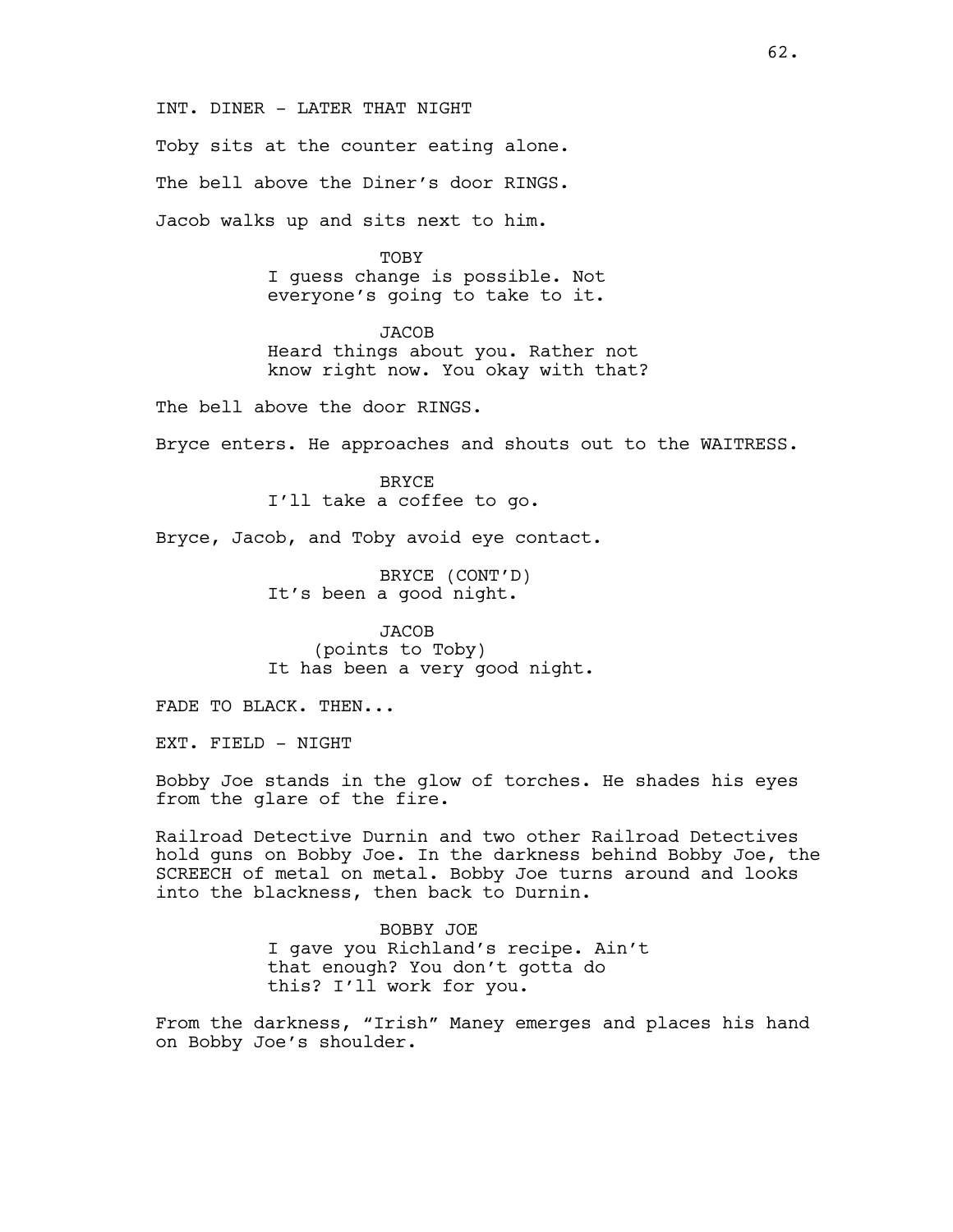INT. DINER - LATER THAT NIGHT

Toby sits at the counter eating alone.

The bell above the Diner's door RINGS.

Jacob walks up and sits next to him.

TOBY
I guess change is possible. Not everyone's going to take to it.

JACOB
Heard things about you. Rather not know right now. You okay with that?

The bell above the door RINGS.

Bryce enters. He approaches and shouts out to the WAITRESS.

BRYCE
I'll take a coffee to go.

Bryce, Jacob, and Toby avoid eye contact.

BRYCE (CONT'D)
It's been a good night.

JACOB
(points to Toby)
It has been a very good night.

FADE TO BLACK. THEN...

EXT. FIELD - NIGHT

Bobby Joe stands in the glow of torches. He shades his eyes from the glare of the fire.

Railroad Detective Durnin and two other Railroad Detectives hold guns on Bobby Joe. In the darkness behind Bobby Joe, the SCREECH of metal on metal. Bobby Joe turns around and looks into the blackness, then back to Durnin.

BOBBY JOE
I gave you Richland's recipe. Ain't that enough? You don't gotta do this? I'll work for you.

From the darkness, "Irish" Maney emerges and places his hand on Bobby Joe's shoulder.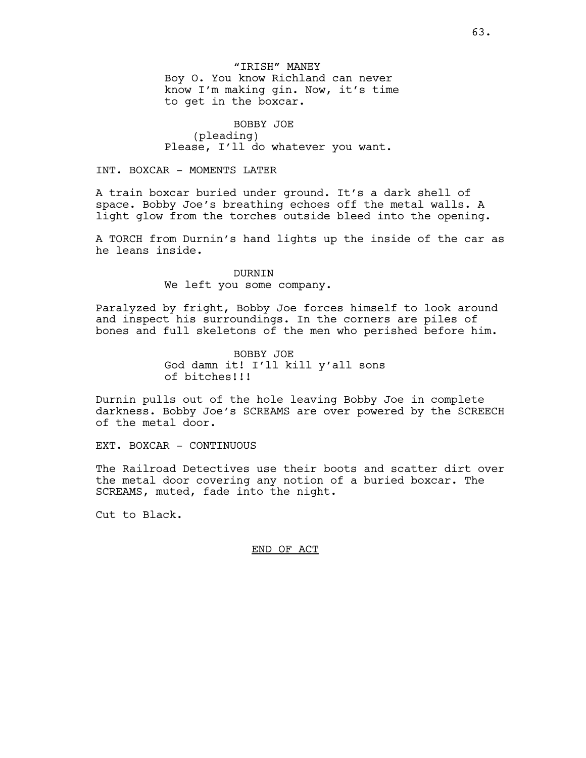"IRISH" MANEY
Boy O. You know Richland can never know I'm making gin. Now, it's time to get in the boxcar.

BOBBY JOE
(pleading)
Please, I'll do whatever you want.

INT. BOXCAR - MOMENTS LATER

A train boxcar buried under ground. It's a dark shell of space. Bobby Joe's breathing echoes off the metal walls. A light glow from the torches outside bleed into the opening.

A TORCH from Durnin's hand lights up the inside of the car as he leans inside.

DURNIN
We left you some company.

Paralyzed by fright, Bobby Joe forces himself to look around and inspect his surroundings. In the corners are piles of bones and full skeletons of the men who perished before him.

BOBBY JOE
God damn it! I'll kill y'all sons of bitches!!!

Durnin pulls out of the hole leaving Bobby Joe in complete darkness. Bobby Joe's SCREAMS are over powered by the SCREECH of the metal door.

EXT. BOXCAR - CONTINUOUS

The Railroad Detectives use their boots and scatter dirt over the metal door covering any notion of a buried boxcar. The SCREAMS, muted, fade into the night.

Cut to Black.

<u>END OF ACT</u>